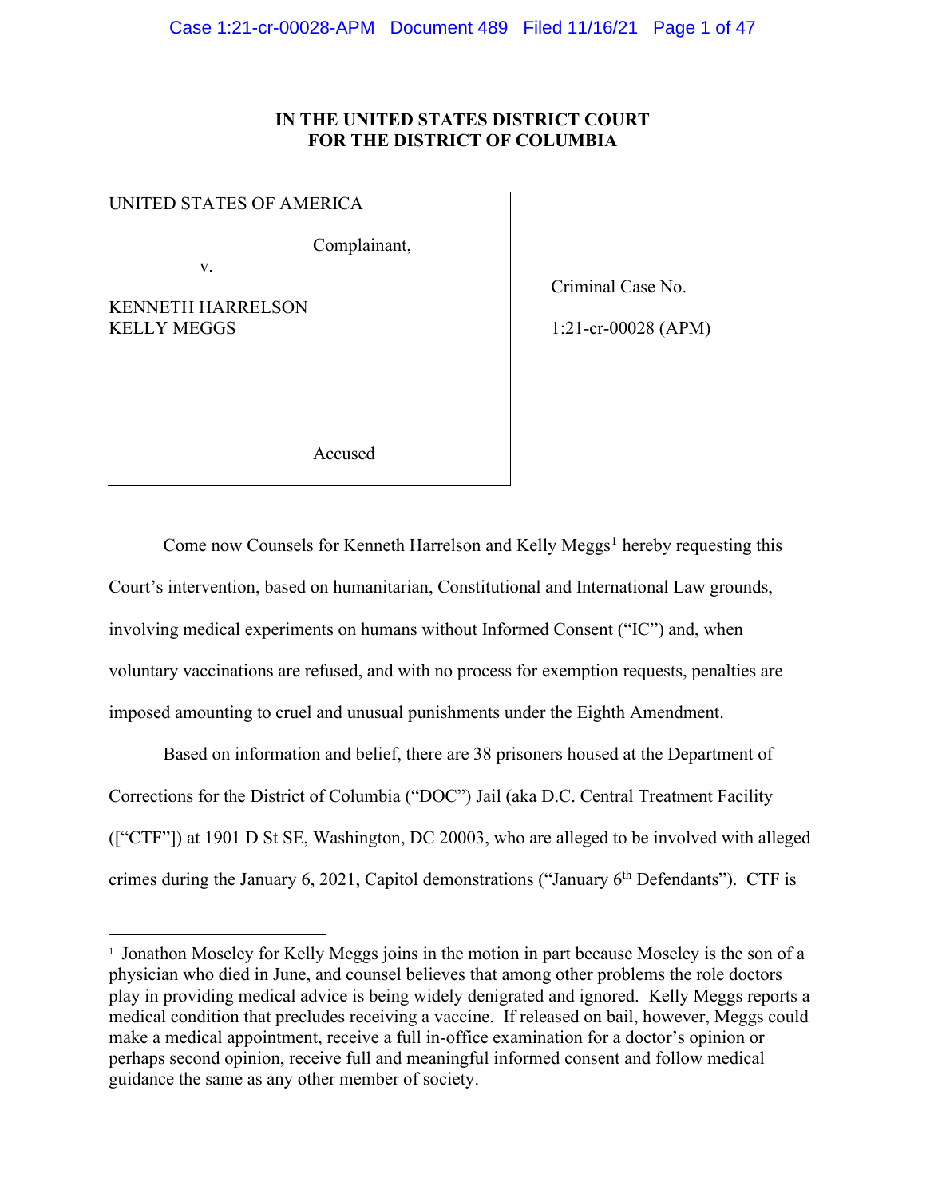**IN THE UNITED STATES DISTRICT COURT**
**FOR THE DISTRICT OF COLUMBIA**

| | |
|---|---|
| UNITED STATES OF AMERICA<br><br>Complainant,<br><br>v.<br><br>KENNETH HARRELSON<br>KELLY MEGGS<br><br>Accused | Criminal Case No.<br><br>1:21-cr-00028 (APM) |

Come now Counsels for Kenneth Harrelson and Kelly Meggs[1] hereby requesting this Court's intervention, based on humanitarian, Constitutional and International Law grounds, involving medical experiments on humans without Informed Consent ("IC") and, when voluntary vaccinations are refused, and with no process for exemption requests, penalties are imposed amounting to cruel and unusual punishments under the Eighth Amendment.

Based on information and belief, there are 38 prisoners housed at the Department of Corrections for the District of Columbia ("DOC") Jail (aka D.C. Central Treatment Facility (["CTF"]) at 1901 D St SE, Washington, DC 20003, who are alleged to be involved with alleged crimes during the January 6, 2021, Capitol demonstrations ("January 6th Defendants"). CTF is

---

[1] Jonathon Moseley for Kelly Meggs joins in the motion in part because Moseley is the son of a physician who died in June, and counsel believes that among other problems the role doctors play in providing medical advice is being widely denigrated and ignored. Kelly Meggs reports a medical condition that precludes receiving a vaccine. If released on bail, however, Meggs could make a medical appointment, receive a full in-office examination for a doctor's opinion or perhaps second opinion, receive full and meaningful informed consent and follow medical guidance the same as any other member of society.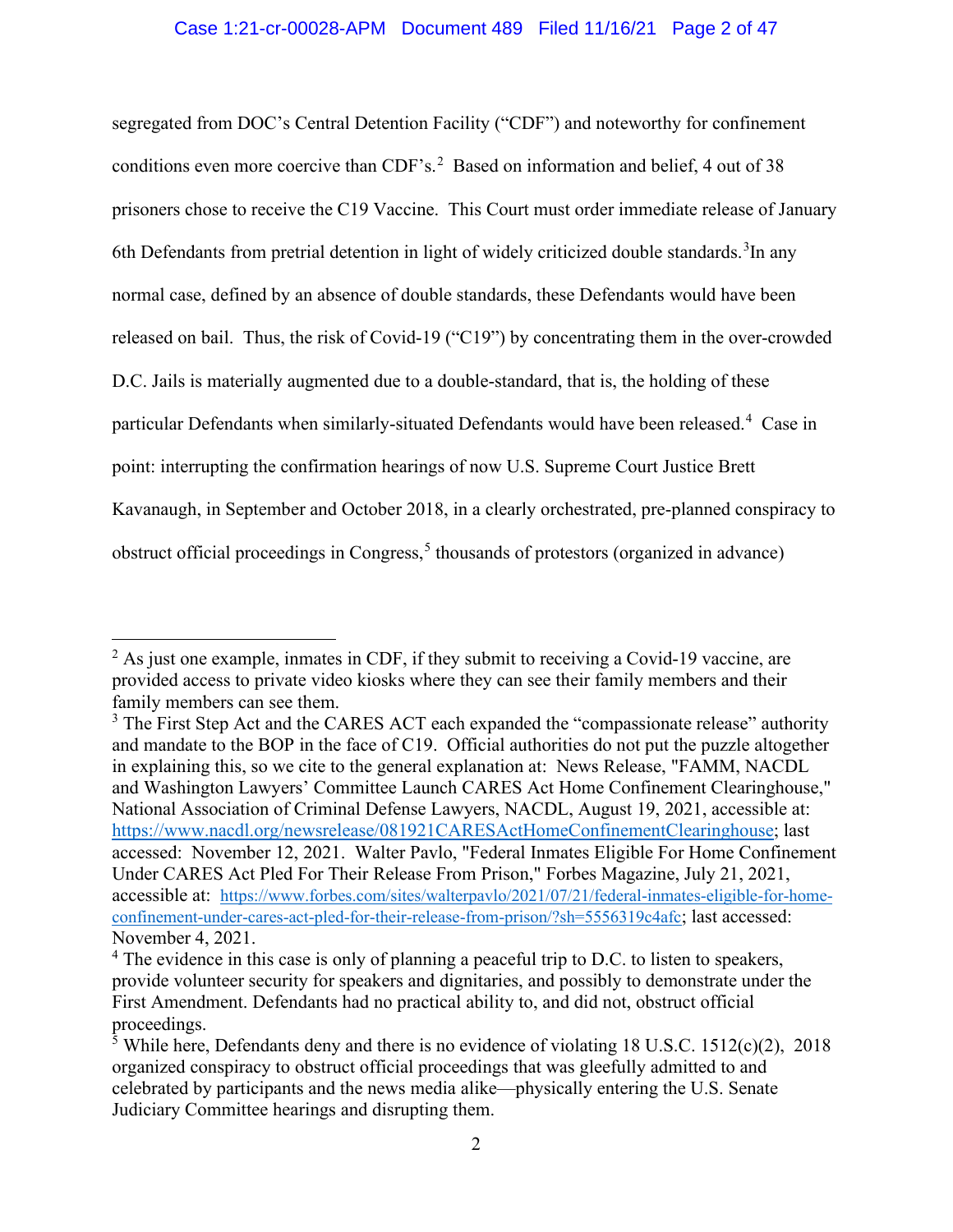segregated from DOC's Central Detention Facility ("CDF") and noteworthy for confinement conditions even more coercive than CDF's.[2] Based on information and belief, 4 out of 38 prisoners chose to receive the C19 Vaccine. This Court must order immediate release of January 6th Defendants from pretrial detention in light of widely criticized double standards.[3]In any normal case, defined by an absence of double standards, these Defendants would have been released on bail. Thus, the risk of Covid-19 ("C19") by concentrating them in the over-crowded D.C. Jails is materially augmented due to a double-standard, that is, the holding of these particular Defendants when similarly-situated Defendants would have been released.[4] Case in point: interrupting the confirmation hearings of now U.S. Supreme Court Justice Brett Kavanaugh, in September and October 2018, in a clearly orchestrated, pre-planned conspiracy to obstruct official proceedings in Congress,[5] thousands of protestors (organized in advance)

---

[2] As just one example, inmates in CDF, if they submit to receiving a Covid-19 vaccine, are provided access to private video kiosks where they can see their family members and their family members can see them.

[3] The First Step Act and the CARES ACT each expanded the "compassionate release" authority and mandate to the BOP in the face of C19. Official authorities do not put the puzzle altogether in explaining this, so we cite to the general explanation at: News Release, "FAMM, NACDL and Washington Lawyers' Committee Launch CARES Act Home Confinement Clearinghouse," National Association of Criminal Defense Lawyers, NACDL, August 19, 2021, accessible at: https://www.nacdl.org/newsrelease/081921CARESActHomeConfinementClearinghouse; last accessed: November 12, 2021. Walter Pavlo, "Federal Inmates Eligible For Home Confinement Under CARES Act Pled For Their Release From Prison," Forbes Magazine, July 21, 2021, accessible at: https://www.forbes.com/sites/walterpavlo/2021/07/21/federal-inmates-eligible-for-home-confinement-under-cares-act-pled-for-their-release-from-prison/?sh=5556319c4afc; last accessed: November 4, 2021.

[4] The evidence in this case is only of planning a peaceful trip to D.C. to listen to speakers, provide volunteer security for speakers and dignitaries, and possibly to demonstrate under the First Amendment. Defendants had no practical ability to, and did not, obstruct official proceedings.

[5] While here, Defendants deny and there is no evidence of violating 18 U.S.C. 1512(c)(2), 2018 organized conspiracy to obstruct official proceedings that was gleefully admitted to and celebrated by participants and the news media alike—physically entering the U.S. Senate Judiciary Committee hearings and disrupting them.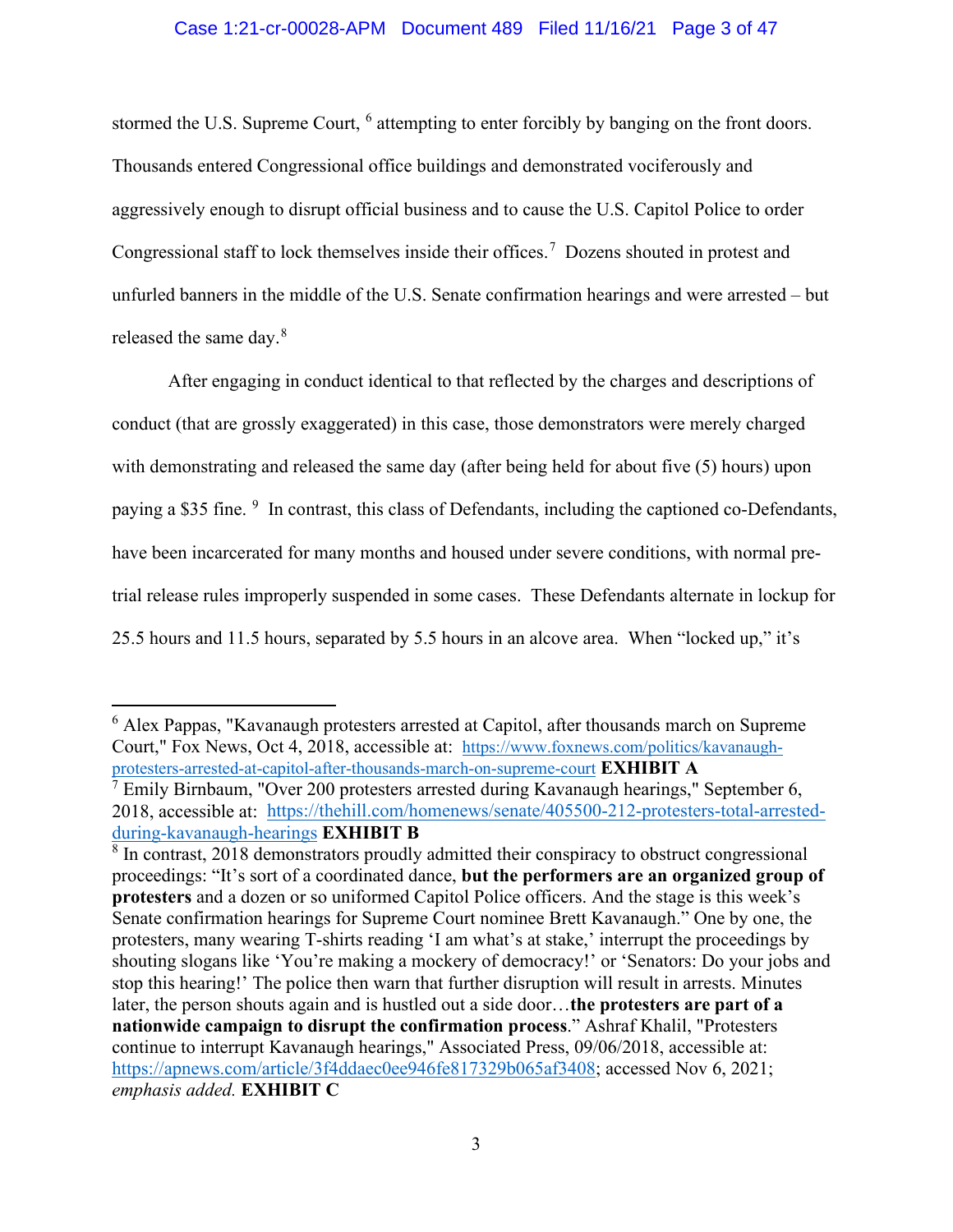stormed the U.S. Supreme Court, [6] attempting to enter forcibly by banging on the front doors. Thousands entered Congressional office buildings and demonstrated vociferously and aggressively enough to disrupt official business and to cause the U.S. Capitol Police to order Congressional staff to lock themselves inside their offices.[7] Dozens shouted in protest and unfurled banners in the middle of the U.S. Senate confirmation hearings and were arrested – but released the same day.[8]

After engaging in conduct identical to that reflected by the charges and descriptions of conduct (that are grossly exaggerated) in this case, those demonstrators were merely charged with demonstrating and released the same day (after being held for about five (5) hours) upon paying a $35 fine. [9] In contrast, this class of Defendants, including the captioned co-Defendants, have been incarcerated for many months and housed under severe conditions, with normal pre-trial release rules improperly suspended in some cases. These Defendants alternate in lockup for 25.5 hours and 11.5 hours, separated by 5.5 hours in an alcove area. When "locked up," it's

---

[6] Alex Pappas, "Kavanaugh protesters arrested at Capitol, after thousands march on Supreme Court," Fox News, Oct 4, 2018, accessible at: https://www.foxnews.com/politics/kavanaugh-protesters-arrested-at-capitol-after-thousands-march-on-supreme-court **EXHIBIT A**

[7] Emily Birnbaum, "Over 200 protesters arrested during Kavanaugh hearings," September 6, 2018, accessible at: https://thehill.com/homenews/senate/405500-212-protesters-total-arrested-during-kavanaugh-hearings **EXHIBIT B**

[8] In contrast, 2018 demonstrators proudly admitted their conspiracy to obstruct congressional proceedings: "It's sort of a coordinated dance, **but the performers are an organized group of protesters** and a dozen or so uniformed Capitol Police officers. And the stage is this week's Senate confirmation hearings for Supreme Court nominee Brett Kavanaugh." One by one, the protesters, many wearing T-shirts reading 'I am what's at stake,' interrupt the proceedings by shouting slogans like 'You're making a mockery of democracy!' or 'Senators: Do your jobs and stop this hearing!' The police then warn that further disruption will result in arrests. Minutes later, the person shouts again and is hustled out a side door…**the protesters are part of a nationwide campaign to disrupt the confirmation process**." Ashraf Khalil, "Protesters continue to interrupt Kavanaugh hearings," Associated Press, 09/06/2018, accessible at: https://apnews.com/article/3f4ddaec0ee946fe817329b065af3408; accessed Nov 6, 2021; *emphasis added.* **EXHIBIT C**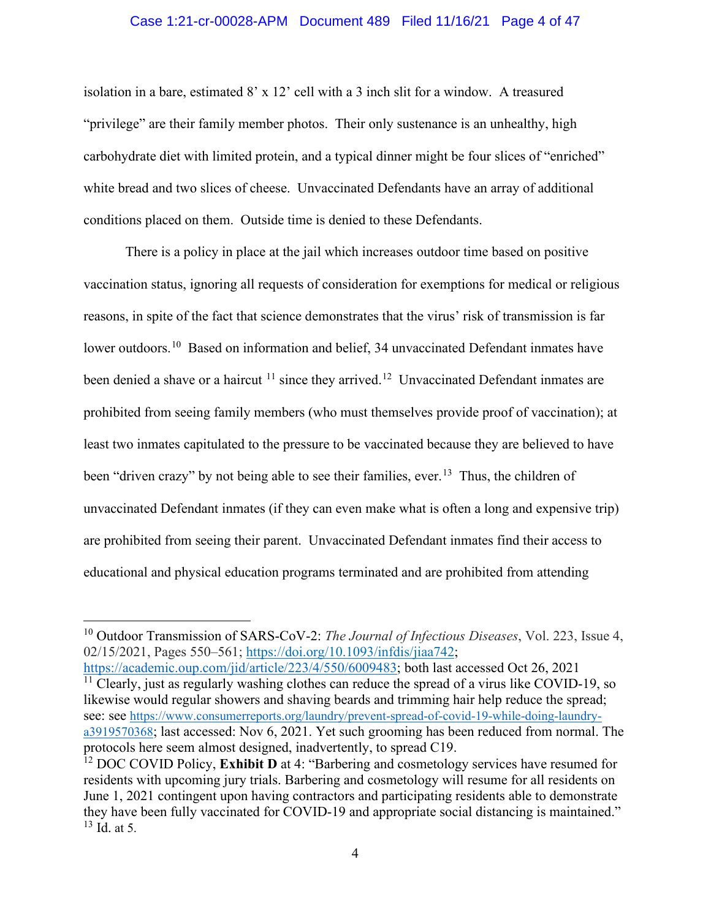isolation in a bare, estimated 8' x 12' cell with a 3 inch slit for a window. A treasured "privilege" are their family member photos. Their only sustenance is an unhealthy, high carbohydrate diet with limited protein, and a typical dinner might be four slices of "enriched" white bread and two slices of cheese. Unvaccinated Defendants have an array of additional conditions placed on them. Outside time is denied to these Defendants.

There is a policy in place at the jail which increases outdoor time based on positive vaccination status, ignoring all requests of consideration for exemptions for medical or religious reasons, in spite of the fact that science demonstrates that the virus' risk of transmission is far lower outdoors.[10] Based on information and belief, 34 unvaccinated Defendant inmates have been denied a shave or a haircut [11] since they arrived.[12] Unvaccinated Defendant inmates are prohibited from seeing family members (who must themselves provide proof of vaccination); at least two inmates capitulated to the pressure to be vaccinated because they are believed to have been "driven crazy" by not being able to see their families, ever.[13] Thus, the children of unvaccinated Defendant inmates (if they can even make what is often a long and expensive trip) are prohibited from seeing their parent. Unvaccinated Defendant inmates find their access to educational and physical education programs terminated and are prohibited from attending

---

[10] Outdoor Transmission of SARS-CoV-2: *The Journal of Infectious Diseases*, Vol. 223, Issue 4, 02/15/2021, Pages 550–561; https://doi.org/10.1093/infdis/jiaa742; https://academic.oup.com/jid/article/223/4/550/6009483; both last accessed Oct 26, 2021

[11] Clearly, just as regularly washing clothes can reduce the spread of a virus like COVID-19, so likewise would regular showers and shaving beards and trimming hair help reduce the spread; see: see https://www.consumerreports.org/laundry/prevent-spread-of-covid-19-while-doing-laundry-a3919570368; last accessed: Nov 6, 2021. Yet such grooming has been reduced from normal. The protocols here seem almost designed, inadvertently, to spread C19.

[12] DOC COVID Policy, **Exhibit D** at 4: "Barbering and cosmetology services have resumed for residents with upcoming jury trials. Barbering and cosmetology will resume for all residents on June 1, 2021 contingent upon having contractors and participating residents able to demonstrate they have been fully vaccinated for COVID-19 and appropriate social distancing is maintained."

[13] Id. at 5.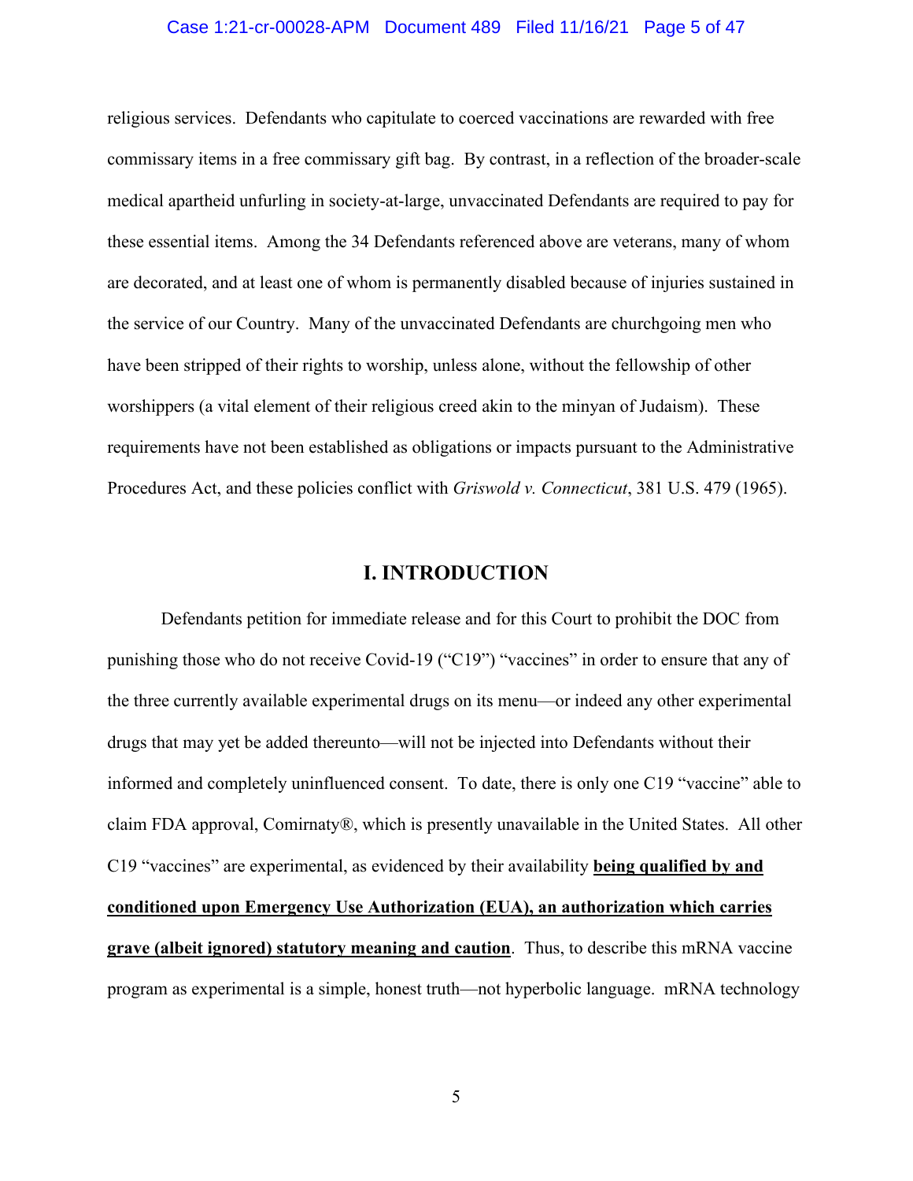religious services. Defendants who capitulate to coerced vaccinations are rewarded with free commissary items in a free commissary gift bag. By contrast, in a reflection of the broader-scale medical apartheid unfurling in society-at-large, unvaccinated Defendants are required to pay for these essential items. Among the 34 Defendants referenced above are veterans, many of whom are decorated, and at least one of whom is permanently disabled because of injuries sustained in the service of our Country. Many of the unvaccinated Defendants are churchgoing men who have been stripped of their rights to worship, unless alone, without the fellowship of other worshippers (a vital element of their religious creed akin to the minyan of Judaism). These requirements have not been established as obligations or impacts pursuant to the Administrative Procedures Act, and these policies conflict with *Griswold v. Connecticut*, 381 U.S. 479 (1965).

## I. INTRODUCTION

Defendants petition for immediate release and for this Court to prohibit the DOC from punishing those who do not receive Covid-19 ("C19") "vaccines" in order to ensure that any of the three currently available experimental drugs on its menu—or indeed any other experimental drugs that may yet be added thereunto—will not be injected into Defendants without their informed and completely uninfluenced consent. To date, there is only one C19 "vaccine" able to claim FDA approval, Comirnaty®, which is presently unavailable in the United States. All other C19 "vaccines" are experimental, as evidenced by their availability **being qualified by and conditioned upon Emergency Use Authorization (EUA), an authorization which carries grave (albeit ignored) statutory meaning and caution**. Thus, to describe this mRNA vaccine program as experimental is a simple, honest truth—not hyperbolic language. mRNA technology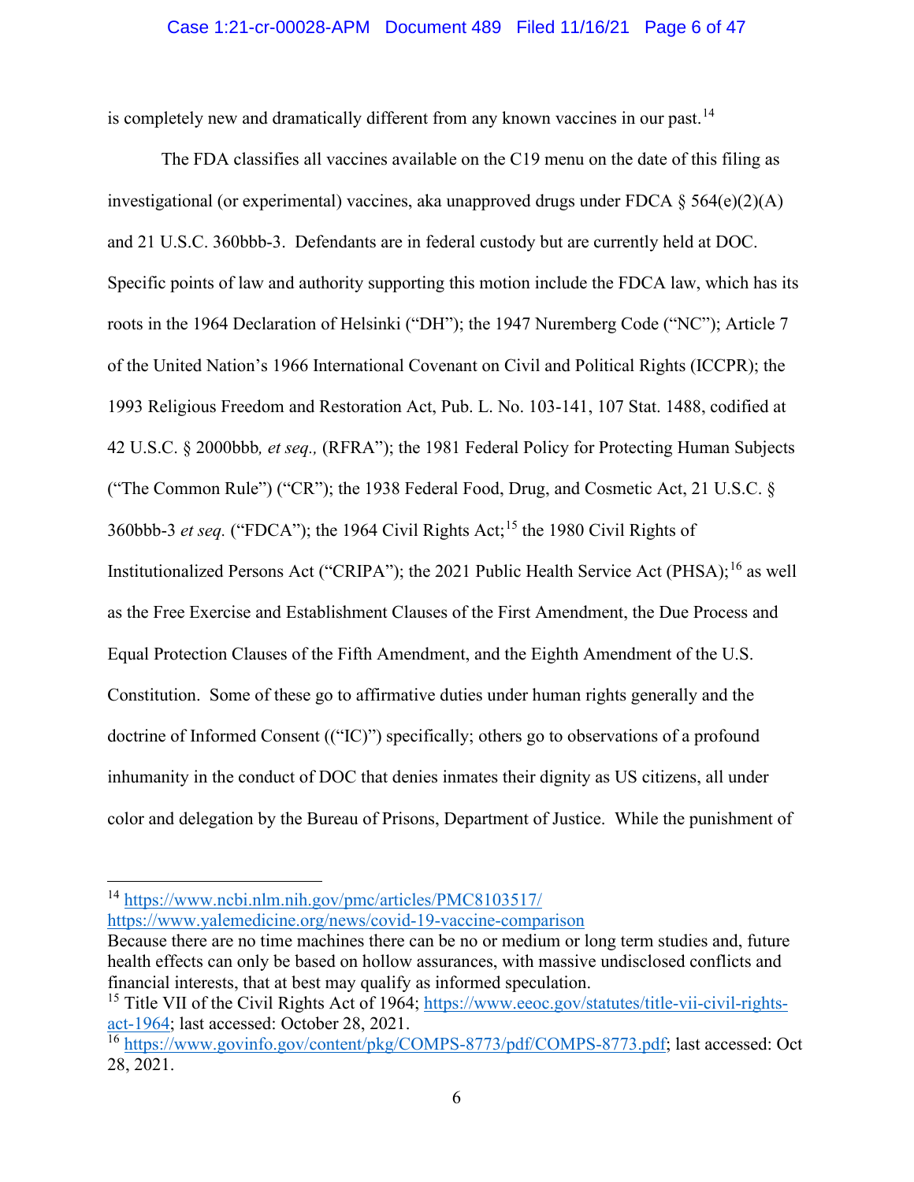is completely new and dramatically different from any known vaccines in our past.[14]

The FDA classifies all vaccines available on the C19 menu on the date of this filing as investigational (or experimental) vaccines, aka unapproved drugs under FDCA § 564(e)(2)(A) and 21 U.S.C. 360bbb-3. Defendants are in federal custody but are currently held at DOC. Specific points of law and authority supporting this motion include the FDCA law, which has its roots in the 1964 Declaration of Helsinki ("DH"); the 1947 Nuremberg Code ("NC"); Article 7 of the United Nation's 1966 International Covenant on Civil and Political Rights (ICCPR); the 1993 Religious Freedom and Restoration Act, Pub. L. No. 103-141, 107 Stat. 1488, codified at 42 U.S.C. § 2000bbb*, et seq.,* (RFRA"); the 1981 Federal Policy for Protecting Human Subjects ("The Common Rule") ("CR"); the 1938 Federal Food, Drug, and Cosmetic Act, 21 U.S.C. § 360bbb-3 *et seq.* ("FDCA"); the 1964 Civil Rights Act;[15] the 1980 Civil Rights of Institutionalized Persons Act ("CRIPA"); the 2021 Public Health Service Act (PHSA);[16] as well as the Free Exercise and Establishment Clauses of the First Amendment, the Due Process and Equal Protection Clauses of the Fifth Amendment, and the Eighth Amendment of the U.S. Constitution. Some of these go to affirmative duties under human rights generally and the doctrine of Informed Consent (("IC")") specifically; others go to observations of a profound inhumanity in the conduct of DOC that denies inmates their dignity as US citizens, all under color and delegation by the Bureau of Prisons, Department of Justice. While the punishment of

---

[14] https://www.ncbi.nlm.nih.gov/pmc/articles/PMC8103517/
https://www.yalemedicine.org/news/covid-19-vaccine-comparison
Because there are no time machines there can be no or medium or long term studies and, future health effects can only be based on hollow assurances, with massive undisclosed conflicts and financial interests, that at best may qualify as informed speculation.

[15] Title VII of the Civil Rights Act of 1964; https://www.eeoc.gov/statutes/title-vii-civil-rights-act-1964; last accessed: October 28, 2021.

[16] https://www.govinfo.gov/content/pkg/COMPS-8773/pdf/COMPS-8773.pdf; last accessed: Oct 28, 2021.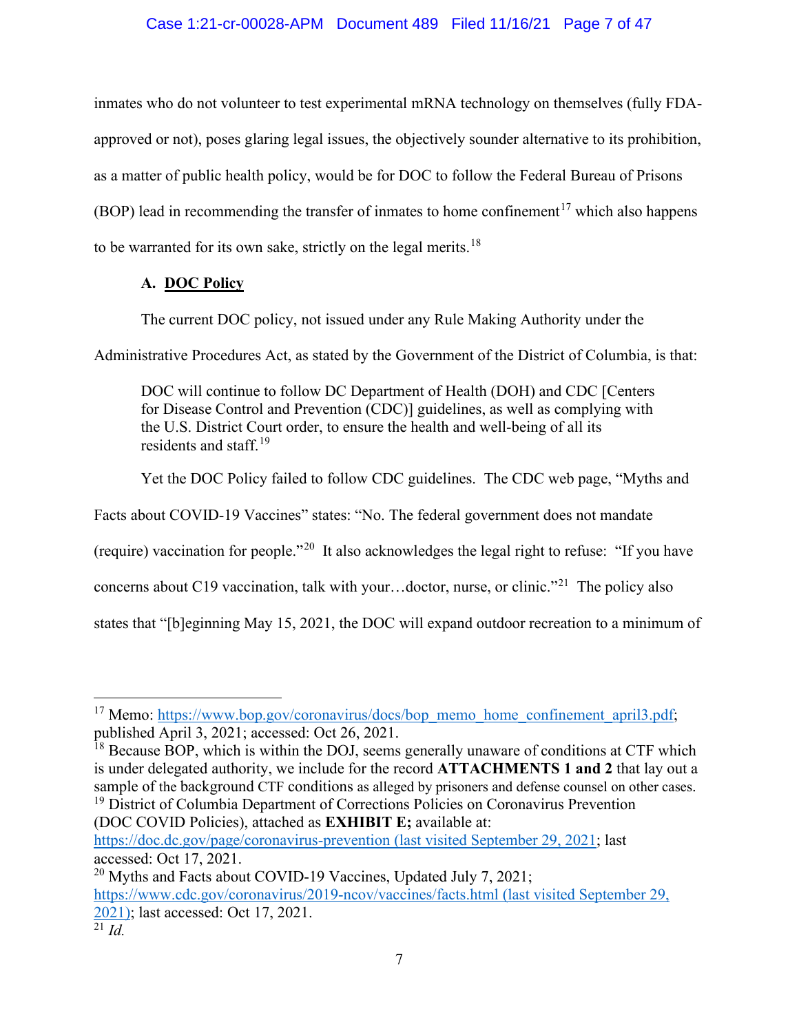inmates who do not volunteer to test experimental mRNA technology on themselves (fully FDA-approved or not), poses glaring legal issues, the objectively sounder alternative to its prohibition, as a matter of public health policy, would be for DOC to follow the Federal Bureau of Prisons (BOP) lead in recommending the transfer of inmates to home confinement[17] which also happens to be warranted for its own sake, strictly on the legal merits.[18]

### A. DOC Policy

The current DOC policy, not issued under any Rule Making Authority under the Administrative Procedures Act, as stated by the Government of the District of Columbia, is that:

> DOC will continue to follow DC Department of Health (DOH) and CDC [Centers for Disease Control and Prevention (CDC)] guidelines, as well as complying with the U.S. District Court order, to ensure the health and well-being of all its residents and staff.[19]

Yet the DOC Policy failed to follow CDC guidelines. The CDC web page, "Myths and Facts about COVID-19 Vaccines" states: "No. The federal government does not mandate (require) vaccination for people."[20] It also acknowledges the legal right to refuse: "If you have concerns about C19 vaccination, talk with your…doctor, nurse, or clinic."[21] The policy also states that "[b]eginning May 15, 2021, the DOC will expand outdoor recreation to a minimum of

---

[17] Memo: https://www.bop.gov/coronavirus/docs/bop_memo_home_confinement_april3.pdf; published April 3, 2021; accessed: Oct 26, 2021.

[18] Because BOP, which is within the DOJ, seems generally unaware of conditions at CTF which is under delegated authority, we include for the record **ATTACHMENTS 1 and 2** that lay out a sample of the background CTF conditions as alleged by prisoners and defense counsel on other cases.

[19] District of Columbia Department of Corrections Policies on Coronavirus Prevention (DOC COVID Policies), attached as **EXHIBIT E;** available at: https://doc.dc.gov/page/coronavirus-prevention (last visited September 29, 2021; last accessed: Oct 17, 2021.

[20] Myths and Facts about COVID-19 Vaccines, Updated July 7, 2021; https://www.cdc.gov/coronavirus/2019-ncov/vaccines/facts.html (last visited September 29, 2021); last accessed: Oct 17, 2021.

[21] *Id.*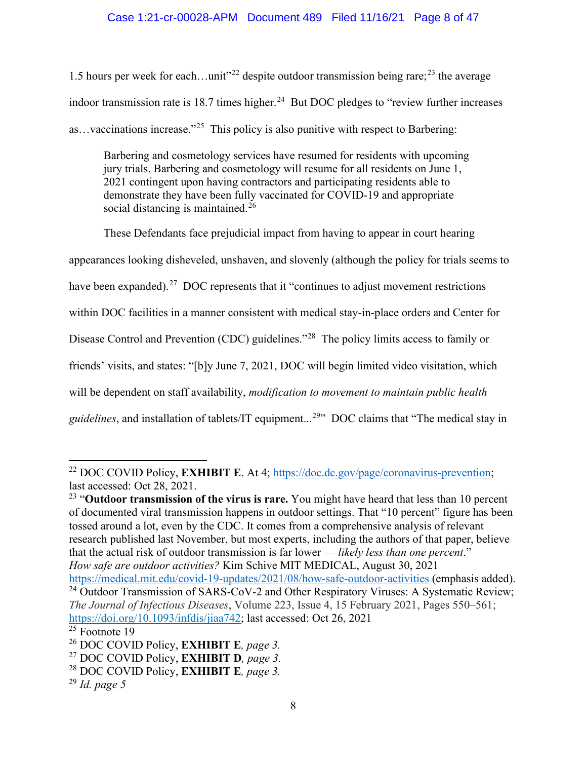1.5 hours per week for each…unit"[22] despite outdoor transmission being rare;[23] the average indoor transmission rate is 18.7 times higher.[24] But DOC pledges to "review further increases as…vaccinations increase."[25] This policy is also punitive with respect to Barbering:

> Barbering and cosmetology services have resumed for residents with upcoming jury trials. Barbering and cosmetology will resume for all residents on June 1, 2021 contingent upon having contractors and participating residents able to demonstrate they have been fully vaccinated for COVID-19 and appropriate social distancing is maintained.[26]

These Defendants face prejudicial impact from having to appear in court hearing appearances looking disheveled, unshaven, and slovenly (although the policy for trials seems to have been expanded).[27] DOC represents that it "continues to adjust movement restrictions within DOC facilities in a manner consistent with medical stay-in-place orders and Center for Disease Control and Prevention (CDC) guidelines."[28] The policy limits access to family or friends' visits, and states: "[b]y June 7, 2021, DOC will begin limited video visitation, which will be dependent on staff availability, *modification to movement to maintain public health guidelines*, and installation of tablets/IT equipment...[29]" DOC claims that "The medical stay in

---

[22] DOC COVID Policy, **EXHIBIT E**. At 4; https://doc.dc.gov/page/coronavirus-prevention; last accessed: Oct 28, 2021.

[23] "**Outdoor transmission of the virus is rare.** You might have heard that less than 10 percent of documented viral transmission happens in outdoor settings. That "10 percent" figure has been tossed around a lot, even by the CDC. It comes from a comprehensive analysis of relevant research published last November, but most experts, including the authors of that paper, believe that the actual risk of outdoor transmission is far lower — *likely less than one percent*." *How safe are outdoor activities?* Kim Schive MIT MEDICAL, August 30, 2021 https://medical.mit.edu/covid-19-updates/2021/08/how-safe-outdoor-activities (emphasis added).

[24] Outdoor Transmission of SARS-CoV-2 and Other Respiratory Viruses: A Systematic Review; *The Journal of Infectious Diseases*, Volume 223, Issue 4, 15 February 2021, Pages 550–561; https://doi.org/10.1093/infdis/jiaa742; last accessed: Oct 26, 2021

[25] Footnote 19

[26] DOC COVID Policy, **EXHIBIT E***, page 3.*

[27] DOC COVID Policy, **EXHIBIT D***, page 3.*

[28] DOC COVID Policy, **EXHIBIT E***, page 3.*

[29] *Id. page 5*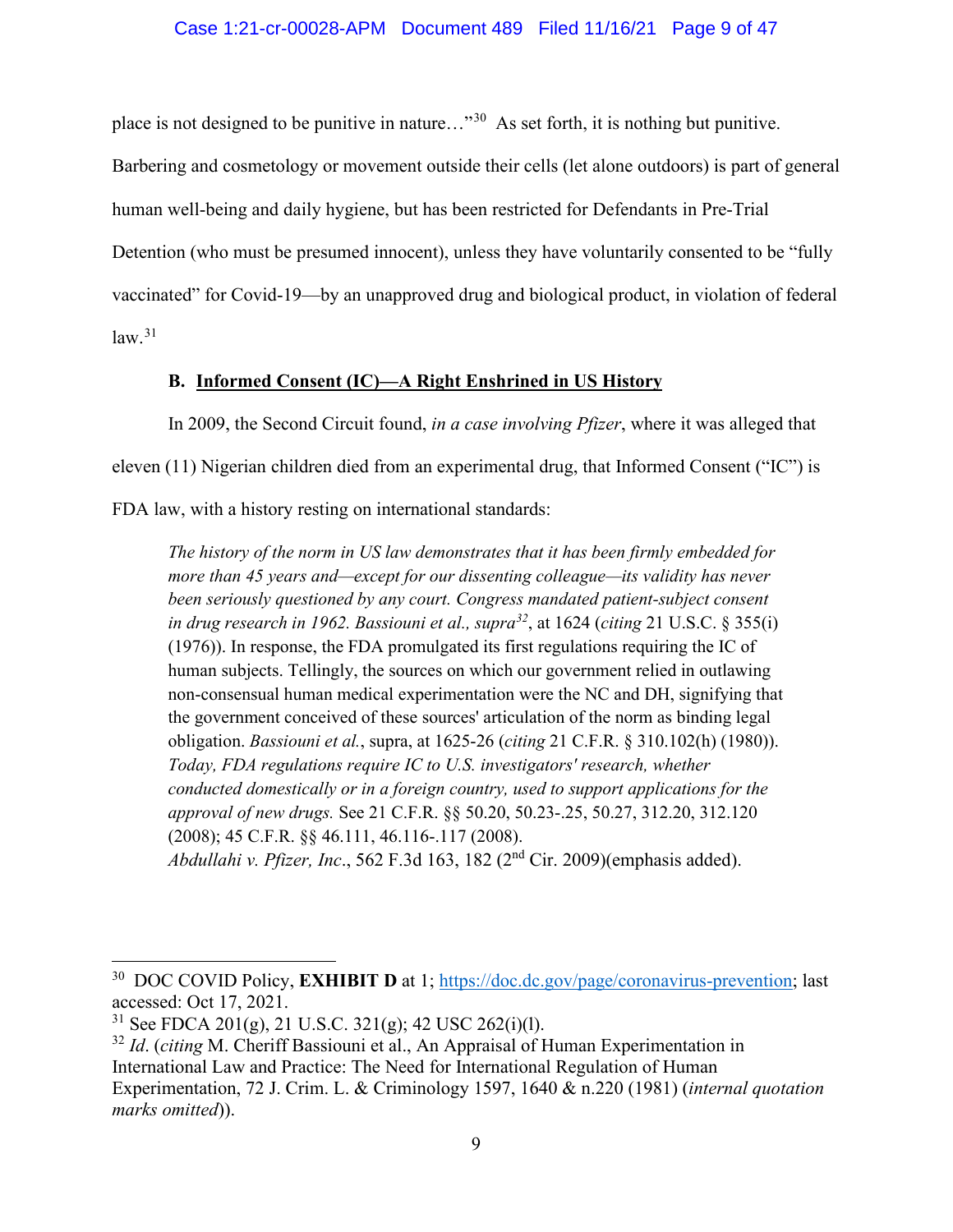place is not designed to be punitive in nature…"[30] As set forth, it is nothing but punitive. Barbering and cosmetology or movement outside their cells (let alone outdoors) is part of general human well-being and daily hygiene, but has been restricted for Defendants in Pre-Trial Detention (who must be presumed innocent), unless they have voluntarily consented to be "fully vaccinated" for Covid-19—by an unapproved drug and biological product, in violation of federal law.[31]

### B. Informed Consent (IC)—A Right Enshrined in US History

In 2009, the Second Circuit found, *in a case involving Pfizer*, where it was alleged that eleven (11) Nigerian children died from an experimental drug, that Informed Consent ("IC") is FDA law, with a history resting on international standards:

> *The history of the norm in US law demonstrates that it has been firmly embedded for more than 45 years and—except for our dissenting colleague—its validity has never been seriously questioned by any court. Congress mandated patient-subject consent in drug research in 1962. Bassiouni et al., supra*[32], at 1624 (*citing* 21 U.S.C. § 355(i) (1976)). In response, the FDA promulgated its first regulations requiring the IC of human subjects. Tellingly, the sources on which our government relied in outlawing non-consensual human medical experimentation were the NC and DH, signifying that the government conceived of these sources' articulation of the norm as binding legal obligation. *Bassiouni et al.*, supra, at 1625-26 (*citing* 21 C.F.R. § 310.102(h) (1980)). *Today, FDA regulations require IC to U.S. investigators' research, whether conducted domestically or in a foreign country, used to support applications for the approval of new drugs.* See 21 C.F.R. §§ 50.20, 50.23-.25, 50.27, 312.20, 312.120 (2008); 45 C.F.R. §§ 46.111, 46.116-.117 (2008).
> *Abdullahi v. Pfizer, Inc*., 562 F.3d 163, 182 (2nd Cir. 2009)(emphasis added).

---

[30] DOC COVID Policy, **EXHIBIT D** at 1; https://doc.dc.gov/page/coronavirus-prevention; last accessed: Oct 17, 2021.

[31] See FDCA 201(g), 21 U.S.C. 321(g); 42 USC 262(i)(l).

[32] *Id*. (*citing* M. Cheriff Bassiouni et al., An Appraisal of Human Experimentation in International Law and Practice: The Need for International Regulation of Human Experimentation, 72 J. Crim. L. & Criminology 1597, 1640 & n.220 (1981) (*internal quotation marks omitted*)).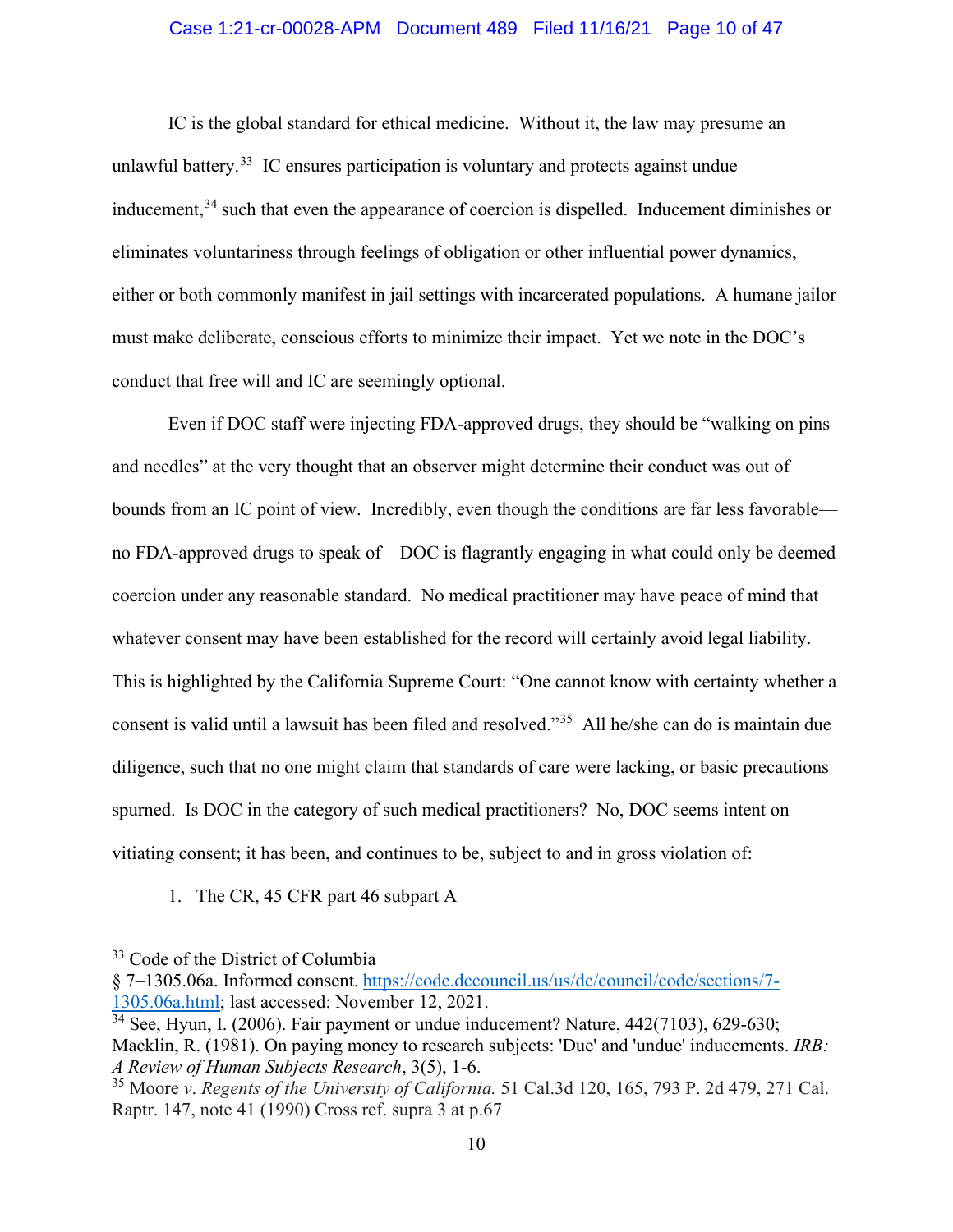IC is the global standard for ethical medicine. Without it, the law may presume an unlawful battery.[33] IC ensures participation is voluntary and protects against undue inducement,[34] such that even the appearance of coercion is dispelled. Inducement diminishes or eliminates voluntariness through feelings of obligation or other influential power dynamics, either or both commonly manifest in jail settings with incarcerated populations. A humane jailor must make deliberate, conscious efforts to minimize their impact. Yet we note in the DOC's conduct that free will and IC are seemingly optional.

Even if DOC staff were injecting FDA-approved drugs, they should be "walking on pins and needles" at the very thought that an observer might determine their conduct was out of bounds from an IC point of view. Incredibly, even though the conditions are far less favorable—no FDA-approved drugs to speak of—DOC is flagrantly engaging in what could only be deemed coercion under any reasonable standard. No medical practitioner may have peace of mind that whatever consent may have been established for the record will certainly avoid legal liability. This is highlighted by the California Supreme Court: "One cannot know with certainty whether a consent is valid until a lawsuit has been filed and resolved."[35] All he/she can do is maintain due diligence, such that no one might claim that standards of care were lacking, or basic precautions spurned. Is DOC in the category of such medical practitioners? No, DOC seems intent on vitiating consent; it has been, and continues to be, subject to and in gross violation of:

1. The CR, 45 CFR part 46 subpart A

---

[33] Code of the District of Columbia
§ 7–1305.06a. Informed consent. https://code.dccouncil.us/us/dc/council/code/sections/7-1305.06a.html; last accessed: November 12, 2021.

[34] See, Hyun, I. (2006). Fair payment or undue inducement? Nature, 442(7103), 629-630; Macklin, R. (1981). On paying money to research subjects: 'Due' and 'undue' inducements. *IRB: A Review of Human Subjects Research*, 3(5), 1-6.

[35] Moore *v. Regents of the University of California.* 51 Cal.3d 120, 165, 793 P. 2d 479, 271 Cal. Raptr. 147, note 41 (1990) Cross ref. supra 3 at p.67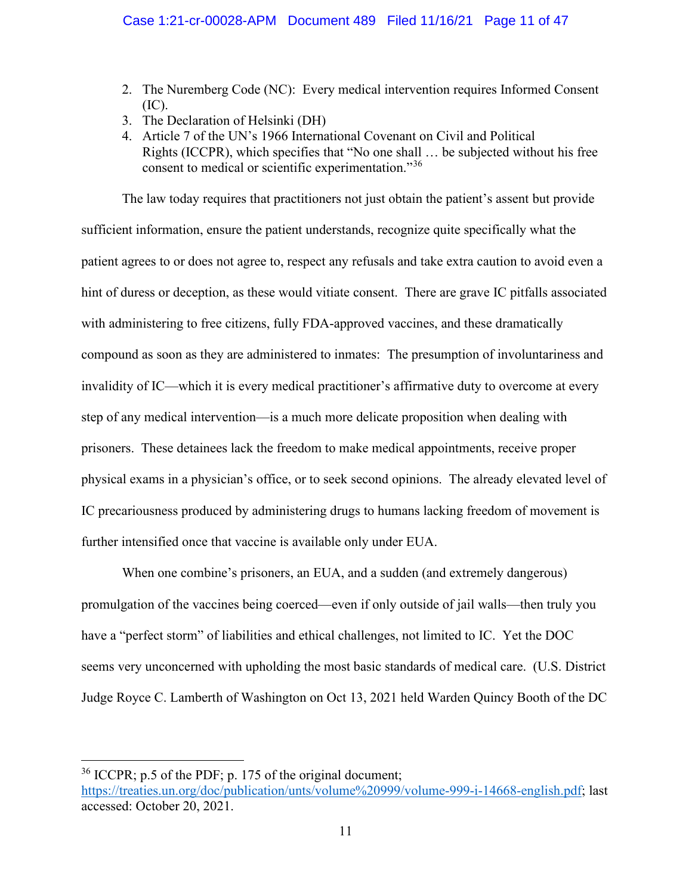2. The Nuremberg Code (NC): Every medical intervention requires Informed Consent (IC).
3. The Declaration of Helsinki (DH)
4. Article 7 of the UN's 1966 International Covenant on Civil and Political Rights (ICCPR), which specifies that "No one shall … be subjected without his free consent to medical or scientific experimentation."[36]

The law today requires that practitioners not just obtain the patient's assent but provide sufficient information, ensure the patient understands, recognize quite specifically what the patient agrees to or does not agree to, respect any refusals and take extra caution to avoid even a hint of duress or deception, as these would vitiate consent. There are grave IC pitfalls associated with administering to free citizens, fully FDA-approved vaccines, and these dramatically compound as soon as they are administered to inmates: The presumption of involuntariness and invalidity of IC—which it is every medical practitioner's affirmative duty to overcome at every step of any medical intervention—is a much more delicate proposition when dealing with prisoners. These detainees lack the freedom to make medical appointments, receive proper physical exams in a physician's office, or to seek second opinions. The already elevated level of IC precariousness produced by administering drugs to humans lacking freedom of movement is further intensified once that vaccine is available only under EUA.

When one combine's prisoners, an EUA, and a sudden (and extremely dangerous) promulgation of the vaccines being coerced—even if only outside of jail walls—then truly you have a "perfect storm" of liabilities and ethical challenges, not limited to IC. Yet the DOC seems very unconcerned with upholding the most basic standards of medical care. (U.S. District Judge Royce C. Lamberth of Washington on Oct 13, 2021 held Warden Quincy Booth of the DC

---

[36] ICCPR; p.5 of the PDF; p. 175 of the original document; https://treaties.un.org/doc/publication/unts/volume%20999/volume-999-i-14668-english.pdf; last accessed: October 20, 2021.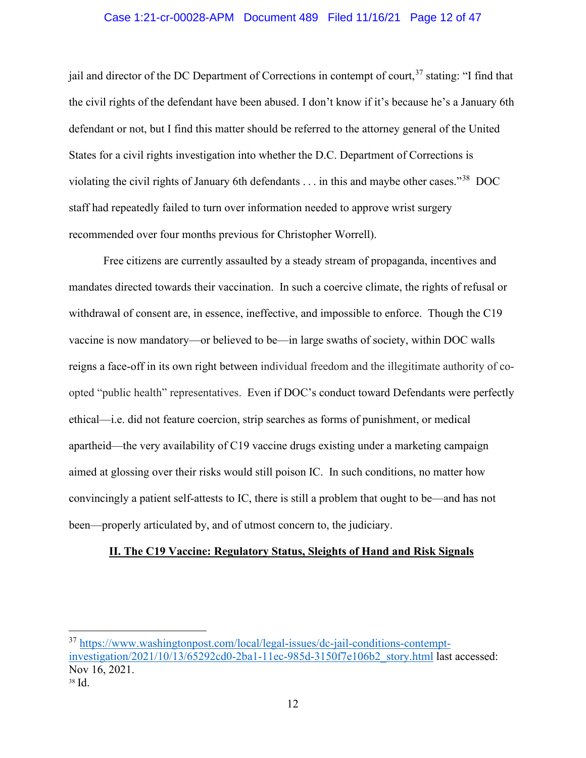jail and director of the DC Department of Corrections in contempt of court,[37] stating: "I find that the civil rights of the defendant have been abused. I don't know if it's because he's a January 6th defendant or not, but I find this matter should be referred to the attorney general of the United States for a civil rights investigation into whether the D.C. Department of Corrections is violating the civil rights of January 6th defendants . . . in this and maybe other cases."[38] DOC staff had repeatedly failed to turn over information needed to approve wrist surgery recommended over four months previous for Christopher Worrell).

Free citizens are currently assaulted by a steady stream of propaganda, incentives and mandates directed towards their vaccination. In such a coercive climate, the rights of refusal or withdrawal of consent are, in essence, ineffective, and impossible to enforce. Though the C19 vaccine is now mandatory—or believed to be—in large swaths of society, within DOC walls reigns a face-off in its own right between individual freedom and the illegitimate authority of co-opted "public health" representatives. Even if DOC's conduct toward Defendants were perfectly ethical—i.e. did not feature coercion, strip searches as forms of punishment, or medical apartheid—the very availability of C19 vaccine drugs existing under a marketing campaign aimed at glossing over their risks would still poison IC. In such conditions, no matter how convincingly a patient self-attests to IC, there is still a problem that ought to be—and has not been—properly articulated by, and of utmost concern to, the judiciary.

## **II. The C19 Vaccine: Regulatory Status, Sleights of Hand and Risk Signals**

---

[37] https://www.washingtonpost.com/local/legal-issues/dc-jail-conditions-contempt-investigation/2021/10/13/65292cd0-2ba1-11ec-985d-3150f7e106b2_story.html last accessed: Nov 16, 2021.

[38] Id.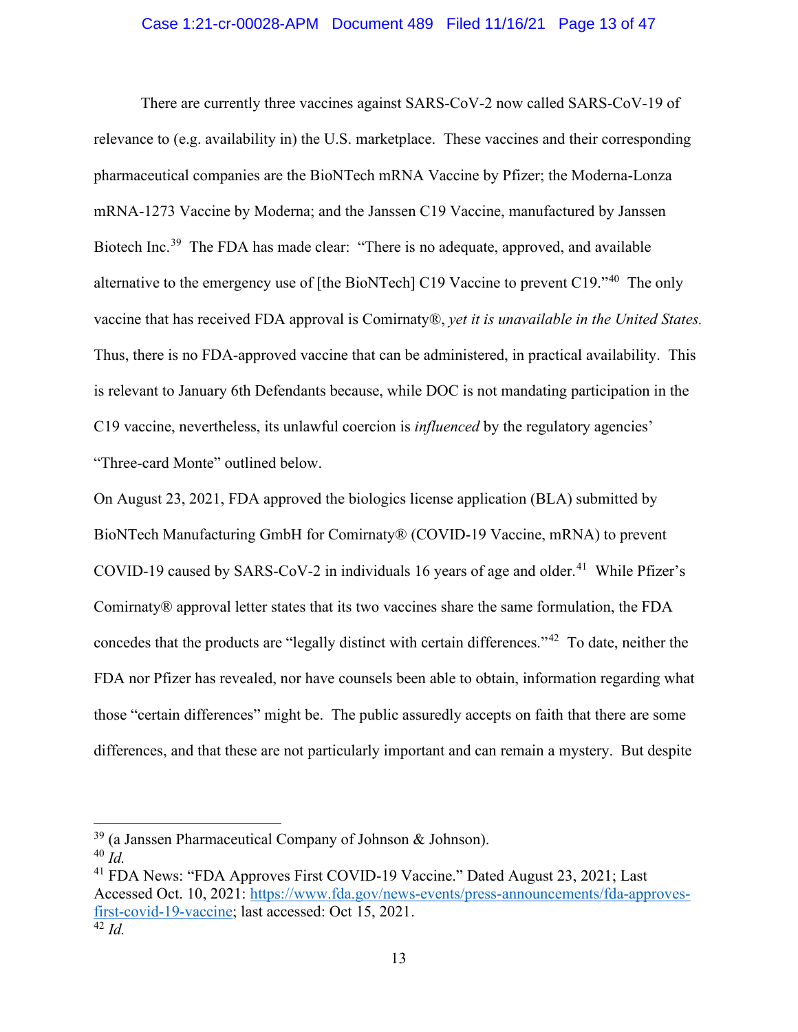There are currently three vaccines against SARS-CoV-2 now called SARS-CoV-19 of relevance to (e.g. availability in) the U.S. marketplace. These vaccines and their corresponding pharmaceutical companies are the BioNTech mRNA Vaccine by Pfizer; the Moderna-Lonza mRNA-1273 Vaccine by Moderna; and the Janssen C19 Vaccine, manufactured by Janssen Biotech Inc.[39] The FDA has made clear: "There is no adequate, approved, and available alternative to the emergency use of [the BioNTech] C19 Vaccine to prevent C19."[40] The only vaccine that has received FDA approval is Comirnaty®, *yet it is unavailable in the United States.* Thus, there is no FDA-approved vaccine that can be administered, in practical availability. This is relevant to January 6th Defendants because, while DOC is not mandating participation in the C19 vaccine, nevertheless, its unlawful coercion is *influenced* by the regulatory agencies' "Three-card Monte" outlined below.

On August 23, 2021, FDA approved the biologics license application (BLA) submitted by BioNTech Manufacturing GmbH for Comirnaty® (COVID-19 Vaccine, mRNA) to prevent COVID-19 caused by SARS-CoV-2 in individuals 16 years of age and older.[41] While Pfizer's Comirnaty® approval letter states that its two vaccines share the same formulation, the FDA concedes that the products are "legally distinct with certain differences."[42] To date, neither the FDA nor Pfizer has revealed, nor have counsels been able to obtain, information regarding what those "certain differences" might be. The public assuredly accepts on faith that there are some differences, and that these are not particularly important and can remain a mystery. But despite

---

[39] (a Janssen Pharmaceutical Company of Johnson & Johnson).

[40] *Id.*

[41] FDA News: "FDA Approves First COVID-19 Vaccine." Dated August 23, 2021; Last Accessed Oct. 10, 2021: https://www.fda.gov/news-events/press-announcements/fda-approves-first-covid-19-vaccine; last accessed: Oct 15, 2021.

[42] *Id.*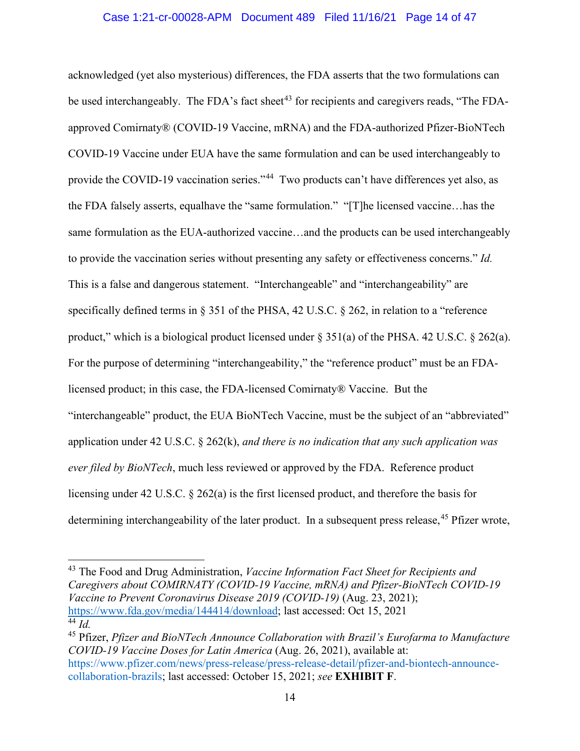acknowledged (yet also mysterious) differences, the FDA asserts that the two formulations can be used interchangeably. The FDA's fact sheet[43] for recipients and caregivers reads, "The FDA-approved Comirnaty® (COVID-19 Vaccine, mRNA) and the FDA-authorized Pfizer-BioNTech COVID-19 Vaccine under EUA have the same formulation and can be used interchangeably to provide the COVID-19 vaccination series."[44] Two products can't have differences yet also, as the FDA falsely asserts, equalhave the "same formulation." "[T]he licensed vaccine…has the same formulation as the EUA-authorized vaccine…and the products can be used interchangeably to provide the vaccination series without presenting any safety or effectiveness concerns." *Id.* This is a false and dangerous statement. "Interchangeable" and "interchangeability" are specifically defined terms in § 351 of the PHSA, 42 U.S.C. § 262, in relation to a "reference product," which is a biological product licensed under § 351(a) of the PHSA. 42 U.S.C. § 262(a). For the purpose of determining "interchangeability," the "reference product" must be an FDA-licensed product; in this case, the FDA-licensed Comirnaty® Vaccine. But the "interchangeable" product, the EUA BioNTech Vaccine, must be the subject of an "abbreviated" application under 42 U.S.C. § 262(k), *and there is no indication that any such application was ever filed by BioNTech*, much less reviewed or approved by the FDA. Reference product licensing under 42 U.S.C. § 262(a) is the first licensed product, and therefore the basis for determining interchangeability of the later product. In a subsequent press release,[45] Pfizer wrote,

---

[43] The Food and Drug Administration, *Vaccine Information Fact Sheet for Recipients and Caregivers about COMIRNATY (COVID-19 Vaccine, mRNA) and Pfizer-BioNTech COVID-19 Vaccine to Prevent Coronavirus Disease 2019 (COVID-19)* (Aug. 23, 2021); https://www.fda.gov/media/144414/download; last accessed: Oct 15, 2021

[44] *Id.*

[45] Pfizer, *Pfizer and BioNTech Announce Collaboration with Brazil's Eurofarma to Manufacture COVID-19 Vaccine Doses for Latin America* (Aug. 26, 2021), available at: https://www.pfizer.com/news/press-release/press-release-detail/pfizer-and-biontech-announce-collaboration-brazils; last accessed: October 15, 2021; *see* **EXHIBIT F**.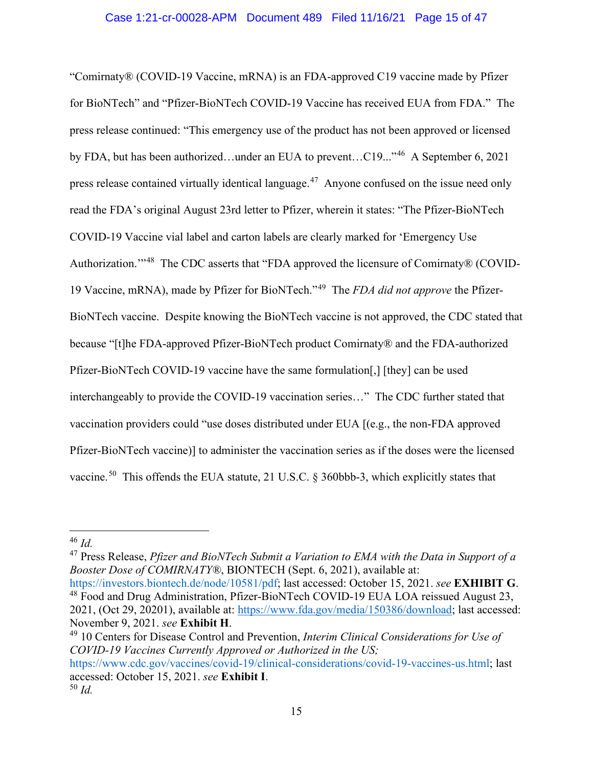"Comirnaty® (COVID-19 Vaccine, mRNA) is an FDA-approved C19 vaccine made by Pfizer for BioNTech" and "Pfizer-BioNTech COVID-19 Vaccine has received EUA from FDA." The press release continued: "This emergency use of the product has not been approved or licensed by FDA, but has been authorized…under an EUA to prevent…C19..."[46] A September 6, 2021 press release contained virtually identical language.[47] Anyone confused on the issue need only read the FDA's original August 23rd letter to Pfizer, wherein it states: "The Pfizer-BioNTech COVID-19 Vaccine vial label and carton labels are clearly marked for 'Emergency Use Authorization.'"[48] The CDC asserts that "FDA approved the licensure of Comirnaty® (COVID-19 Vaccine, mRNA), made by Pfizer for BioNTech."[49] The *FDA did not approve* the Pfizer-BioNTech vaccine. Despite knowing the BioNTech vaccine is not approved, the CDC stated that because "[t]he FDA-approved Pfizer-BioNTech product Comirnaty® and the FDA-authorized Pfizer-BioNTech COVID-19 vaccine have the same formulation[,] [they] can be used interchangeably to provide the COVID-19 vaccination series…" The CDC further stated that vaccination providers could "use doses distributed under EUA [(e.g., the non-FDA approved Pfizer-BioNTech vaccine)] to administer the vaccination series as if the doses were the licensed vaccine.[50] This offends the EUA statute, 21 U.S.C. § 360bbb-3, which explicitly states that

---

[46] *Id.*

[47] Press Release, *Pfizer and BioNTech Submit a Variation to EMA with the Data in Support of a Booster Dose of COMIRNATY®*, BIONTECH (Sept. 6, 2021), available at: https://investors.biontech.de/node/10581/pdf; last accessed: October 15, 2021. *see* **EXHIBIT G**.

[48] Food and Drug Administration, Pfizer-BioNTech COVID-19 EUA LOA reissued August 23, 2021, (Oct 29, 20201), available at: https://www.fda.gov/media/150386/download; last accessed: November 9, 2021. *see* **Exhibit H**.

[49] 10 Centers for Disease Control and Prevention, *Interim Clinical Considerations for Use of COVID-19 Vaccines Currently Approved or Authorized in the US;* https://www.cdc.gov/vaccines/covid-19/clinical-considerations/covid-19-vaccines-us.html; last accessed: October 15, 2021. *see* **Exhibit I**.

[50] *Id.*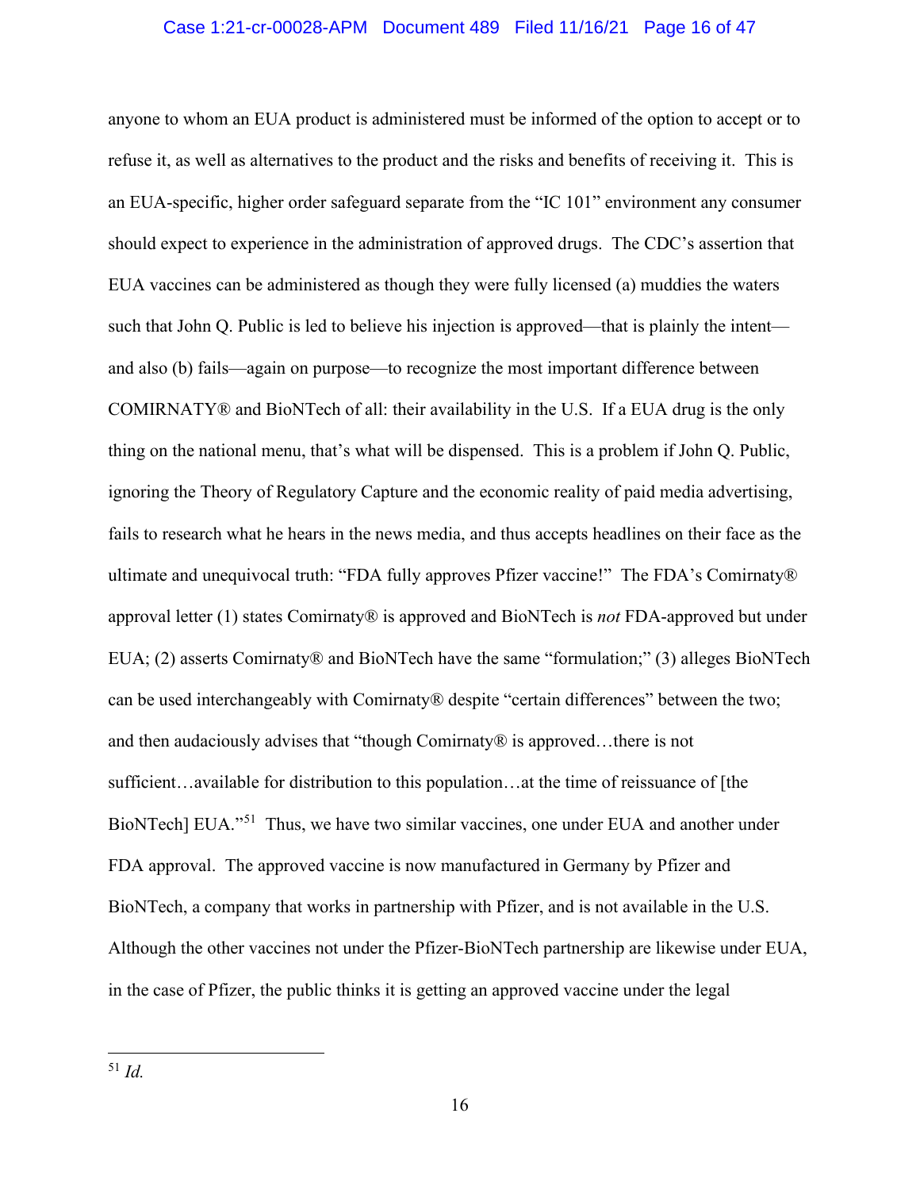anyone to whom an EUA product is administered must be informed of the option to accept or to refuse it, as well as alternatives to the product and the risks and benefits of receiving it. This is an EUA-specific, higher order safeguard separate from the "IC 101" environment any consumer should expect to experience in the administration of approved drugs. The CDC's assertion that EUA vaccines can be administered as though they were fully licensed (a) muddies the waters such that John Q. Public is led to believe his injection is approved—that is plainly the intent—and also (b) fails—again on purpose—to recognize the most important difference between COMIRNATY® and BioNTech of all: their availability in the U.S. If a EUA drug is the only thing on the national menu, that's what will be dispensed. This is a problem if John Q. Public, ignoring the Theory of Regulatory Capture and the economic reality of paid media advertising, fails to research what he hears in the news media, and thus accepts headlines on their face as the ultimate and unequivocal truth: "FDA fully approves Pfizer vaccine!" The FDA's Comirnaty® approval letter (1) states Comirnaty® is approved and BioNTech is *not* FDA-approved but under EUA; (2) asserts Comirnaty® and BioNTech have the same "formulation;" (3) alleges BioNTech can be used interchangeably with Comirnaty® despite "certain differences" between the two; and then audaciously advises that "though Comirnaty® is approved…there is not sufficient…available for distribution to this population…at the time of reissuance of [the BioNTech] EUA."[51] Thus, we have two similar vaccines, one under EUA and another under FDA approval. The approved vaccine is now manufactured in Germany by Pfizer and BioNTech, a company that works in partnership with Pfizer, and is not available in the U.S. Although the other vaccines not under the Pfizer-BioNTech partnership are likewise under EUA, in the case of Pfizer, the public thinks it is getting an approved vaccine under the legal

[51] *Id.*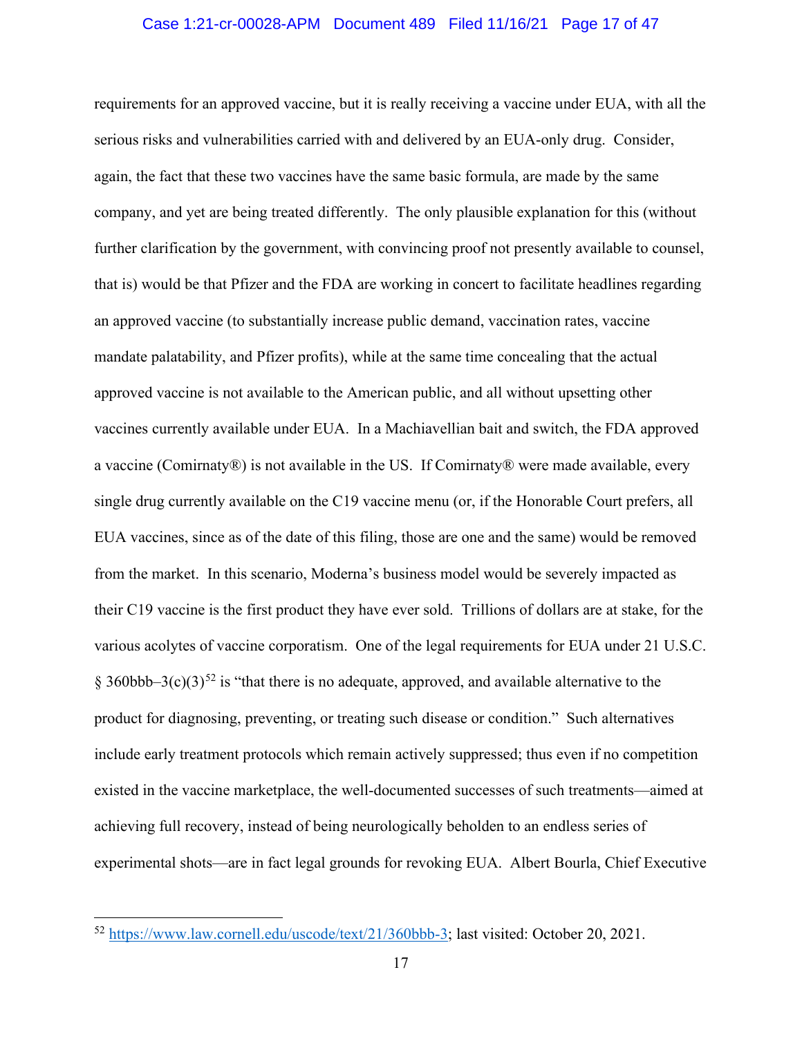requirements for an approved vaccine, but it is really receiving a vaccine under EUA, with all the serious risks and vulnerabilities carried with and delivered by an EUA-only drug. Consider, again, the fact that these two vaccines have the same basic formula, are made by the same company, and yet are being treated differently. The only plausible explanation for this (without further clarification by the government, with convincing proof not presently available to counsel, that is) would be that Pfizer and the FDA are working in concert to facilitate headlines regarding an approved vaccine (to substantially increase public demand, vaccination rates, vaccine mandate palatability, and Pfizer profits), while at the same time concealing that the actual approved vaccine is not available to the American public, and all without upsetting other vaccines currently available under EUA. In a Machiavellian bait and switch, the FDA approved a vaccine (Comirnaty®) is not available in the US. If Comirnaty® were made available, every single drug currently available on the C19 vaccine menu (or, if the Honorable Court prefers, all EUA vaccines, since as of the date of this filing, those are one and the same) would be removed from the market. In this scenario, Moderna's business model would be severely impacted as their C19 vaccine is the first product they have ever sold. Trillions of dollars are at stake, for the various acolytes of vaccine corporatism. One of the legal requirements for EUA under 21 U.S.C. § 360bbb–3(c)(3)[52] is "that there is no adequate, approved, and available alternative to the product for diagnosing, preventing, or treating such disease or condition." Such alternatives include early treatment protocols which remain actively suppressed; thus even if no competition existed in the vaccine marketplace, the well-documented successes of such treatments—aimed at achieving full recovery, instead of being neurologically beholden to an endless series of experimental shots—are in fact legal grounds for revoking EUA. Albert Bourla, Chief Executive

---

[52] https://www.law.cornell.edu/uscode/text/21/360bbb-3; last visited: October 20, 2021.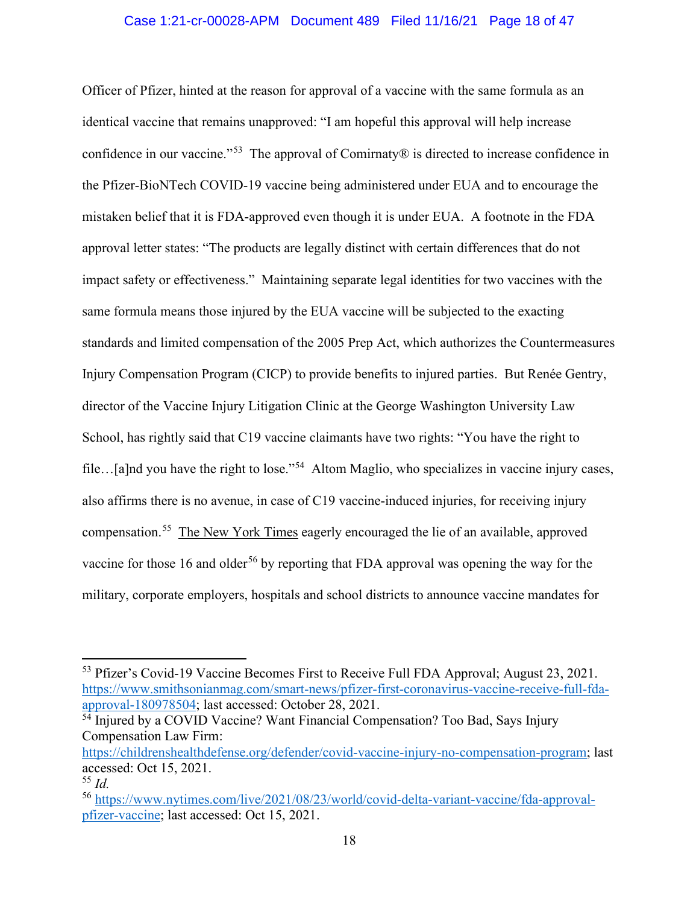Officer of Pfizer, hinted at the reason for approval of a vaccine with the same formula as an identical vaccine that remains unapproved: "I am hopeful this approval will help increase confidence in our vaccine."[53] The approval of Comirnaty® is directed to increase confidence in the Pfizer-BioNTech COVID-19 vaccine being administered under EUA and to encourage the mistaken belief that it is FDA-approved even though it is under EUA. A footnote in the FDA approval letter states: "The products are legally distinct with certain differences that do not impact safety or effectiveness." Maintaining separate legal identities for two vaccines with the same formula means those injured by the EUA vaccine will be subjected to the exacting standards and limited compensation of the 2005 Prep Act, which authorizes the Countermeasures Injury Compensation Program (CICP) to provide benefits to injured parties. But Renée Gentry, director of the Vaccine Injury Litigation Clinic at the George Washington University Law School, has rightly said that C19 vaccine claimants have two rights: "You have the right to file…[a]nd you have the right to lose."[54] Altom Maglio, who specializes in vaccine injury cases, also affirms there is no avenue, in case of C19 vaccine-induced injuries, for receiving injury compensation.[55] The New York Times eagerly encouraged the lie of an available, approved vaccine for those 16 and older[56] by reporting that FDA approval was opening the way for the military, corporate employers, hospitals and school districts to announce vaccine mandates for

---

[53] Pfizer's Covid-19 Vaccine Becomes First to Receive Full FDA Approval; August 23, 2021. https://www.smithsonianmag.com/smart-news/pfizer-first-coronavirus-vaccine-receive-full-fda-approval-180978504; last accessed: October 28, 2021.

[54] Injured by a COVID Vaccine? Want Financial Compensation? Too Bad, Says Injury Compensation Law Firm: https://childrenshealthdefense.org/defender/covid-vaccine-injury-no-compensation-program; last accessed: Oct 15, 2021.

[55] *Id.*

[56] https://www.nytimes.com/live/2021/08/23/world/covid-delta-variant-vaccine/fda-approval-pfizer-vaccine; last accessed: Oct 15, 2021.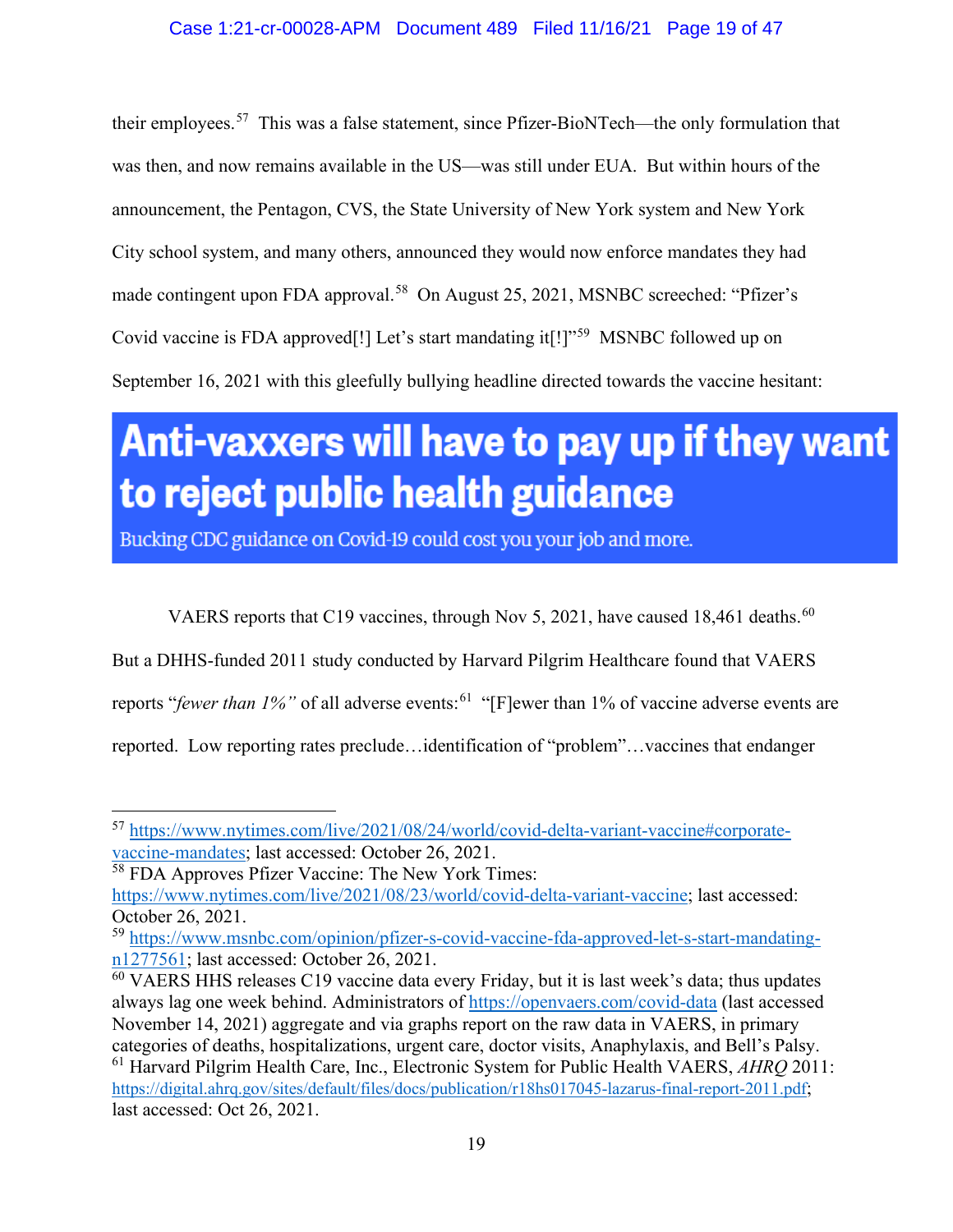their employees.[57] This was a false statement, since Pfizer-BioNTech—the only formulation that was then, and now remains available in the US—was still under EUA. But within hours of the announcement, the Pentagon, CVS, the State University of New York system and New York City school system, and many others, announced they would now enforce mandates they had made contingent upon FDA approval.[58] On August 25, 2021, MSNBC screeched: "Pfizer's Covid vaccine is FDA approved[!] Let's start mandating it[!]"[59] MSNBC followed up on September 16, 2021 with this gleefully bullying headline directed towards the vaccine hesitant:

**Anti-vaxxers will have to pay up if they want to reject public health guidance**

Bucking CDC guidance on Covid-19 could cost you your job and more.

VAERS reports that C19 vaccines, through Nov 5, 2021, have caused 18,461 deaths.[60] But a DHHS-funded 2011 study conducted by Harvard Pilgrim Healthcare found that VAERS reports "*fewer than 1%"* of all adverse events:[61] "[F]ewer than 1% of vaccine adverse events are reported. Low reporting rates preclude…identification of "problem"…vaccines that endanger

---

[57] https://www.nytimes.com/live/2021/08/24/world/covid-delta-variant-vaccine#corporate-vaccine-mandates; last accessed: October 26, 2021.

[58] FDA Approves Pfizer Vaccine: The New York Times: https://www.nytimes.com/live/2021/08/23/world/covid-delta-variant-vaccine; last accessed: October 26, 2021.

[59] https://www.msnbc.com/opinion/pfizer-s-covid-vaccine-fda-approved-let-s-start-mandating-n1277561; last accessed: October 26, 2021.

[60] VAERS HHS releases C19 vaccine data every Friday, but it is last week's data; thus updates always lag one week behind. Administrators of https://openvaers.com/covid-data (last accessed November 14, 2021) aggregate and via graphs report on the raw data in VAERS, in primary categories of deaths, hospitalizations, urgent care, doctor visits, Anaphylaxis, and Bell's Palsy.

[61] Harvard Pilgrim Health Care, Inc., Electronic System for Public Health VAERS, *AHRQ* 2011: https://digital.ahrq.gov/sites/default/files/docs/publication/r18hs017045-lazarus-final-report-2011.pdf; last accessed: Oct 26, 2021.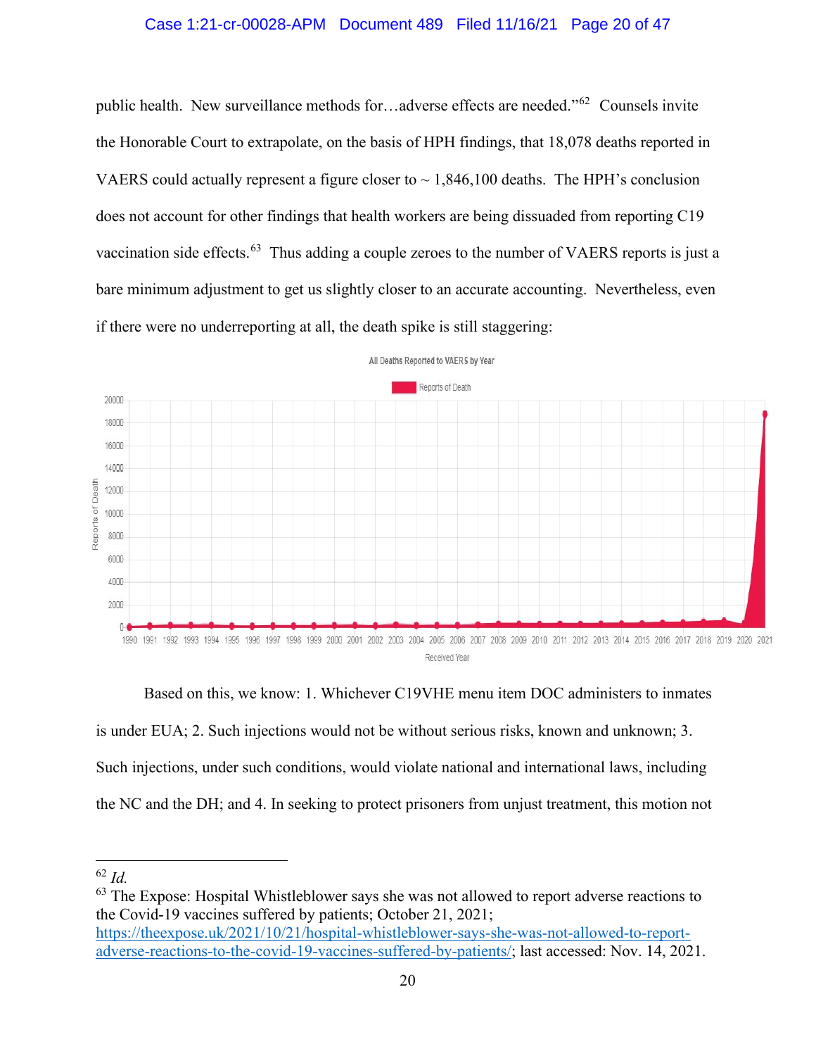public health. New surveillance methods for…adverse effects are needed."[62] Counsels invite the Honorable Court to extrapolate, on the basis of HPH findings, that 18,078 deaths reported in VAERS could actually represent a figure closer to ~ 1,846,100 deaths. The HPH's conclusion does not account for other findings that health workers are being dissuaded from reporting C19 vaccination side effects.[63] Thus adding a couple zeroes to the number of VAERS reports is just a bare minimum adjustment to get us slightly closer to an accurate accounting. Nevertheless, even if there were no underreporting at all, the death spike is still staggering:

All Deaths Reported to VAERS by Year

Based on this, we know: 1. Whichever C19VHE menu item DOC administers to inmates is under EUA; 2. Such injections would not be without serious risks, known and unknown; 3. Such injections, under such conditions, would violate national and international laws, including the NC and the DH; and 4. In seeking to protect prisoners from unjust treatment, this motion not

---

[62] *Id.*

[63] The Expose: Hospital Whistleblower says she was not allowed to report adverse reactions to the Covid-19 vaccines suffered by patients; October 21, 2021; https://theexpose.uk/2021/10/21/hospital-whistleblower-says-she-was-not-allowed-to-report-adverse-reactions-to-the-covid-19-vaccines-suffered-by-patients/; last accessed: Nov. 14, 2021.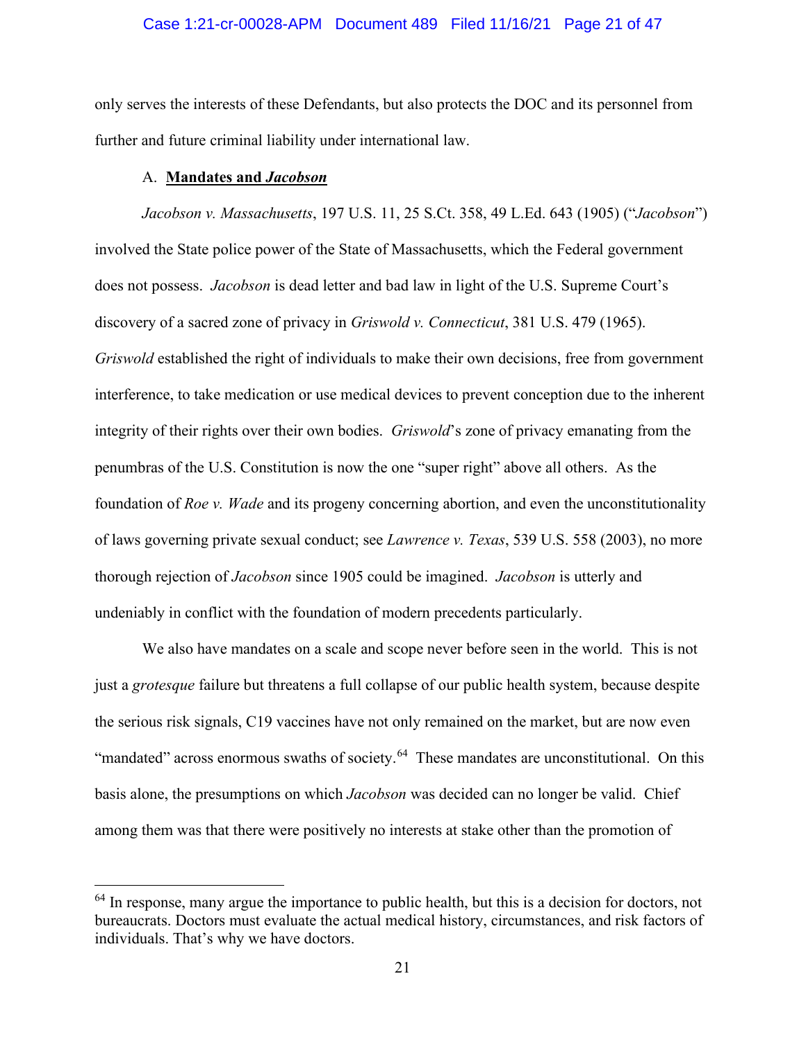only serves the interests of these Defendants, but also protects the DOC and its personnel from further and future criminal liability under international law.

### A. **Mandates and *Jacobson***

*Jacobson v. Massachusetts*, 197 U.S. 11, 25 S.Ct. 358, 49 L.Ed. 643 (1905) ("*Jacobson*") involved the State police power of the State of Massachusetts, which the Federal government does not possess. *Jacobson* is dead letter and bad law in light of the U.S. Supreme Court's discovery of a sacred zone of privacy in *Griswold v. Connecticut*, 381 U.S. 479 (1965). *Griswold* established the right of individuals to make their own decisions, free from government interference, to take medication or use medical devices to prevent conception due to the inherent integrity of their rights over their own bodies. *Griswold*'s zone of privacy emanating from the penumbras of the U.S. Constitution is now the one "super right" above all others. As the foundation of *Roe v. Wade* and its progeny concerning abortion, and even the unconstitutionality of laws governing private sexual conduct; see *Lawrence v. Texas*, 539 U.S. 558 (2003), no more thorough rejection of *Jacobson* since 1905 could be imagined. *Jacobson* is utterly and undeniably in conflict with the foundation of modern precedents particularly.

We also have mandates on a scale and scope never before seen in the world. This is not just a *grotesque* failure but threatens a full collapse of our public health system, because despite the serious risk signals, C19 vaccines have not only remained on the market, but are now even "mandated" across enormous swaths of society.[64] These mandates are unconstitutional. On this basis alone, the presumptions on which *Jacobson* was decided can no longer be valid. Chief among them was that there were positively no interests at stake other than the promotion of

---

[64] In response, many argue the importance to public health, but this is a decision for doctors, not bureaucrats. Doctors must evaluate the actual medical history, circumstances, and risk factors of individuals. That's why we have doctors.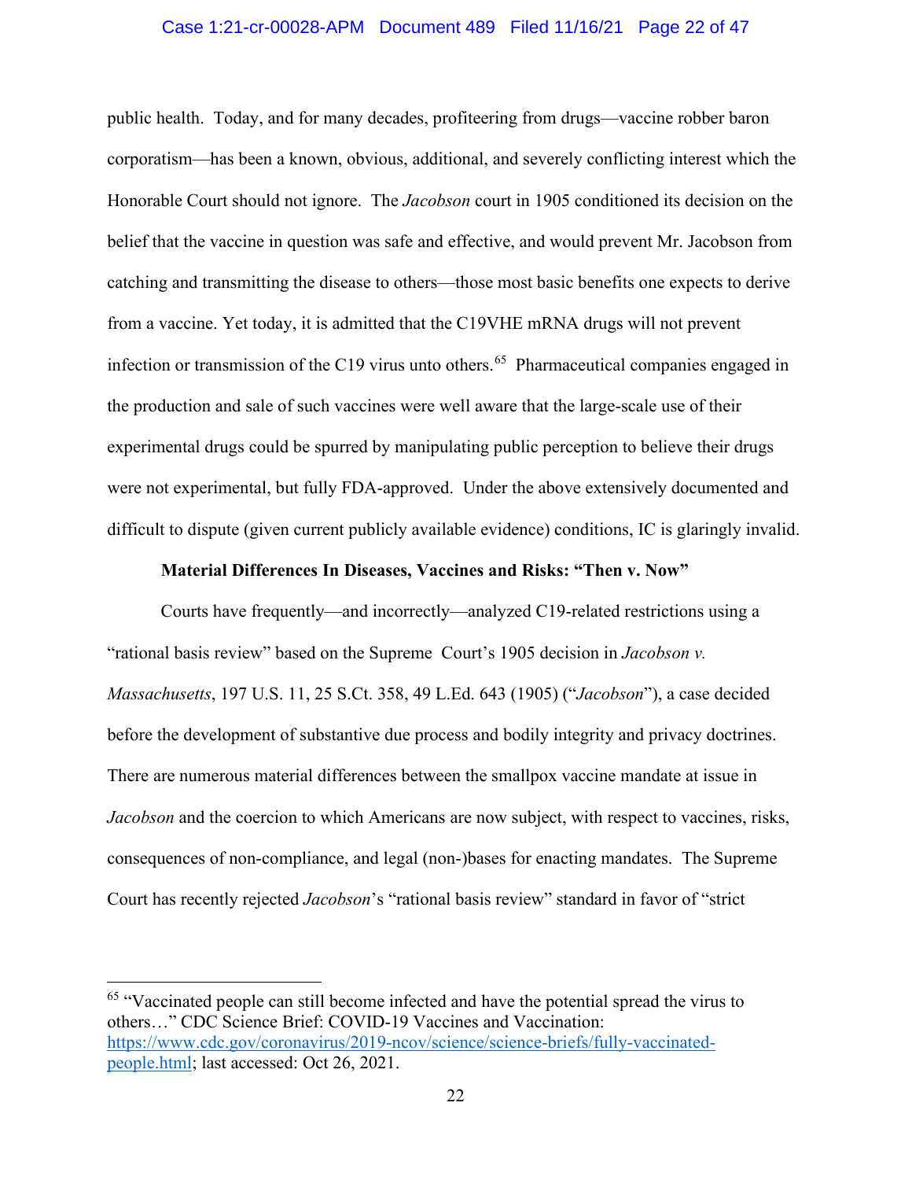public health. Today, and for many decades, profiteering from drugs—vaccine robber baron corporatism—has been a known, obvious, additional, and severely conflicting interest which the Honorable Court should not ignore. The *Jacobson* court in 1905 conditioned its decision on the belief that the vaccine in question was safe and effective, and would prevent Mr. Jacobson from catching and transmitting the disease to others—those most basic benefits one expects to derive from a vaccine. Yet today, it is admitted that the C19VHE mRNA drugs will not prevent infection or transmission of the C19 virus unto others.[65] Pharmaceutical companies engaged in the production and sale of such vaccines were well aware that the large-scale use of their experimental drugs could be spurred by manipulating public perception to believe their drugs were not experimental, but fully FDA-approved. Under the above extensively documented and difficult to dispute (given current publicly available evidence) conditions, IC is glaringly invalid.

**Material Differences In Diseases, Vaccines and Risks: "Then v. Now"**

Courts have frequently—and incorrectly—analyzed C19-related restrictions using a "rational basis review" based on the Supreme Court's 1905 decision in *Jacobson v. Massachusetts*, 197 U.S. 11, 25 S.Ct. 358, 49 L.Ed. 643 (1905) ("*Jacobson*"), a case decided before the development of substantive due process and bodily integrity and privacy doctrines. There are numerous material differences between the smallpox vaccine mandate at issue in *Jacobson* and the coercion to which Americans are now subject, with respect to vaccines, risks, consequences of non-compliance, and legal (non-)bases for enacting mandates. The Supreme Court has recently rejected *Jacobson*'s "rational basis review" standard in favor of "strict

---

[65] "Vaccinated people can still become infected and have the potential spread the virus to others…" CDC Science Brief: COVID-19 Vaccines and Vaccination: https://www.cdc.gov/coronavirus/2019-ncov/science/science-briefs/fully-vaccinated-people.html; last accessed: Oct 26, 2021.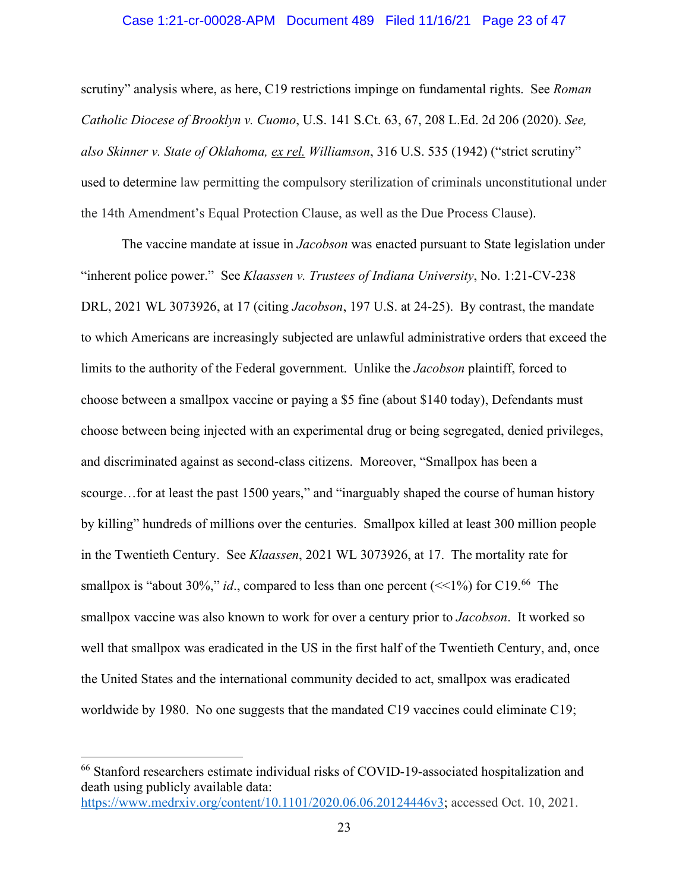scrutiny" analysis where, as here, C19 restrictions impinge on fundamental rights. See *Roman Catholic Diocese of Brooklyn v. Cuomo*, U.S. 141 S.Ct. 63, 67, 208 L.Ed. 2d 206 (2020). *See, also Skinner v. State of Oklahoma, ex rel. Williamson*, 316 U.S. 535 (1942) ("strict scrutiny" used to determine law permitting the compulsory sterilization of criminals unconstitutional under the 14th Amendment's Equal Protection Clause, as well as the Due Process Clause).

The vaccine mandate at issue in *Jacobson* was enacted pursuant to State legislation under "inherent police power." See *Klaassen v. Trustees of Indiana University*, No. 1:21-CV-238 DRL, 2021 WL 3073926, at 17 (citing *Jacobson*, 197 U.S. at 24-25). By contrast, the mandate to which Americans are increasingly subjected are unlawful administrative orders that exceed the limits to the authority of the Federal government. Unlike the *Jacobson* plaintiff, forced to choose between a smallpox vaccine or paying a $5 fine (about $140 today), Defendants must choose between being injected with an experimental drug or being segregated, denied privileges, and discriminated against as second-class citizens. Moreover, "Smallpox has been a scourge…for at least the past 1500 years," and "inarguably shaped the course of human history by killing" hundreds of millions over the centuries. Smallpox killed at least 300 million people in the Twentieth Century. See *Klaassen*, 2021 WL 3073926, at 17. The mortality rate for smallpox is "about 30%," *id*., compared to less than one percent (<<1%) for C19.[66] The smallpox vaccine was also known to work for over a century prior to *Jacobson*. It worked so well that smallpox was eradicated in the US in the first half of the Twentieth Century, and, once the United States and the international community decided to act, smallpox was eradicated worldwide by 1980. No one suggests that the mandated C19 vaccines could eliminate C19;

---

[66] Stanford researchers estimate individual risks of COVID-19-associated hospitalization and death using publicly available data: https://www.medrxiv.org/content/10.1101/2020.06.06.20124446v3; accessed Oct. 10, 2021.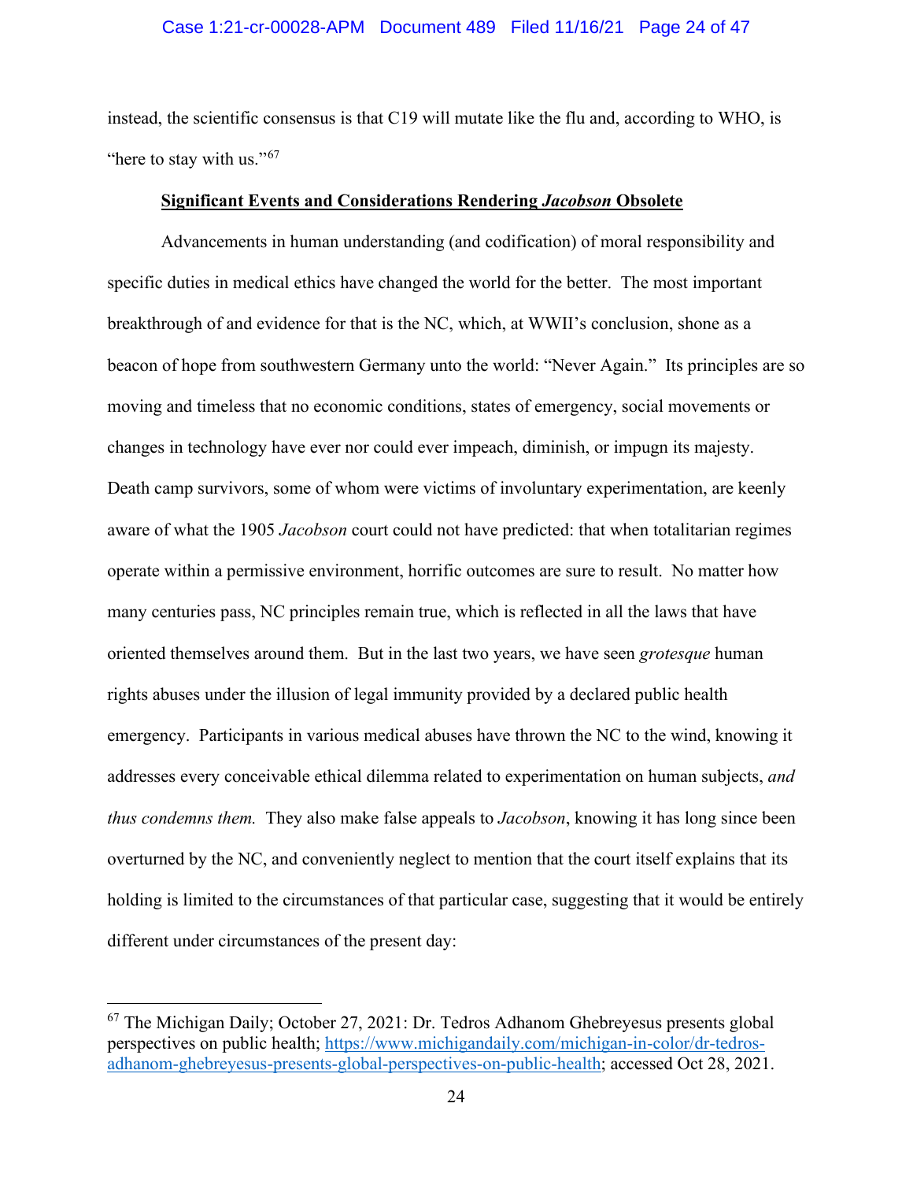instead, the scientific consensus is that C19 will mutate like the flu and, according to WHO, is "here to stay with us."[67]

**Significant Events and Considerations Rendering *Jacobson* Obsolete**

Advancements in human understanding (and codification) of moral responsibility and specific duties in medical ethics have changed the world for the better. The most important breakthrough of and evidence for that is the NC, which, at WWII's conclusion, shone as a beacon of hope from southwestern Germany unto the world: "Never Again." Its principles are so moving and timeless that no economic conditions, states of emergency, social movements or changes in technology have ever nor could ever impeach, diminish, or impugn its majesty. Death camp survivors, some of whom were victims of involuntary experimentation, are keenly aware of what the 1905 *Jacobson* court could not have predicted: that when totalitarian regimes operate within a permissive environment, horrific outcomes are sure to result. No matter how many centuries pass, NC principles remain true, which is reflected in all the laws that have oriented themselves around them. But in the last two years, we have seen *grotesque* human rights abuses under the illusion of legal immunity provided by a declared public health emergency. Participants in various medical abuses have thrown the NC to the wind, knowing it addresses every conceivable ethical dilemma related to experimentation on human subjects, *and thus condemns them.* They also make false appeals to *Jacobson*, knowing it has long since been overturned by the NC, and conveniently neglect to mention that the court itself explains that its holding is limited to the circumstances of that particular case, suggesting that it would be entirely different under circumstances of the present day:

---

[67] The Michigan Daily; October 27, 2021: Dr. Tedros Adhanom Ghebreyesus presents global perspectives on public health; https://www.michigandaily.com/michigan-in-color/dr-tedros-adhanom-ghebreyesus-presents-global-perspectives-on-public-health; accessed Oct 28, 2021.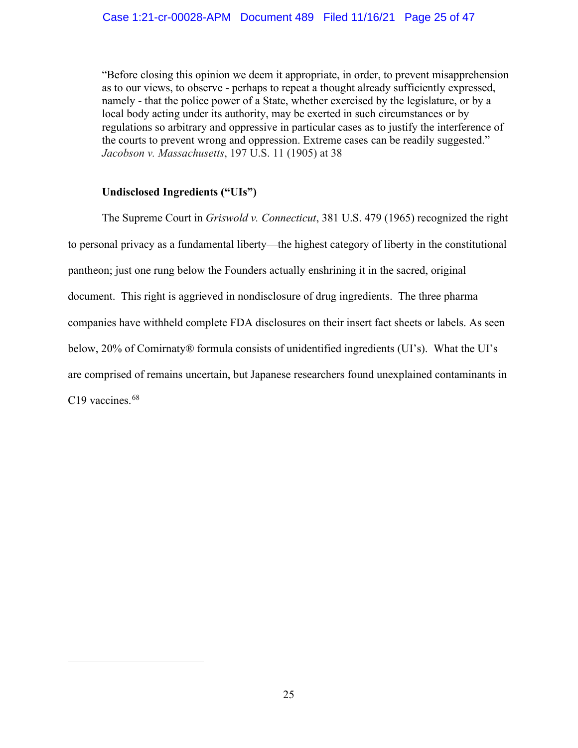> "Before closing this opinion we deem it appropriate, in order, to prevent misapprehension as to our views, to observe - perhaps to repeat a thought already sufficiently expressed, namely - that the police power of a State, whether exercised by the legislature, or by a local body acting under its authority, may be exerted in such circumstances or by regulations so arbitrary and oppressive in particular cases as to justify the interference of the courts to prevent wrong and oppression. Extreme cases can be readily suggested." *Jacobson v. Massachusetts*, 197 U.S. 11 (1905) at 38

**Undisclosed Ingredients ("UIs")**

The Supreme Court in *Griswold v. Connecticut*, 381 U.S. 479 (1965) recognized the right to personal privacy as a fundamental liberty—the highest category of liberty in the constitutional pantheon; just one rung below the Founders actually enshrining it in the sacred, original document. This right is aggrieved in nondisclosure of drug ingredients. The three pharma companies have withheld complete FDA disclosures on their insert fact sheets or labels. As seen below, 20% of Comirnaty® formula consists of unidentified ingredients (UI's). What the UI's are comprised of remains uncertain, but Japanese researchers found unexplained contaminants in C19 vaccines.[68]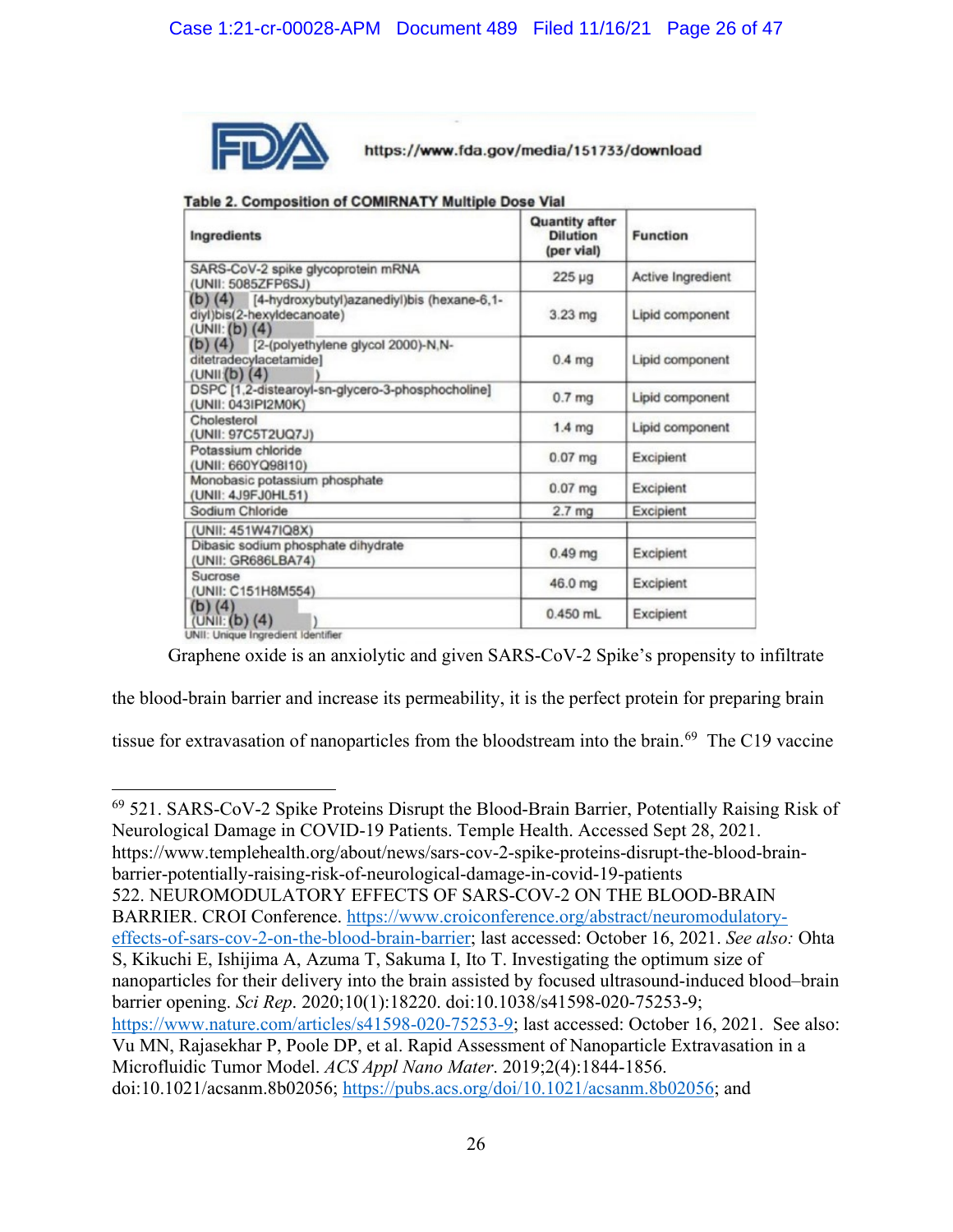FDA https://www.fda.gov/media/151733/download

**Table 2. Composition of COMIRNATY Multiple Dose Vial**

| Ingredients | Quantity after Dilution (per vial) | Function |
|---|---|---|
| SARS-CoV-2 spike glycoprotein mRNA (UNII: 5085ZFP6SJ) | 225 µg | Active Ingredient |
| (b) (4) [4-hydroxybutyl)azanediyl)bis (hexane-6,1-diyl)bis(2-hexyldecanoate) (UNII: (b) (4) | 3.23 mg | Lipid component |
| (b) (4) [2-(polyethylene glycol 2000)-N,N-ditetradecylacetamide] (UNII (b) (4) ) | 0.4 mg | Lipid component |
| DSPC [1,2-distearoyl-sn-glycero-3-phosphocholine] (UNII: 043IPI2M0K) | 0.7 mg | Lipid component |
| Cholesterol (UNII: 97C5T2UQ7J) | 1.4 mg | Lipid component |
| Potassium chloride (UNII: 660YQ98I10) | 0.07 mg | Excipient |
| Monobasic potassium phosphate (UNII: 4J9FJ0HL51) | 0.07 mg | Excipient |
| Sodium Chloride | 2.7 mg | Excipient |
| (UNII: 451W47IQ8X) | | |
| Dibasic sodium phosphate dihydrate (UNII: GR686LBA74) | 0.49 mg | Excipient |
| Sucrose (UNII: C151H8M554) | 46.0 mg | Excipient |
| (b) (4) (UNII: (b) (4) ) | 0.450 mL | Excipient |

UNII: Unique Ingredient Identifier

Graphene oxide is an anxiolytic and given SARS-CoV-2 Spike's propensity to infiltrate the blood-brain barrier and increase its permeability, it is the perfect protein for preparing brain tissue for extravasation of nanoparticles from the bloodstream into the brain.[69] The C19 vaccine

---

[69] 521. SARS-CoV-2 Spike Proteins Disrupt the Blood-Brain Barrier, Potentially Raising Risk of Neurological Damage in COVID-19 Patients. Temple Health. Accessed Sept 28, 2021. https://www.templehealth.org/about/news/sars-cov-2-spike-proteins-disrupt-the-blood-brain-barrier-potentially-raising-risk-of-neurological-damage-in-covid-19-patients
522. NEUROMODULATORY EFFECTS OF SARS-COV-2 ON THE BLOOD-BRAIN BARRIER. CROI Conference. https://www.croiconference.org/abstract/neuromodulatory-effects-of-sars-cov-2-on-the-blood-brain-barrier; last accessed: October 16, 2021. *See also:* Ohta S, Kikuchi E, Ishijima A, Azuma T, Sakuma I, Ito T. Investigating the optimum size of nanoparticles for their delivery into the brain assisted by focused ultrasound-induced blood–brain barrier opening. *Sci Rep*. 2020;10(1):18220. doi:10.1038/s41598-020-75253-9; https://www.nature.com/articles/s41598-020-75253-9; last accessed: October 16, 2021. See also: Vu MN, Rajasekhar P, Poole DP, et al. Rapid Assessment of Nanoparticle Extravasation in a Microfluidic Tumor Model. *ACS Appl Nano Mater*. 2019;2(4):1844-1856. doi:10.1021/acsanm.8b02056; https://pubs.acs.org/doi/10.1021/acsanm.8b02056; and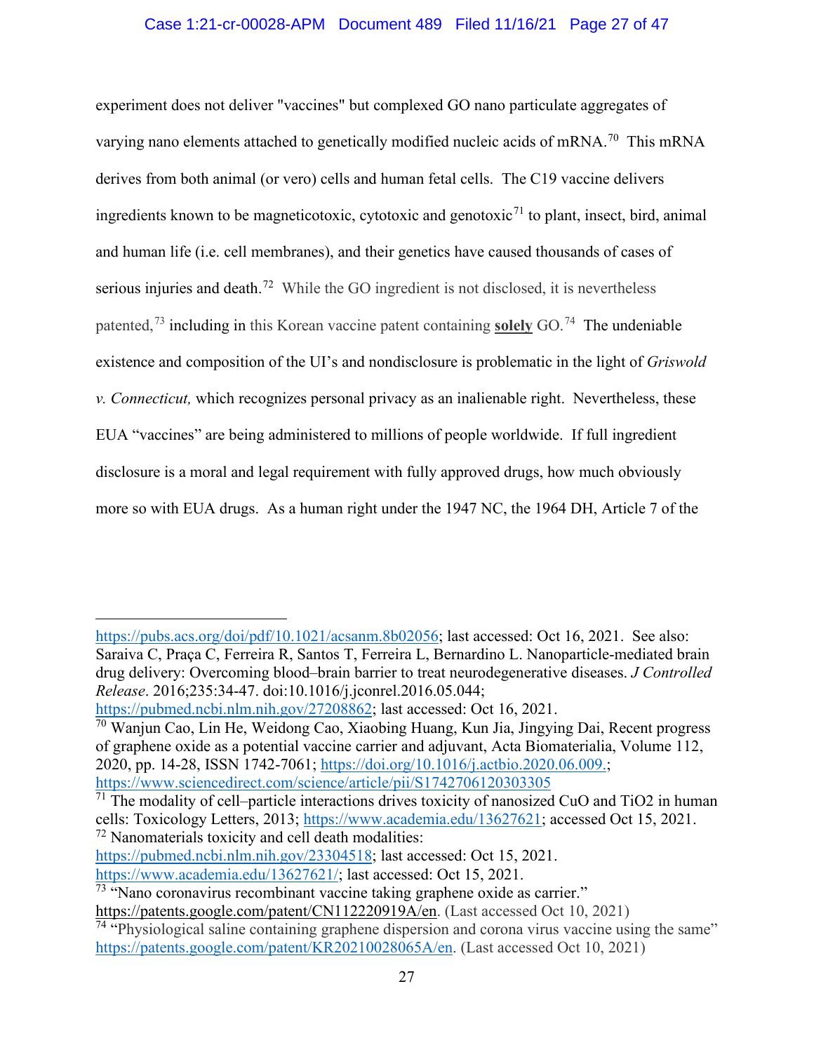experiment does not deliver "vaccines" but complexed GO nano particulate aggregates of varying nano elements attached to genetically modified nucleic acids of mRNA.[70] This mRNA derives from both animal (or vero) cells and human fetal cells. The C19 vaccine delivers ingredients known to be magneticotoxic, cytotoxic and genotoxic[71] to plant, insect, bird, animal and human life (i.e. cell membranes), and their genetics have caused thousands of cases of serious injuries and death.[72] While the GO ingredient is not disclosed, it is nevertheless patented,[73] including in this Korean vaccine patent containing **solely** GO.[74] The undeniable existence and composition of the UI's and nondisclosure is problematic in the light of *Griswold v. Connecticut,* which recognizes personal privacy as an inalienable right. Nevertheless, these EUA "vaccines" are being administered to millions of people worldwide. If full ingredient disclosure is a moral and legal requirement with fully approved drugs, how much obviously more so with EUA drugs. As a human right under the 1947 NC, the 1964 DH, Article 7 of the

---

https://pubs.acs.org/doi/pdf/10.1021/acsanm.8b02056; last accessed: Oct 16, 2021. See also: Saraiva C, Praça C, Ferreira R, Santos T, Ferreira L, Bernardino L. Nanoparticle-mediated brain drug delivery: Overcoming blood–brain barrier to treat neurodegenerative diseases. *J Controlled Release*. 2016;235:34-47. doi:10.1016/j.jconrel.2016.05.044; https://pubmed.ncbi.nlm.nih.gov/27208862; last accessed: Oct 16, 2021.

[70] Wanjun Cao, Lin He, Weidong Cao, Xiaobing Huang, Kun Jia, Jingying Dai, Recent progress of graphene oxide as a potential vaccine carrier and adjuvant, Acta Biomaterialia, Volume 112, 2020, pp. 14-28, ISSN 1742-7061; https://doi.org/10.1016/j.actbio.2020.06.009.; https://www.sciencedirect.com/science/article/pii/S1742706120303305

[71] The modality of cell–particle interactions drives toxicity of nanosized CuO and TiO2 in human cells: Toxicology Letters, 2013; https://www.academia.edu/13627621; accessed Oct 15, 2021.

[72] Nanomaterials toxicity and cell death modalities: https://pubmed.ncbi.nlm.nih.gov/23304518; last accessed: Oct 15, 2021. https://www.academia.edu/13627621/; last accessed: Oct 15, 2021.

[73] "Nano coronavirus recombinant vaccine taking graphene oxide as carrier." https://patents.google.com/patent/CN112220919A/en. (Last accessed Oct 10, 2021)

[74] "Physiological saline containing graphene dispersion and corona virus vaccine using the same" https://patents.google.com/patent/KR20210028065A/en. (Last accessed Oct 10, 2021)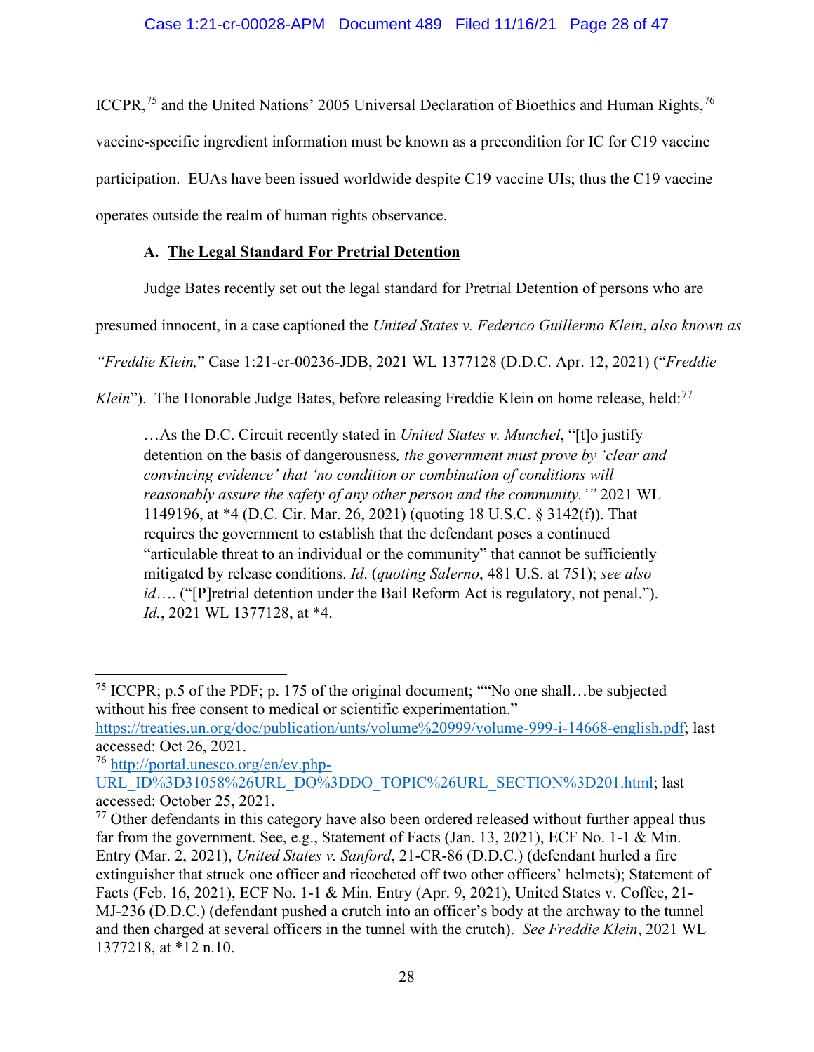ICCPR,[75] and the United Nations' 2005 Universal Declaration of Bioethics and Human Rights,[76] vaccine-specific ingredient information must be known as a precondition for IC for C19 vaccine participation. EUAs have been issued worldwide despite C19 vaccine UIs; thus the C19 vaccine operates outside the realm of human rights observance.

### A. **The Legal Standard For Pretrial Detention**

Judge Bates recently set out the legal standard for Pretrial Detention of persons who are presumed innocent, in a case captioned the *United States v. Federico Guillermo Klein*, *also known as "Freddie Klein,"* Case 1:21-cr-00236-JDB, 2021 WL 1377128 (D.D.C. Apr. 12, 2021) ("*Freddie Klein*"). The Honorable Judge Bates, before releasing Freddie Klein on home release, held:[77]

> …As the D.C. Circuit recently stated in *United States v. Munchel*, "[t]o justify detention on the basis of dangerousness*, the government must prove by 'clear and convincing evidence' that 'no condition or combination of conditions will reasonably assure the safety of any other person and the community.'"* 2021 WL 1149196, at *4 (D.C. Cir. Mar. 26, 2021) (quoting 18 U.S.C. § 3142(f)). That requires the government to establish that the defendant poses a continued "articulable threat to an individual or the community" that cannot be sufficiently mitigated by release conditions. *Id*. (*quoting Salerno*, 481 U.S. at 751); *see also id*…. ("[P]retrial detention under the Bail Reform Act is regulatory, not penal."). *Id.*, 2021 WL 1377128, at *4.

---

[75] ICCPR; p.5 of the PDF; p. 175 of the original document; ""No one shall…be subjected without his free consent to medical or scientific experimentation." https://treaties.un.org/doc/publication/unts/volume%20999/volume-999-i-14668-english.pdf; last accessed: Oct 26, 2021.

[76] http://portal.unesco.org/en/ev.php-URL_ID%3D31058%26URL_DO%3DDO_TOPIC%26URL_SECTION%3D201.html; last accessed: October 25, 2021.

[77] Other defendants in this category have also been ordered released without further appeal thus far from the government. See, e.g., Statement of Facts (Jan. 13, 2021), ECF No. 1-1 & Min. Entry (Mar. 2, 2021), *United States v. Sanford*, 21-CR-86 (D.D.C.) (defendant hurled a fire extinguisher that struck one officer and ricocheted off two other officers' helmets); Statement of Facts (Feb. 16, 2021), ECF No. 1-1 & Min. Entry (Apr. 9, 2021), United States v. Coffee, 21-MJ-236 (D.D.C.) (defendant pushed a crutch into an officer's body at the archway to the tunnel and then charged at several officers in the tunnel with the crutch). *See Freddie Klein*, 2021 WL 1377218, at *12 n.10.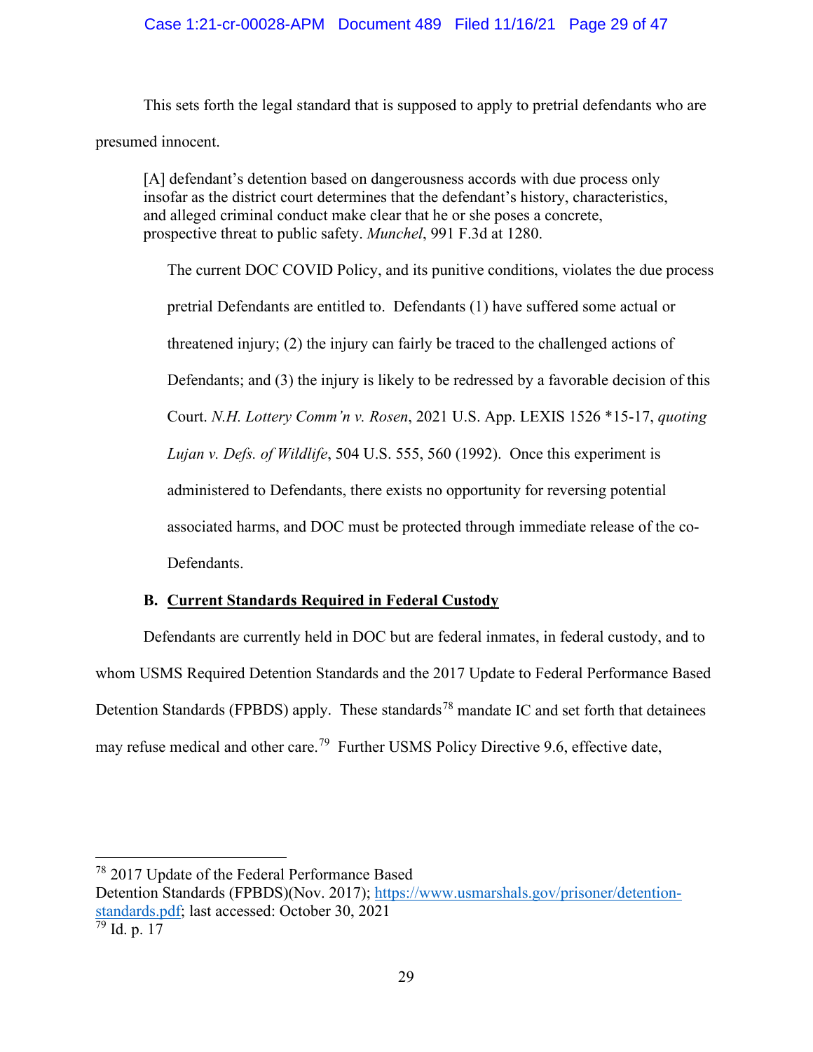This sets forth the legal standard that is supposed to apply to pretrial defendants who are presumed innocent.

> [A] defendant's detention based on dangerousness accords with due process only insofar as the district court determines that the defendant's history, characteristics, and alleged criminal conduct make clear that he or she poses a concrete, prospective threat to public safety. *Munchel*, 991 F.3d at 1280.

The current DOC COVID Policy, and its punitive conditions, violates the due process pretrial Defendants are entitled to. Defendants (1) have suffered some actual or threatened injury; (2) the injury can fairly be traced to the challenged actions of Defendants; and (3) the injury is likely to be redressed by a favorable decision of this Court. *N.H. Lottery Comm'n v. Rosen*, 2021 U.S. App. LEXIS 1526 *15-17, *quoting Lujan v. Defs. of Wildlife*, 504 U.S. 555, 560 (1992). Once this experiment is administered to Defendants, there exists no opportunity for reversing potential associated harms, and DOC must be protected through immediate release of the co-Defendants.

### B. <u>Current Standards Required in Federal Custody</u>

Defendants are currently held in DOC but are federal inmates, in federal custody, and to whom USMS Required Detention Standards and the 2017 Update to Federal Performance Based Detention Standards (FPBDS) apply. These standards[78] mandate IC and set forth that detainees may refuse medical and other care.[79] Further USMS Policy Directive 9.6, effective date,

---

[78] 2017 Update of the Federal Performance Based Detention Standards (FPBDS)(Nov. 2017); https://www.usmarshals.gov/prisoner/detention-standards.pdf; last accessed: October 30, 2021

[79] Id. p. 17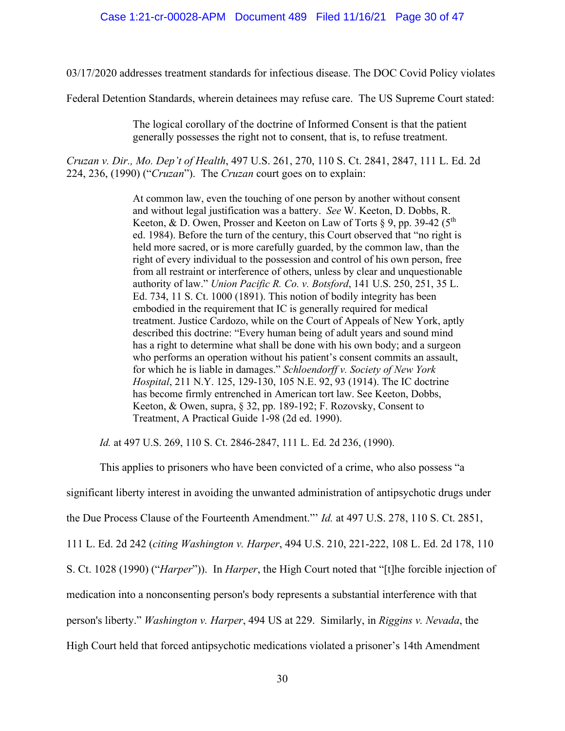03/17/2020 addresses treatment standards for infectious disease. The DOC Covid Policy violates Federal Detention Standards, wherein detainees may refuse care. The US Supreme Court stated:

> The logical corollary of the doctrine of Informed Consent is that the patient generally possesses the right not to consent, that is, to refuse treatment.

*Cruzan v. Dir., Mo. Dep't of Health*, 497 U.S. 261, 270, 110 S. Ct. 2841, 2847, 111 L. Ed. 2d 224, 236, (1990) ("*Cruzan*"). The *Cruzan* court goes on to explain:

> At common law, even the touching of one person by another without consent and without legal justification was a battery. *See* W. Keeton, D. Dobbs, R. Keeton, & D. Owen, Prosser and Keeton on Law of Torts § 9, pp. 39-42 (5th ed. 1984). Before the turn of the century, this Court observed that "no right is held more sacred, or is more carefully guarded, by the common law, than the right of every individual to the possession and control of his own person, free from all restraint or interference of others, unless by clear and unquestionable authority of law." *Union Pacific R. Co. v. Botsford*, 141 U.S. 250, 251, 35 L. Ed. 734, 11 S. Ct. 1000 (1891). This notion of bodily integrity has been embodied in the requirement that IC is generally required for medical treatment. Justice Cardozo, while on the Court of Appeals of New York, aptly described this doctrine: "Every human being of adult years and sound mind has a right to determine what shall be done with his own body; and a surgeon who performs an operation without his patient's consent commits an assault, for which he is liable in damages." *Schloendorff v. Society of New York Hospital*, 211 N.Y. 125, 129-130, 105 N.E. 92, 93 (1914). The IC doctrine has become firmly entrenched in American tort law. See Keeton, Dobbs, Keeton, & Owen, supra, § 32, pp. 189-192; F. Rozovsky, Consent to Treatment, A Practical Guide 1-98 (2d ed. 1990).

*Id.* at 497 U.S. 269, 110 S. Ct. 2846-2847, 111 L. Ed. 2d 236, (1990).

This applies to prisoners who have been convicted of a crime, who also possess "a significant liberty interest in avoiding the unwanted administration of antipsychotic drugs under the Due Process Clause of the Fourteenth Amendment."' *Id.* at 497 U.S. 278, 110 S. Ct. 2851, 111 L. Ed. 2d 242 (*citing Washington v. Harper*, 494 U.S. 210, 221-222, 108 L. Ed. 2d 178, 110 S. Ct. 1028 (1990) ("*Harper*")). In *Harper*, the High Court noted that "[t]he forcible injection of medication into a nonconsenting person's body represents a substantial interference with that person's liberty." *Washington v. Harper*, 494 US at 229. Similarly, in *Riggins v. Nevada*, the High Court held that forced antipsychotic medications violated a prisoner's 14th Amendment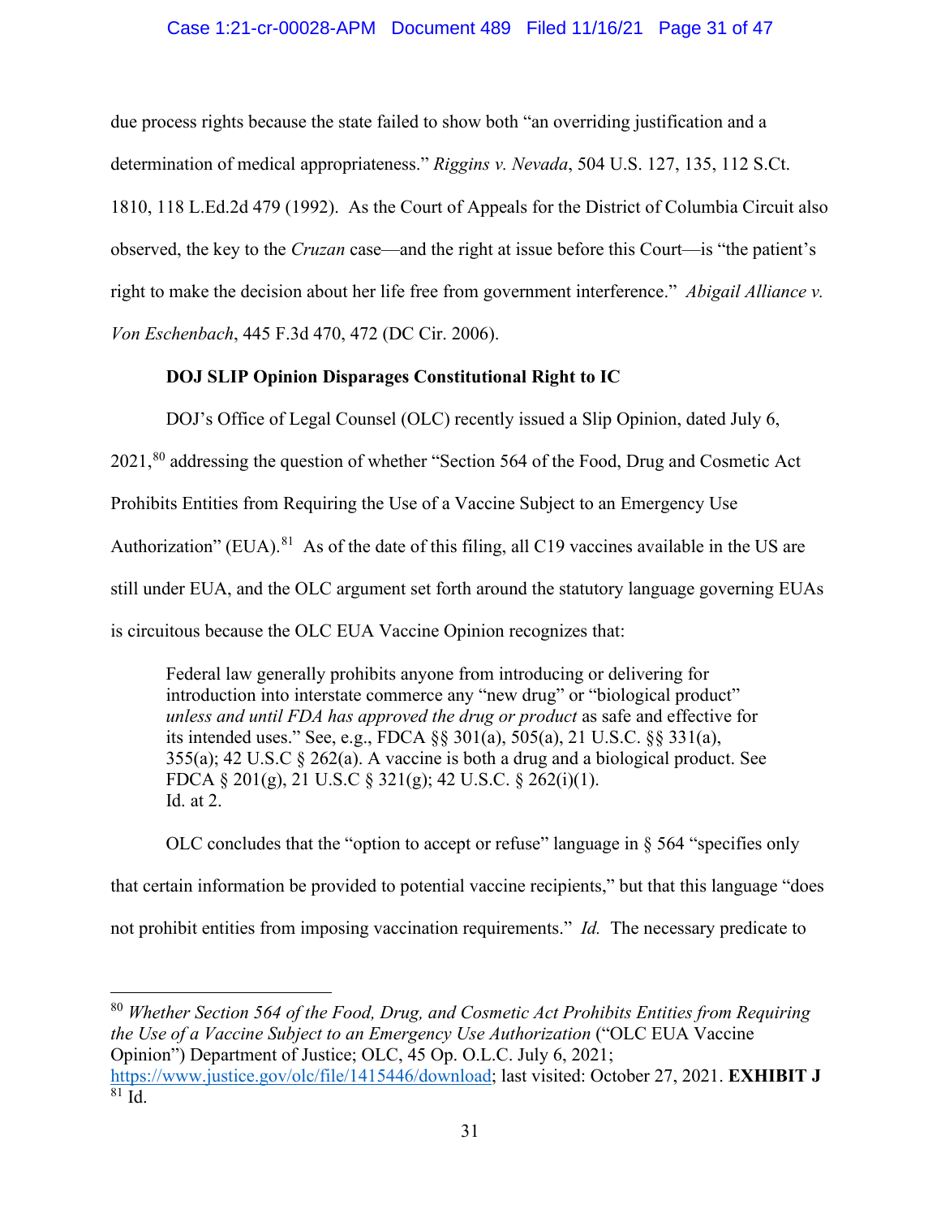due process rights because the state failed to show both "an overriding justification and a determination of medical appropriateness." *Riggins v. Nevada*, 504 U.S. 127, 135, 112 S.Ct. 1810, 118 L.Ed.2d 479 (1992). As the Court of Appeals for the District of Columbia Circuit also observed, the key to the *Cruzan* case—and the right at issue before this Court—is "the patient's right to make the decision about her life free from government interference." *Abigail Alliance v. Von Eschenbach*, 445 F.3d 470, 472 (DC Cir. 2006).

**DOJ SLIP Opinion Disparages Constitutional Right to IC**

DOJ's Office of Legal Counsel (OLC) recently issued a Slip Opinion, dated July 6, 2021,[80] addressing the question of whether "Section 564 of the Food, Drug and Cosmetic Act Prohibits Entities from Requiring the Use of a Vaccine Subject to an Emergency Use Authorization" (EUA).[81] As of the date of this filing, all C19 vaccines available in the US are still under EUA, and the OLC argument set forth around the statutory language governing EUAs is circuitous because the OLC EUA Vaccine Opinion recognizes that:

> Federal law generally prohibits anyone from introducing or delivering for introduction into interstate commerce any "new drug" or "biological product" *unless and until FDA has approved the drug or product* as safe and effective for its intended uses." See, e.g., FDCA §§ 301(a), 505(a), 21 U.S.C. §§ 331(a), 355(a); 42 U.S.C § 262(a). A vaccine is both a drug and a biological product. See FDCA § 201(g), 21 U.S.C § 321(g); 42 U.S.C. § 262(i)(1).
> Id. at 2.

OLC concludes that the "option to accept or refuse" language in § 564 "specifies only that certain information be provided to potential vaccine recipients," but that this language "does not prohibit entities from imposing vaccination requirements." *Id.* The necessary predicate to

---

[80] *Whether Section 564 of the Food, Drug, and Cosmetic Act Prohibits Entities from Requiring the Use of a Vaccine Subject to an Emergency Use Authorization* ("OLC EUA Vaccine Opinion") Department of Justice; OLC, 45 Op. O.L.C. July 6, 2021; https://www.justice.gov/olc/file/1415446/download; last visited: October 27, 2021. **EXHIBIT J**

[81] Id.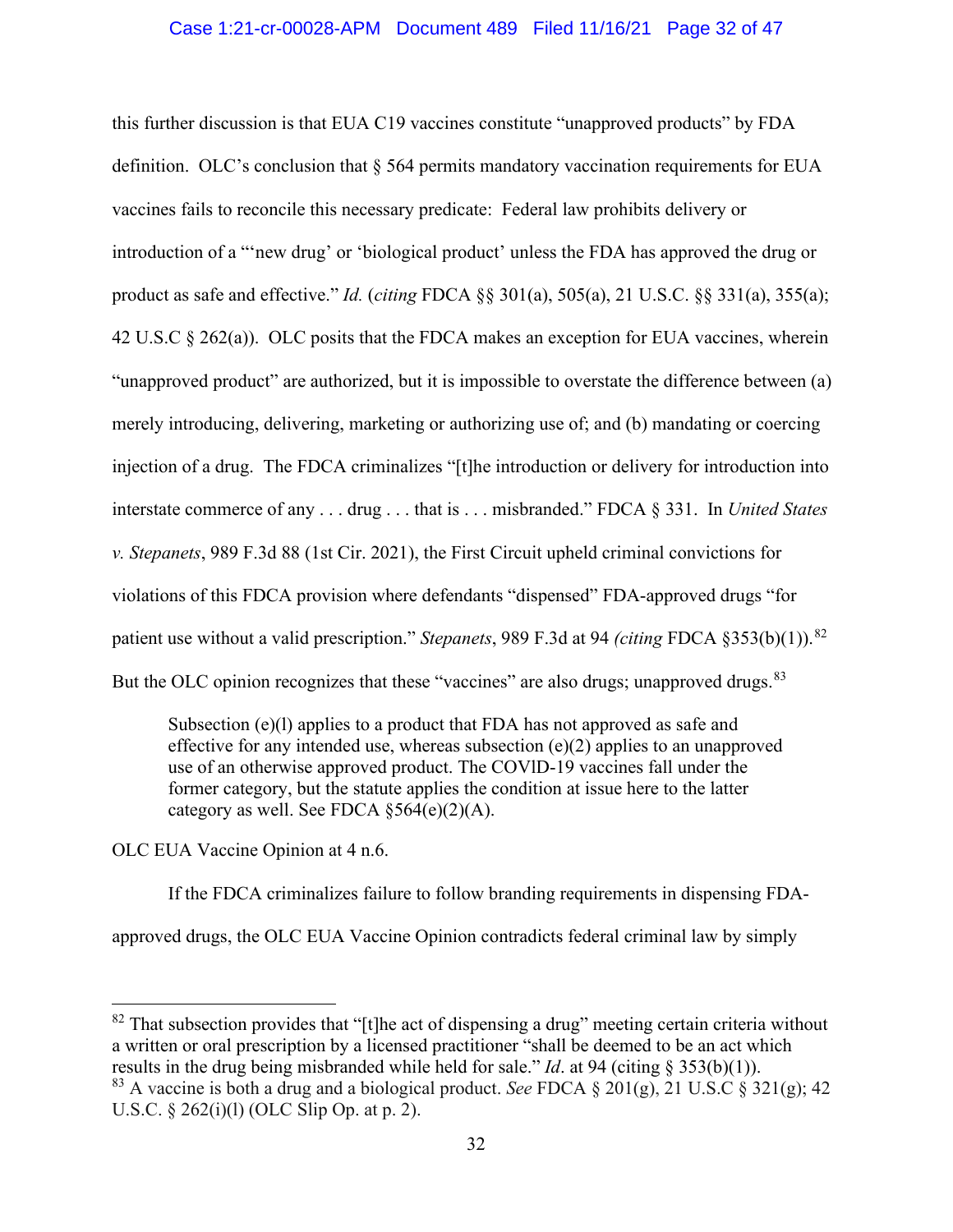this further discussion is that EUA C19 vaccines constitute "unapproved products" by FDA definition. OLC's conclusion that § 564 permits mandatory vaccination requirements for EUA vaccines fails to reconcile this necessary predicate: Federal law prohibits delivery or introduction of a "'new drug' or 'biological product' unless the FDA has approved the drug or product as safe and effective." *Id.* (*citing* FDCA §§ 301(a), 505(a), 21 U.S.C. §§ 331(a), 355(a); 42 U.S.C § 262(a)). OLC posits that the FDCA makes an exception for EUA vaccines, wherein "unapproved product" are authorized, but it is impossible to overstate the difference between (a) merely introducing, delivering, marketing or authorizing use of; and (b) mandating or coercing injection of a drug. The FDCA criminalizes "[t]he introduction or delivery for introduction into interstate commerce of any . . . drug . . . that is . . . misbranded." FDCA § 331. In *United States v. Stepanets*, 989 F.3d 88 (1st Cir. 2021), the First Circuit upheld criminal convictions for violations of this FDCA provision where defendants "dispensed" FDA-approved drugs "for patient use without a valid prescription." *Stepanets*, 989 F.3d at 94 *(citing* FDCA §353(b)(1)).[82] But the OLC opinion recognizes that these "vaccines" are also drugs; unapproved drugs.[83]

> Subsection (e)(l) applies to a product that FDA has not approved as safe and effective for any intended use, whereas subsection (e)(2) applies to an unapproved use of an otherwise approved product. The COVlD-19 vaccines fall under the former category, but the statute applies the condition at issue here to the latter category as well. See FDCA §564(e)(2)(A).

OLC EUA Vaccine Opinion at 4 n.6.

If the FDCA criminalizes failure to follow branding requirements in dispensing FDA-approved drugs, the OLC EUA Vaccine Opinion contradicts federal criminal law by simply

---

[82] That subsection provides that "[t]he act of dispensing a drug" meeting certain criteria without a written or oral prescription by a licensed practitioner "shall be deemed to be an act which results in the drug being misbranded while held for sale." *Id*. at 94 (citing § 353(b)(1)).

[83] A vaccine is both a drug and a biological product. *See* FDCA § 201(g), 21 U.S.C § 321(g); 42 U.S.C. § 262(i)(l) (OLC Slip Op. at p. 2).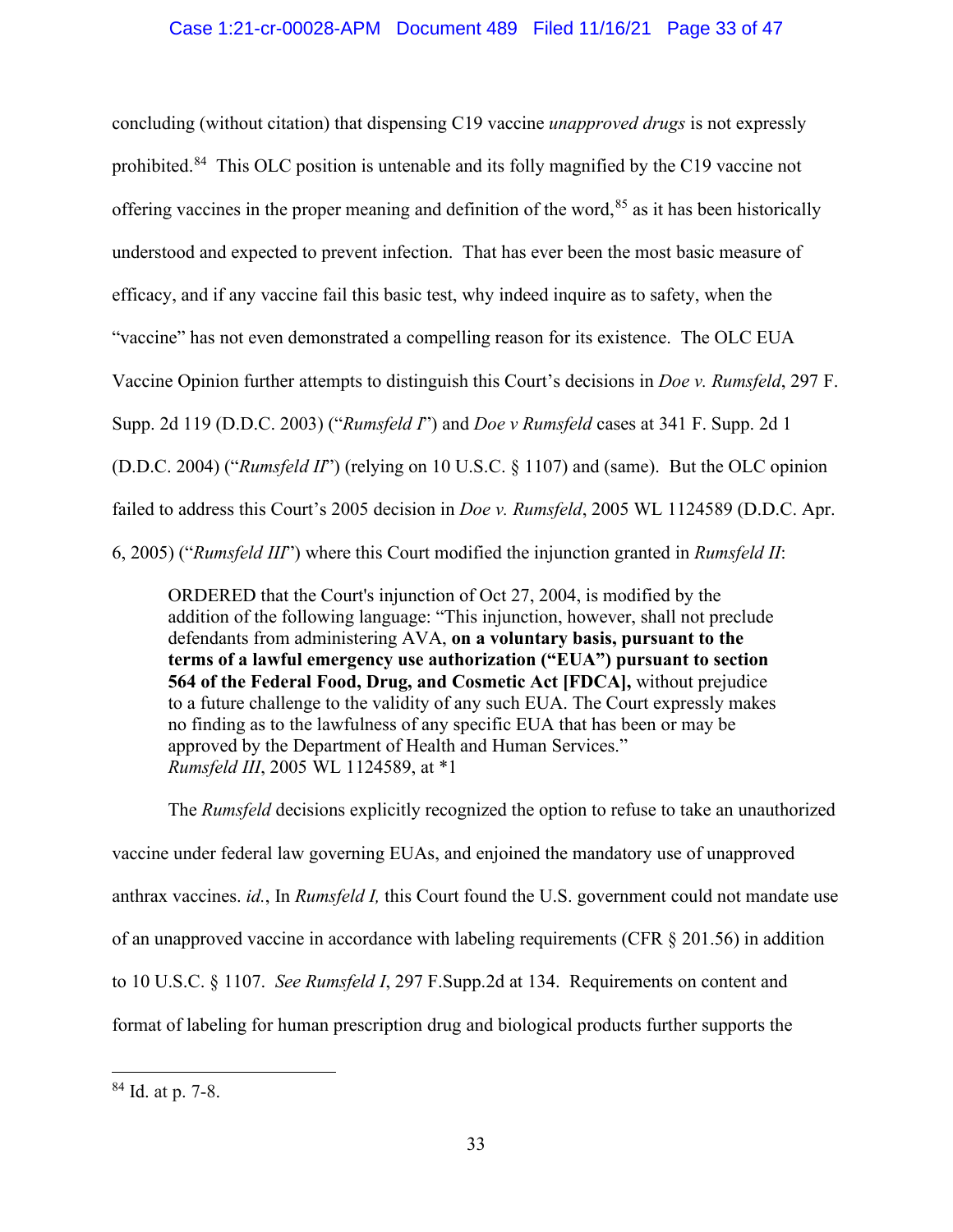concluding (without citation) that dispensing C19 vaccine *unapproved drugs* is not expressly prohibited.[84] This OLC position is untenable and its folly magnified by the C19 vaccine not offering vaccines in the proper meaning and definition of the word,[85] as it has been historically understood and expected to prevent infection. That has ever been the most basic measure of efficacy, and if any vaccine fail this basic test, why indeed inquire as to safety, when the "vaccine" has not even demonstrated a compelling reason for its existence. The OLC EUA Vaccine Opinion further attempts to distinguish this Court's decisions in *Doe v. Rumsfeld*, 297 F. Supp. 2d 119 (D.D.C. 2003) ("*Rumsfeld I*") and *Doe v Rumsfeld* cases at 341 F. Supp. 2d 1 (D.D.C. 2004) ("*Rumsfeld II*") (relying on 10 U.S.C. § 1107) and (same). But the OLC opinion failed to address this Court's 2005 decision in *Doe v. Rumsfeld*, 2005 WL 1124589 (D.D.C. Apr. 6, 2005) ("*Rumsfeld III*") where this Court modified the injunction granted in *Rumsfeld II*:

> ORDERED that the Court's injunction of Oct 27, 2004, is modified by the addition of the following language: "This injunction, however, shall not preclude defendants from administering AVA, **on a voluntary basis, pursuant to the terms of a lawful emergency use authorization ("EUA") pursuant to section 564 of the Federal Food, Drug, and Cosmetic Act [FDCA],** without prejudice to a future challenge to the validity of any such EUA. The Court expressly makes no finding as to the lawfulness of any specific EUA that has been or may be approved by the Department of Health and Human Services."
> *Rumsfeld III*, 2005 WL 1124589, at *1

The *Rumsfeld* decisions explicitly recognized the option to refuse to take an unauthorized vaccine under federal law governing EUAs, and enjoined the mandatory use of unapproved anthrax vaccines. *id.*, In *Rumsfeld I,* this Court found the U.S. government could not mandate use of an unapproved vaccine in accordance with labeling requirements (CFR § 201.56) in addition to 10 U.S.C. § 1107. *See Rumsfeld I*, 297 F.Supp.2d at 134. Requirements on content and format of labeling for human prescription drug and biological products further supports the

---

[84] Id. at p. 7-8.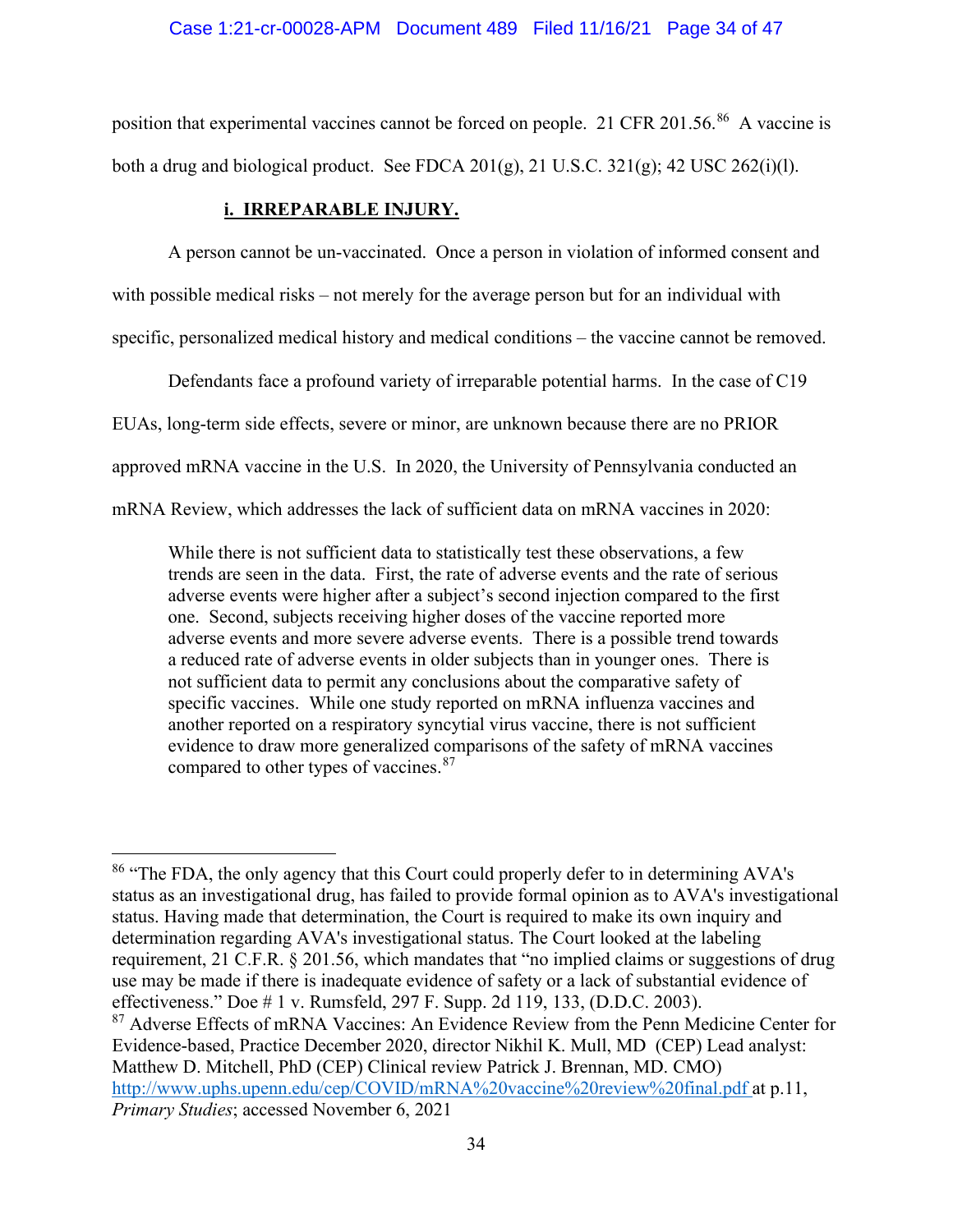position that experimental vaccines cannot be forced on people. 21 CFR 201.56.[86] A vaccine is both a drug and biological product. See FDCA 201(g), 21 U.S.C. 321(g); 42 USC 262(i)(l).

**i. IRREPARABLE INJURY.**

A person cannot be un-vaccinated. Once a person in violation of informed consent and with possible medical risks – not merely for the average person but for an individual with specific, personalized medical history and medical conditions – the vaccine cannot be removed.

Defendants face a profound variety of irreparable potential harms. In the case of C19 EUAs, long-term side effects, severe or minor, are unknown because there are no PRIOR approved mRNA vaccine in the U.S. In 2020, the University of Pennsylvania conducted an mRNA Review, which addresses the lack of sufficient data on mRNA vaccines in 2020:

> While there is not sufficient data to statistically test these observations, a few trends are seen in the data. First, the rate of adverse events and the rate of serious adverse events were higher after a subject's second injection compared to the first one. Second, subjects receiving higher doses of the vaccine reported more adverse events and more severe adverse events. There is a possible trend towards a reduced rate of adverse events in older subjects than in younger ones. There is not sufficient data to permit any conclusions about the comparative safety of specific vaccines. While one study reported on mRNA influenza vaccines and another reported on a respiratory syncytial virus vaccine, there is not sufficient evidence to draw more generalized comparisons of the safety of mRNA vaccines compared to other types of vaccines.[87]

---

[86] "The FDA, the only agency that this Court could properly defer to in determining AVA's status as an investigational drug, has failed to provide formal opinion as to AVA's investigational status. Having made that determination, the Court is required to make its own inquiry and determination regarding AVA's investigational status. The Court looked at the labeling requirement, 21 C.F.R. § 201.56, which mandates that "no implied claims or suggestions of drug use may be made if there is inadequate evidence of safety or a lack of substantial evidence of effectiveness." Doe # 1 v. Rumsfeld, 297 F. Supp. 2d 119, 133, (D.D.C. 2003).

[87] Adverse Effects of mRNA Vaccines: An Evidence Review from the Penn Medicine Center for Evidence-based, Practice December 2020, director Nikhil K. Mull, MD (CEP) Lead analyst: Matthew D. Mitchell, PhD (CEP) Clinical review Patrick J. Brennan, MD. CMO) http://www.uphs.upenn.edu/cep/COVID/mRNA%20vaccine%20review%20final.pdf at p.11, *Primary Studies*; accessed November 6, 2021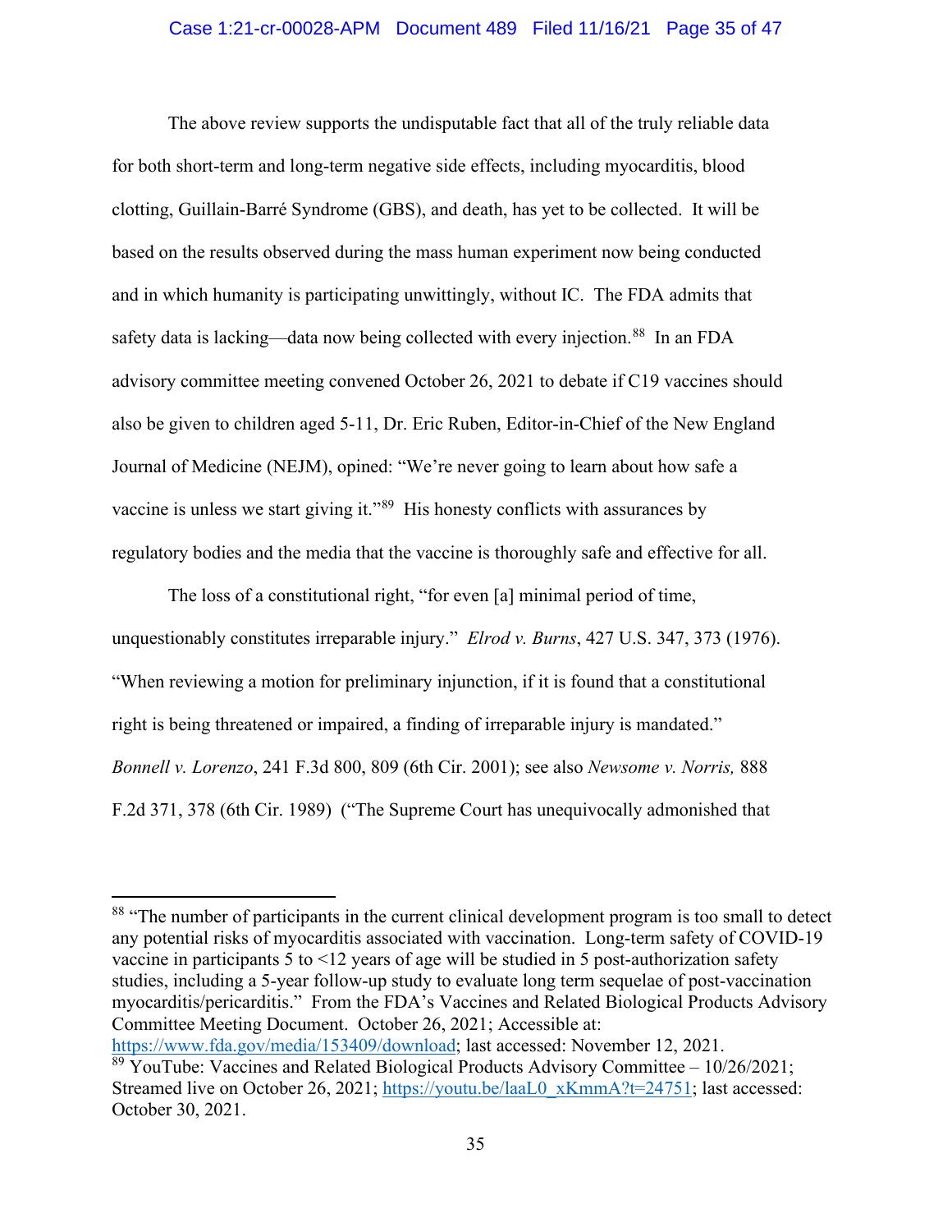The above review supports the undisputable fact that all of the truly reliable data for both short-term and long-term negative side effects, including myocarditis, blood clotting, Guillain-Barré Syndrome (GBS), and death, has yet to be collected. It will be based on the results observed during the mass human experiment now being conducted and in which humanity is participating unwittingly, without IC. The FDA admits that safety data is lacking—data now being collected with every injection.[88] In an FDA advisory committee meeting convened October 26, 2021 to debate if C19 vaccines should also be given to children aged 5-11, Dr. Eric Ruben, Editor-in-Chief of the New England Journal of Medicine (NEJM), opined: "We're never going to learn about how safe a vaccine is unless we start giving it."[89] His honesty conflicts with assurances by regulatory bodies and the media that the vaccine is thoroughly safe and effective for all.

The loss of a constitutional right, "for even [a] minimal period of time, unquestionably constitutes irreparable injury." *Elrod v. Burns*, 427 U.S. 347, 373 (1976). "When reviewing a motion for preliminary injunction, if it is found that a constitutional right is being threatened or impaired, a finding of irreparable injury is mandated." *Bonnell v. Lorenzo*, 241 F.3d 800, 809 (6th Cir. 2001); see also *Newsome v. Norris,* 888 F.2d 371, 378 (6th Cir. 1989) ("The Supreme Court has unequivocally admonished that

---

[88] "The number of participants in the current clinical development program is too small to detect any potential risks of myocarditis associated with vaccination. Long-term safety of COVID-19 vaccine in participants 5 to <12 years of age will be studied in 5 post-authorization safety studies, including a 5-year follow-up study to evaluate long term sequelae of post-vaccination myocarditis/pericarditis." From the FDA's Vaccines and Related Biological Products Advisory Committee Meeting Document. October 26, 2021; Accessible at: https://www.fda.gov/media/153409/download; last accessed: November 12, 2021.

[89] YouTube: Vaccines and Related Biological Products Advisory Committee – 10/26/2021; Streamed live on October 26, 2021; https://youtu.be/laaL0_xKmmA?t=24751; last accessed: October 30, 2021.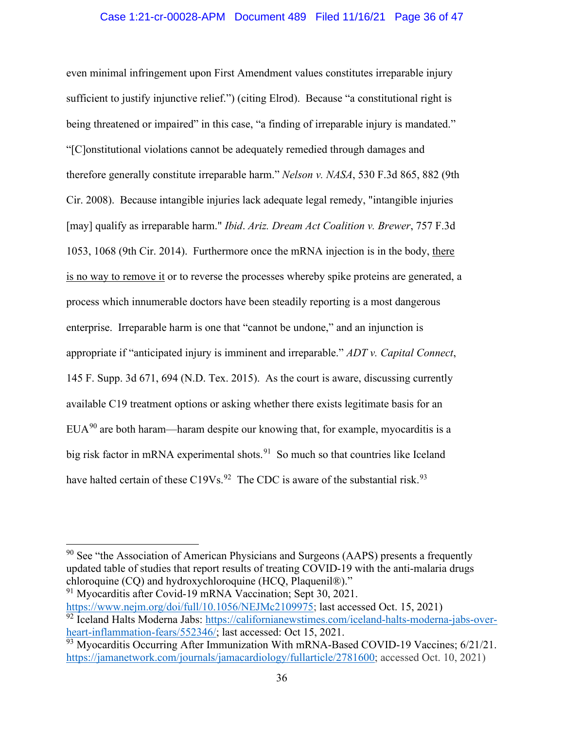even minimal infringement upon First Amendment values constitutes irreparable injury sufficient to justify injunctive relief.") (citing Elrod). Because "a constitutional right is being threatened or impaired" in this case, "a finding of irreparable injury is mandated." "[C]onstitutional violations cannot be adequately remedied through damages and therefore generally constitute irreparable harm." *Nelson v. NASA*, 530 F.3d 865, 882 (9th Cir. 2008). Because intangible injuries lack adequate legal remedy, "intangible injuries [may] qualify as irreparable harm." *Ibid*. *Ariz. Dream Act Coalition v. Brewer*, 757 F.3d 1053, 1068 (9th Cir. 2014). Furthermore once the mRNA injection is in the body, there is no way to remove it or to reverse the processes whereby spike proteins are generated, a process which innumerable doctors have been steadily reporting is a most dangerous enterprise. Irreparable harm is one that "cannot be undone," and an injunction is appropriate if "anticipated injury is imminent and irreparable." *ADT v. Capital Connect*, 145 F. Supp. 3d 671, 694 (N.D. Tex. 2015). As the court is aware, discussing currently available C19 treatment options or asking whether there exists legitimate basis for an EUA[90] are both haram—haram despite our knowing that, for example, myocarditis is a big risk factor in mRNA experimental shots.[91] So much so that countries like Iceland have halted certain of these C19Vs.[92] The CDC is aware of the substantial risk.[93]

---

[90] See "the Association of American Physicians and Surgeons (AAPS) presents a frequently updated table of studies that report results of treating COVID-19 with the anti-malaria drugs chloroquine (CQ) and hydroxychloroquine (HCQ, Plaquenil®)."

[91] Myocarditis after Covid-19 mRNA Vaccination; Sept 30, 2021. https://www.nejm.org/doi/full/10.1056/NEJMc2109975; last accessed Oct. 15, 2021)

[92] Iceland Halts Moderna Jabs: https://californianewstimes.com/iceland-halts-moderna-jabs-over-heart-inflammation-fears/552346/; last accessed: Oct 15, 2021.

[93] Myocarditis Occurring After Immunization With mRNA-Based COVID-19 Vaccines; 6/21/21. https://jamanetwork.com/journals/jamacardiology/fullarticle/2781600; accessed Oct. 10, 2021)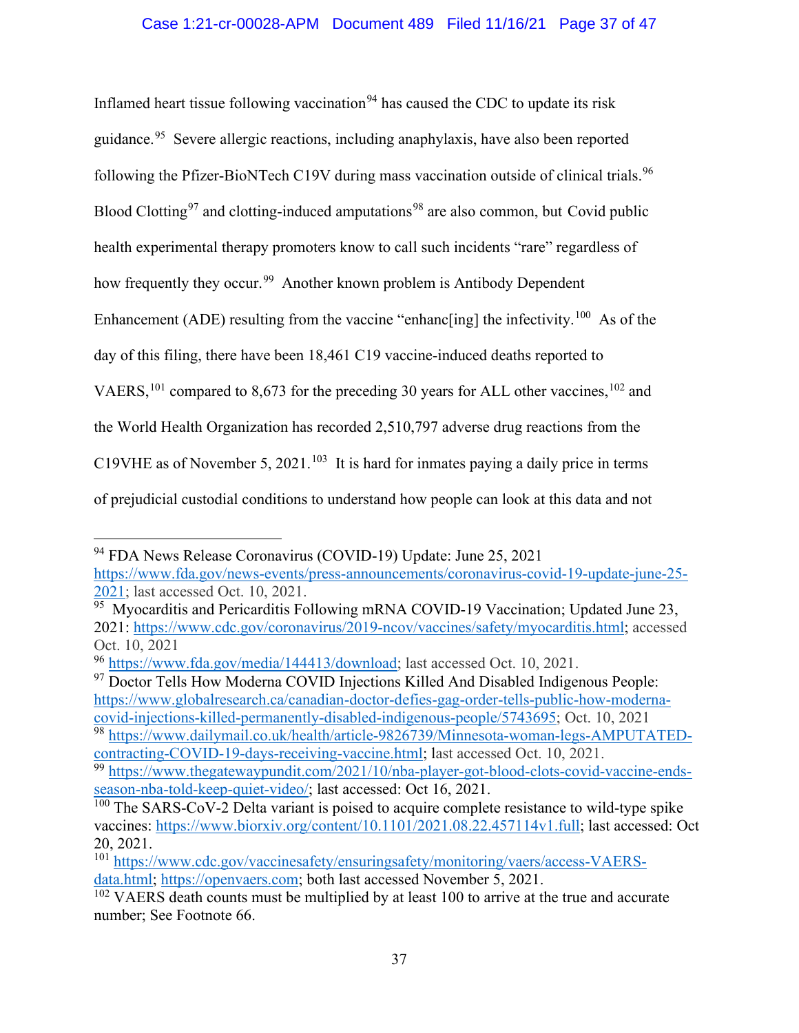Inflamed heart tissue following vaccination[94] has caused the CDC to update its risk guidance.[95] Severe allergic reactions, including anaphylaxis, have also been reported following the Pfizer-BioNTech C19V during mass vaccination outside of clinical trials.[96] Blood Clotting[97] and clotting-induced amputations[98] are also common, but Covid public health experimental therapy promoters know to call such incidents "rare" regardless of how frequently they occur.[99] Another known problem is Antibody Dependent Enhancement (ADE) resulting from the vaccine "enhanc[ing] the infectivity.[100] As of the day of this filing, there have been 18,461 C19 vaccine-induced deaths reported to VAERS,[101] compared to 8,673 for the preceding 30 years for ALL other vaccines,[102] and the World Health Organization has recorded 2,510,797 adverse drug reactions from the C19VHE as of November 5, 2021.[103] It is hard for inmates paying a daily price in terms of prejudicial custodial conditions to understand how people can look at this data and not

---

[94] FDA News Release Coronavirus (COVID-19) Update: June 25, 2021 https://www.fda.gov/news-events/press-announcements/coronavirus-covid-19-update-june-25-2021; last accessed Oct. 10, 2021.

[95] Myocarditis and Pericarditis Following mRNA COVID-19 Vaccination; Updated June 23, 2021: https://www.cdc.gov/coronavirus/2019-ncov/vaccines/safety/myocarditis.html; accessed Oct. 10, 2021

[96] https://www.fda.gov/media/144413/download; last accessed Oct. 10, 2021.

[97] Doctor Tells How Moderna COVID Injections Killed And Disabled Indigenous People: https://www.globalresearch.ca/canadian-doctor-defies-gag-order-tells-public-how-moderna-covid-injections-killed-permanently-disabled-indigenous-people/5743695; Oct. 10, 2021

[98] https://www.dailymail.co.uk/health/article-9826739/Minnesota-woman-legs-AMPUTATED-contracting-COVID-19-days-receiving-vaccine.html; last accessed Oct. 10, 2021.

[99] https://www.thegatewaypundit.com/2021/10/nba-player-got-blood-clots-covid-vaccine-ends-season-nba-told-keep-quiet-video/; last accessed: Oct 16, 2021.

[100] The SARS-CoV-2 Delta variant is poised to acquire complete resistance to wild-type spike vaccines: https://www.biorxiv.org/content/10.1101/2021.08.22.457114v1.full; last accessed: Oct 20, 2021.

[101] https://www.cdc.gov/vaccinesafety/ensuringsafety/monitoring/vaers/access-VAERS-data.html; https://openvaers.com; both last accessed November 5, 2021.

[102] VAERS death counts must be multiplied by at least 100 to arrive at the true and accurate number; See Footnote 66.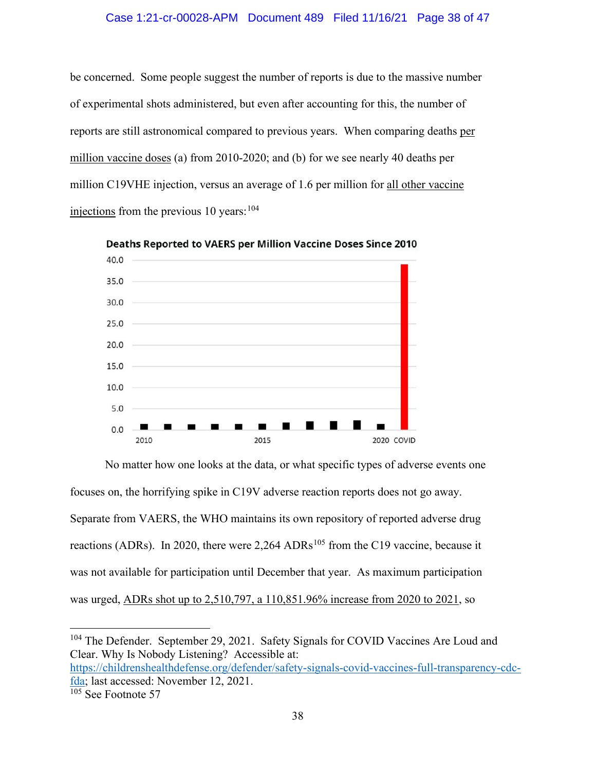be concerned. Some people suggest the number of reports is due to the massive number of experimental shots administered, but even after accounting for this, the number of reports are still astronomical compared to previous years. When comparing deaths per million vaccine doses (a) from 2010-2020; and (b) for we see nearly 40 deaths per million C19VHE injection, versus an average of 1.6 per million for all other vaccine injections from the previous 10 years:[104]

**Deaths Reported to VAERS per Million Vaccine Doses Since 2010**

No matter how one looks at the data, or what specific types of adverse events one focuses on, the horrifying spike in C19V adverse reaction reports does not go away. Separate from VAERS, the WHO maintains its own repository of reported adverse drug reactions (ADRs). In 2020, there were 2,264 ADRs[105] from the C19 vaccine, because it was not available for participation until December that year. As maximum participation was urged, ADRs shot up to 2,510,797, a 110,851.96% increase from 2020 to 2021, so

---

[104] The Defender. September 29, 2021. Safety Signals for COVID Vaccines Are Loud and Clear. Why Is Nobody Listening? Accessible at: https://childrenshealthdefense.org/defender/safety-signals-covid-vaccines-full-transparency-cdc-fda; last accessed: November 12, 2021.

[105] See Footnote 57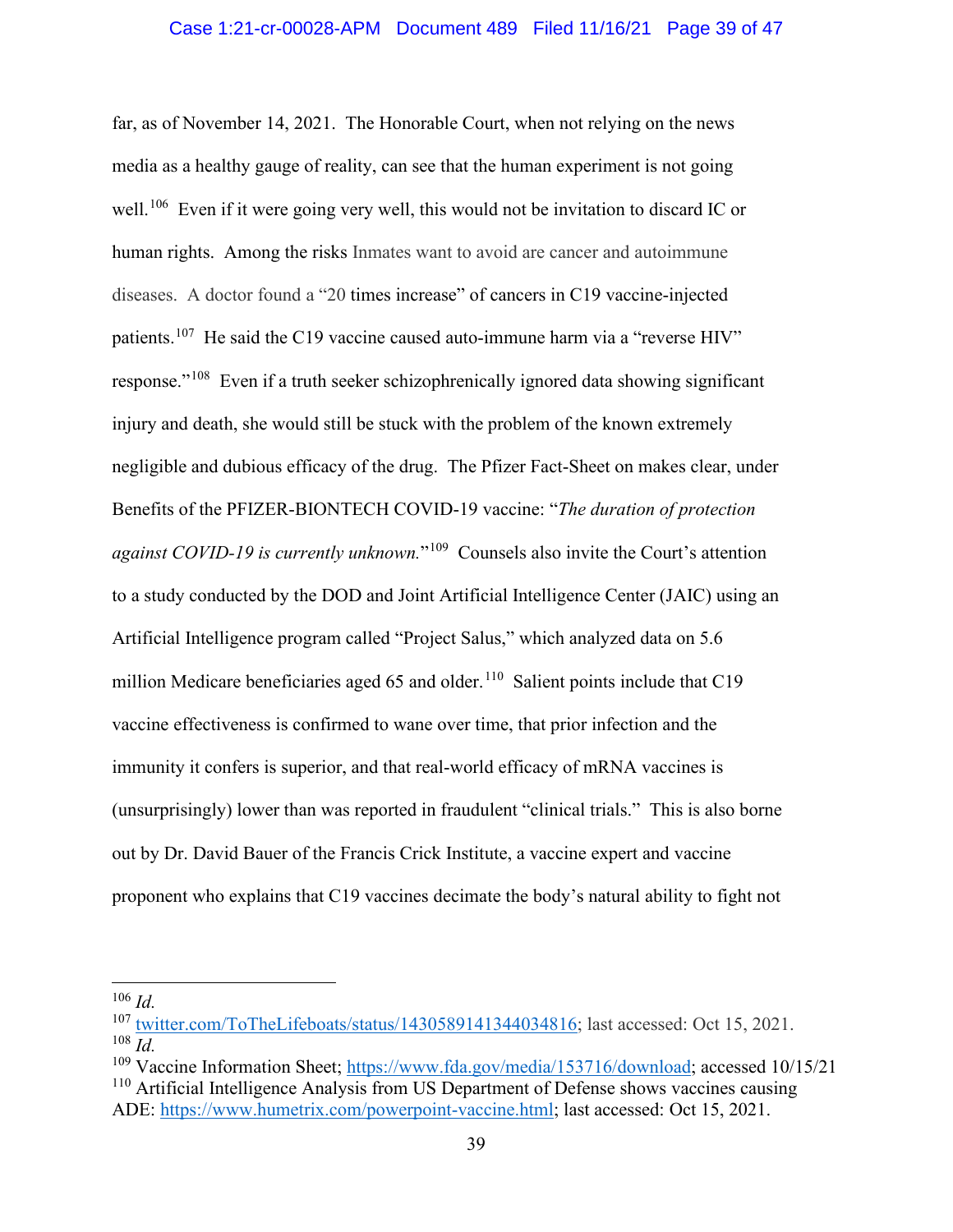far, as of November 14, 2021. The Honorable Court, when not relying on the news media as a healthy gauge of reality, can see that the human experiment is not going well.[106] Even if it were going very well, this would not be invitation to discard IC or human rights. Among the risks Inmates want to avoid are cancer and autoimmune diseases. A doctor found a "20 times increase" of cancers in C19 vaccine-injected patients.[107] He said the C19 vaccine caused auto-immune harm via a "reverse HIV" response."[108] Even if a truth seeker schizophrenically ignored data showing significant injury and death, she would still be stuck with the problem of the known extremely negligible and dubious efficacy of the drug. The Pfizer Fact-Sheet on makes clear, under Benefits of the PFIZER-BIONTECH COVID-19 vaccine: "*The duration of protection against COVID-19 is currently unknown.*"[109] Counsels also invite the Court's attention to a study conducted by the DOD and Joint Artificial Intelligence Center (JAIC) using an Artificial Intelligence program called "Project Salus," which analyzed data on 5.6 million Medicare beneficiaries aged 65 and older.[110] Salient points include that C19 vaccine effectiveness is confirmed to wane over time, that prior infection and the immunity it confers is superior, and that real-world efficacy of mRNA vaccines is (unsurprisingly) lower than was reported in fraudulent "clinical trials." This is also borne out by Dr. David Bauer of the Francis Crick Institute, a vaccine expert and vaccine proponent who explains that C19 vaccines decimate the body's natural ability to fight not

---

[106] *Id.*

[107] twitter.com/ToTheLifeboats/status/1430589141344034816; last accessed: Oct 15, 2021.

[108] *Id.*

[109] Vaccine Information Sheet; https://www.fda.gov/media/153716/download; accessed 10/15/21

[110] Artificial Intelligence Analysis from US Department of Defense shows vaccines causing ADE: https://www.humetrix.com/powerpoint-vaccine.html; last accessed: Oct 15, 2021.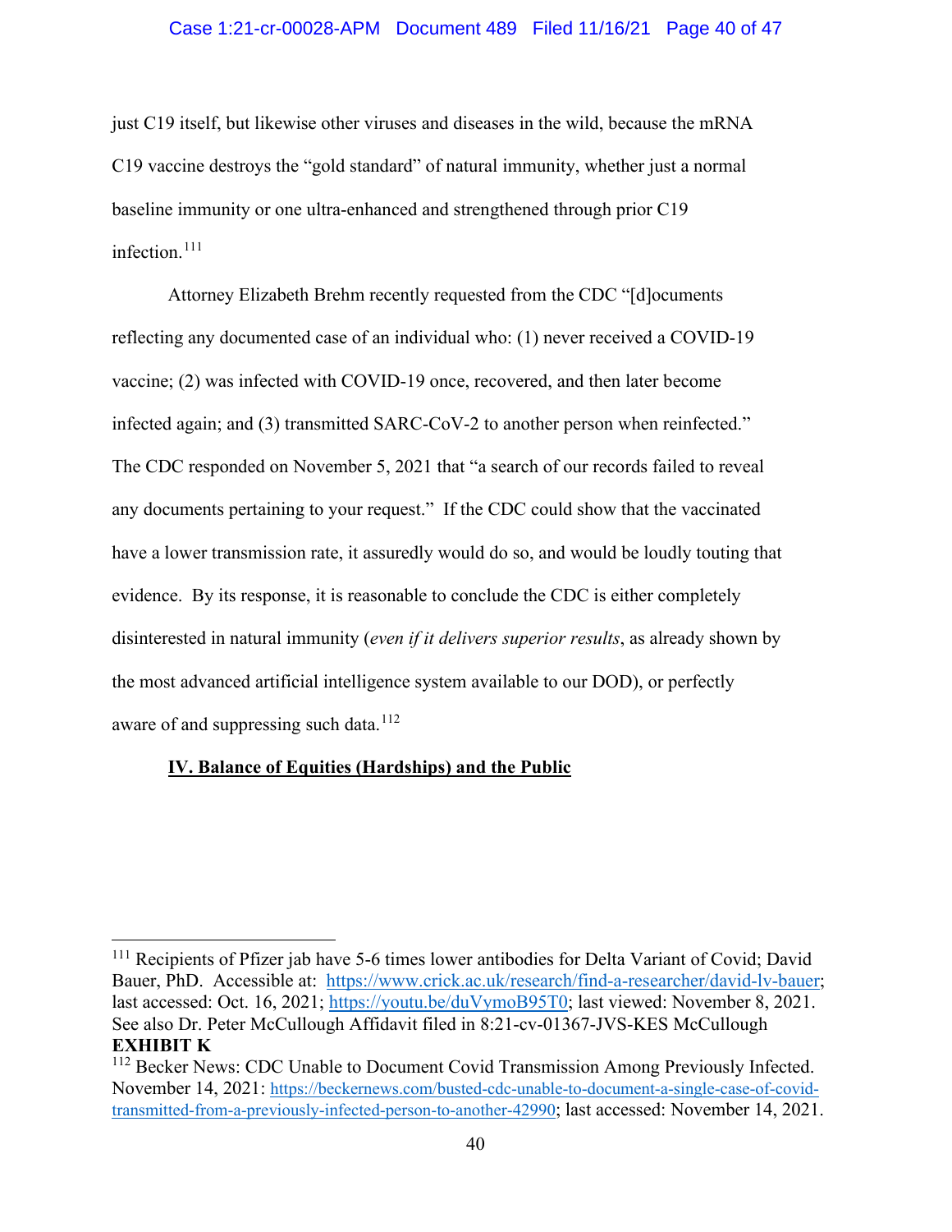just C19 itself, but likewise other viruses and diseases in the wild, because the mRNA C19 vaccine destroys the "gold standard" of natural immunity, whether just a normal baseline immunity or one ultra-enhanced and strengthened through prior C19 infection.[111]

Attorney Elizabeth Brehm recently requested from the CDC "[d]ocuments reflecting any documented case of an individual who: (1) never received a COVID-19 vaccine; (2) was infected with COVID-19 once, recovered, and then later become infected again; and (3) transmitted SARC-CoV-2 to another person when reinfected." The CDC responded on November 5, 2021 that "a search of our records failed to reveal any documents pertaining to your request." If the CDC could show that the vaccinated have a lower transmission rate, it assuredly would do so, and would be loudly touting that evidence. By its response, it is reasonable to conclude the CDC is either completely disinterested in natural immunity (*even if it delivers superior results*, as already shown by the most advanced artificial intelligence system available to our DOD), or perfectly aware of and suppressing such data.[112]

**IV. Balance of Equities (Hardships) and the Public**

---

[111] Recipients of Pfizer jab have 5-6 times lower antibodies for Delta Variant of Covid; David Bauer, PhD. Accessible at: https://www.crick.ac.uk/research/find-a-researcher/david-lv-bauer; last accessed: Oct. 16, 2021; https://youtu.be/duVymoB95T0; last viewed: November 8, 2021. See also Dr. Peter McCullough Affidavit filed in 8:21-cv-01367-JVS-KES McCullough **EXHIBIT K**

[112] Becker News: CDC Unable to Document Covid Transmission Among Previously Infected. November 14, 2021: https://beckernews.com/busted-cdc-unable-to-document-a-single-case-of-covid-transmitted-from-a-previously-infected-person-to-another-42990; last accessed: November 14, 2021.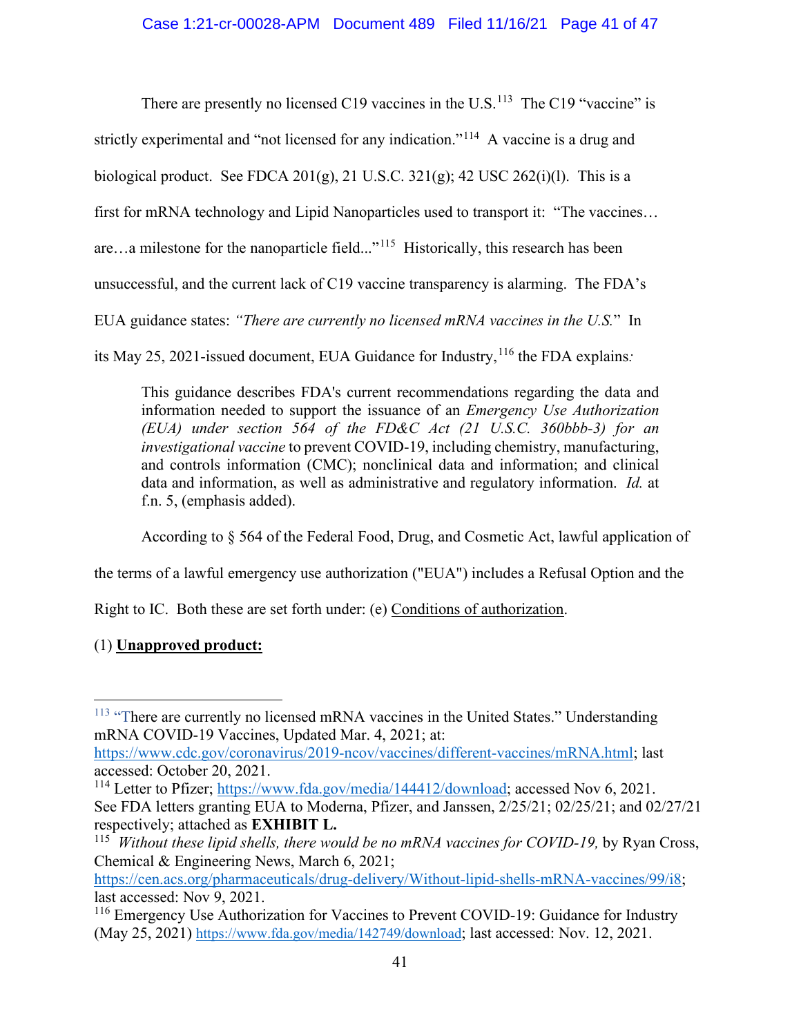There are presently no licensed C19 vaccines in the U.S.[113] The C19 "vaccine" is strictly experimental and "not licensed for any indication."[114] A vaccine is a drug and biological product. See FDCA 201(g), 21 U.S.C. 321(g); 42 USC 262(i)(l). This is a first for mRNA technology and Lipid Nanoparticles used to transport it: "The vaccines… are…a milestone for the nanoparticle field..."[115] Historically, this research has been unsuccessful, and the current lack of C19 vaccine transparency is alarming. The FDA's EUA guidance states: *"There are currently no licensed mRNA vaccines in the U.S."* In its May 25, 2021-issued document, EUA Guidance for Industry,[116] the FDA explains*:*

> This guidance describes FDA's current recommendations regarding the data and information needed to support the issuance of an *Emergency Use Authorization (EUA) under section 564 of the FD&C Act (21 U.S.C. 360bbb-3) for an investigational vaccine* to prevent COVID-19, including chemistry, manufacturing, and controls information (CMC); nonclinical data and information; and clinical data and information, as well as administrative and regulatory information. *Id.* at f.n. 5, (emphasis added).

According to § 564 of the Federal Food, Drug, and Cosmetic Act, lawful application of the terms of a lawful emergency use authorization ("EUA") includes a Refusal Option and the Right to IC. Both these are set forth under: (e) <u>Conditions of authorization</u>.

(1) <u>**Unapproved product:**</u>

---

[113] "There are currently no licensed mRNA vaccines in the United States." Understanding mRNA COVID-19 Vaccines, Updated Mar. 4, 2021; at: https://www.cdc.gov/coronavirus/2019-ncov/vaccines/different-vaccines/mRNA.html; last accessed: October 20, 2021.

[114] Letter to Pfizer; https://www.fda.gov/media/144412/download; accessed Nov 6, 2021. See FDA letters granting EUA to Moderna, Pfizer, and Janssen, 2/25/21; 02/25/21; and 02/27/21 respectively; attached as **EXHIBIT L.**

[115] *Without these lipid shells, there would be no mRNA vaccines for COVID-19,* by Ryan Cross, Chemical & Engineering News, March 6, 2021; https://cen.acs.org/pharmaceuticals/drug-delivery/Without-lipid-shells-mRNA-vaccines/99/i8; last accessed: Nov 9, 2021.

[116] Emergency Use Authorization for Vaccines to Prevent COVID-19: Guidance for Industry (May 25, 2021) https://www.fda.gov/media/142749/download; last accessed: Nov. 12, 2021.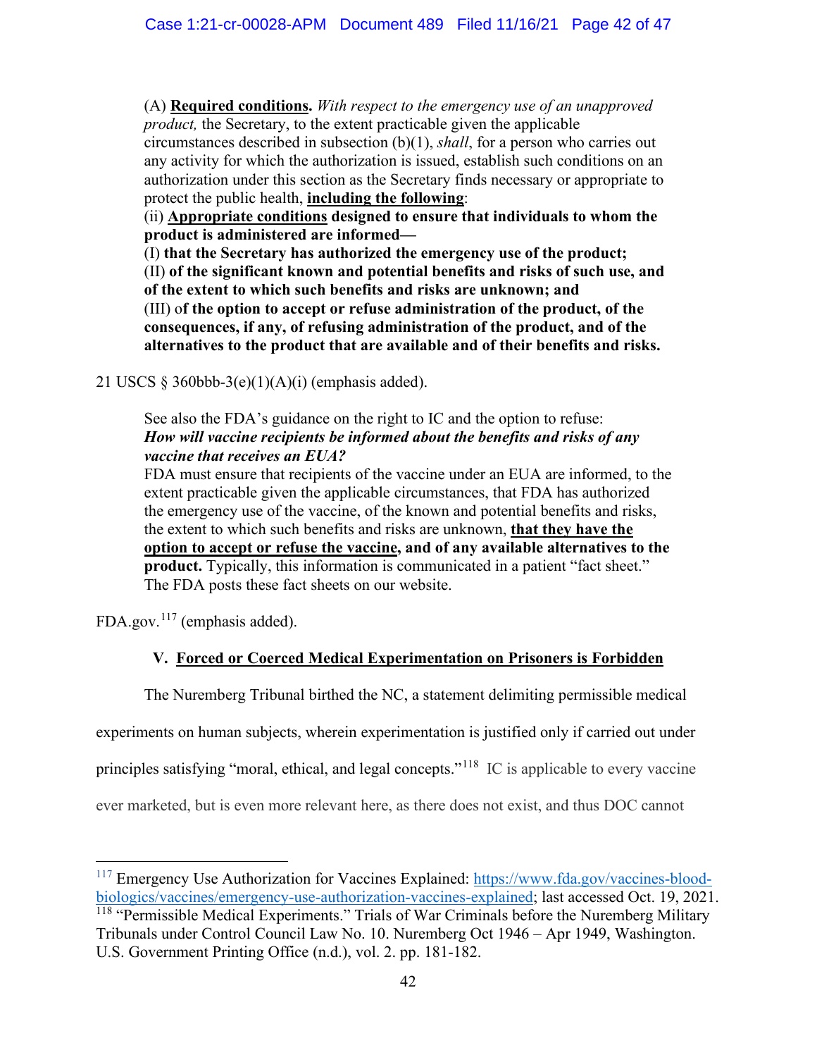> (A) **Required conditions.** *With respect to the emergency use of an unapproved product,* the Secretary, to the extent practicable given the applicable circumstances described in subsection (b)(1), *shall*, for a person who carries out any activity for which the authorization is issued, establish such conditions on an authorization under this section as the Secretary finds necessary or appropriate to protect the public health, **including the following**:
> (ii) **Appropriate conditions designed to ensure that individuals to whom the product is administered are informed—**
> (I) **that the Secretary has authorized the emergency use of the product;**
> (II) **of the significant known and potential benefits and risks of such use, and of the extent to which such benefits and risks are unknown; and**
> (III) o**f the option to accept or refuse administration of the product, of the consequences, if any, of refusing administration of the product, and of the alternatives to the product that are available and of their benefits and risks.**

21 USCS § 360bbb-3(e)(1)(A)(i) (emphasis added).

> See also the FDA's guidance on the right to IC and the option to refuse:
> ***How will vaccine recipients be informed about the benefits and risks of any vaccine that receives an EUA?***
> FDA must ensure that recipients of the vaccine under an EUA are informed, to the extent practicable given the applicable circumstances, that FDA has authorized the emergency use of the vaccine, of the known and potential benefits and risks, the extent to which such benefits and risks are unknown, **that they have the option to accept or refuse the vaccine, and of any available alternatives to the product.** Typically, this information is communicated in a patient "fact sheet." The FDA posts these fact sheets on our website.

FDA.gov.[117] (emphasis added).

## V. Forced or Coerced Medical Experimentation on Prisoners is Forbidden

The Nuremberg Tribunal birthed the NC, a statement delimiting permissible medical experiments on human subjects, wherein experimentation is justified only if carried out under principles satisfying "moral, ethical, and legal concepts."[118] IC is applicable to every vaccine ever marketed, but is even more relevant here, as there does not exist, and thus DOC cannot

---

[117] Emergency Use Authorization for Vaccines Explained: https://www.fda.gov/vaccines-blood-biologics/vaccines/emergency-use-authorization-vaccines-explained; last accessed Oct. 19, 2021.

[118] "Permissible Medical Experiments." Trials of War Criminals before the Nuremberg Military Tribunals under Control Council Law No. 10. Nuremberg Oct 1946 – Apr 1949, Washington. U.S. Government Printing Office (n.d.), vol. 2. pp. 181-182.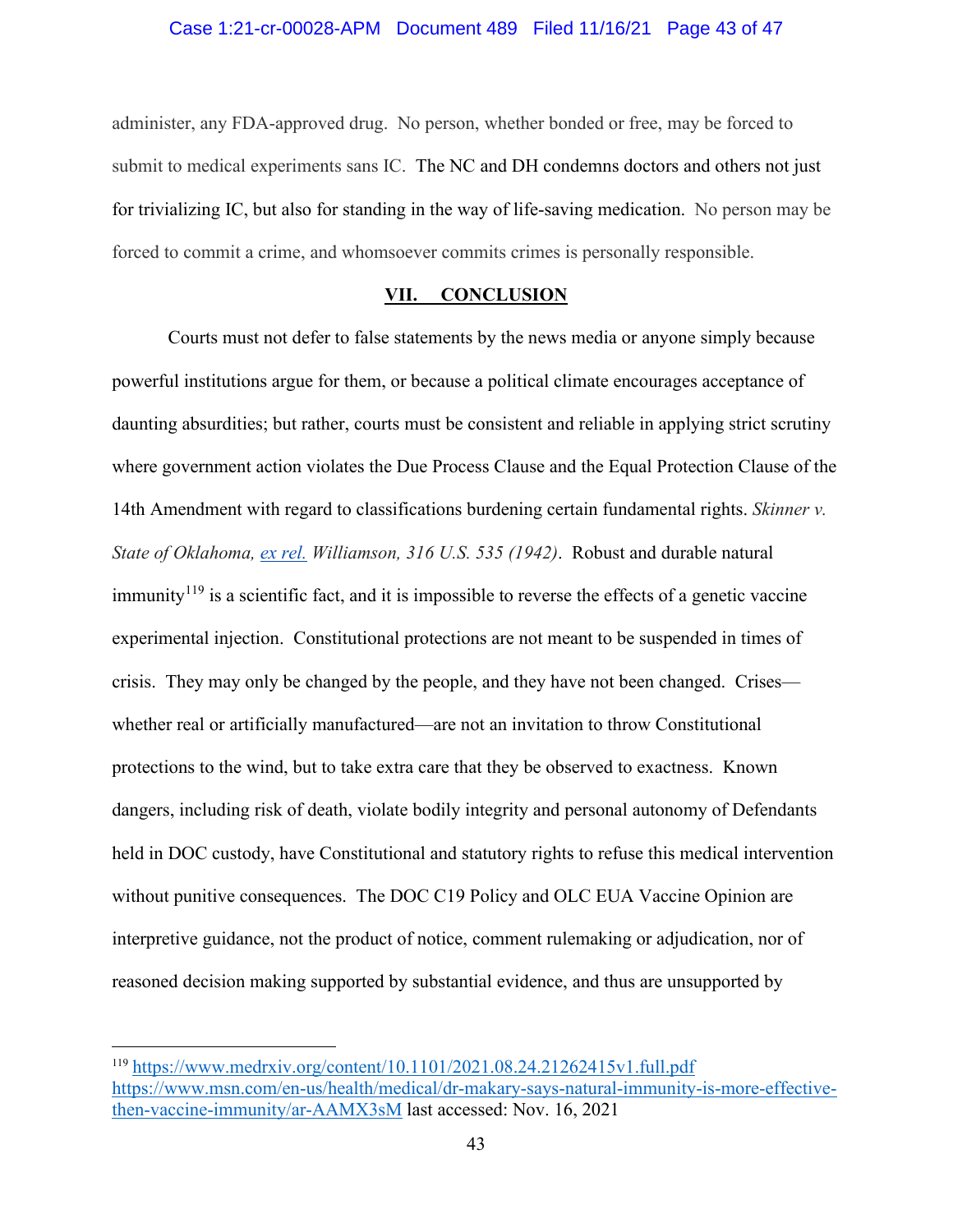administer, any FDA-approved drug. No person, whether bonded or free, may be forced to submit to medical experiments sans IC. The NC and DH condemns doctors and others not just for trivializing IC, but also for standing in the way of life-saving medication. No person may be forced to commit a crime, and whomsoever commits crimes is personally responsible.

## VII. CONCLUSION

Courts must not defer to false statements by the news media or anyone simply because powerful institutions argue for them, or because a political climate encourages acceptance of daunting absurdities; but rather, courts must be consistent and reliable in applying strict scrutiny where government action violates the Due Process Clause and the Equal Protection Clause of the 14th Amendment with regard to classifications burdening certain fundamental rights. *Skinner v. State of Oklahoma, ex rel. Williamson, 316 U.S. 535 (1942)*. Robust and durable natural immunity[119] is a scientific fact, and it is impossible to reverse the effects of a genetic vaccine experimental injection. Constitutional protections are not meant to be suspended in times of crisis. They may only be changed by the people, and they have not been changed. Crises—whether real or artificially manufactured—are not an invitation to throw Constitutional protections to the wind, but to take extra care that they be observed to exactness. Known dangers, including risk of death, violate bodily integrity and personal autonomy of Defendants held in DOC custody, have Constitutional and statutory rights to refuse this medical intervention without punitive consequences. The DOC C19 Policy and OLC EUA Vaccine Opinion are interpretive guidance, not the product of notice, comment rulemaking or adjudication, nor of reasoned decision making supported by substantial evidence, and thus are unsupported by

---

[119] https://www.medrxiv.org/content/10.1101/2021.08.24.21262415v1.full.pdf https://www.msn.com/en-us/health/medical/dr-makary-says-natural-immunity-is-more-effective-then-vaccine-immunity/ar-AAMX3sM last accessed: Nov. 16, 2021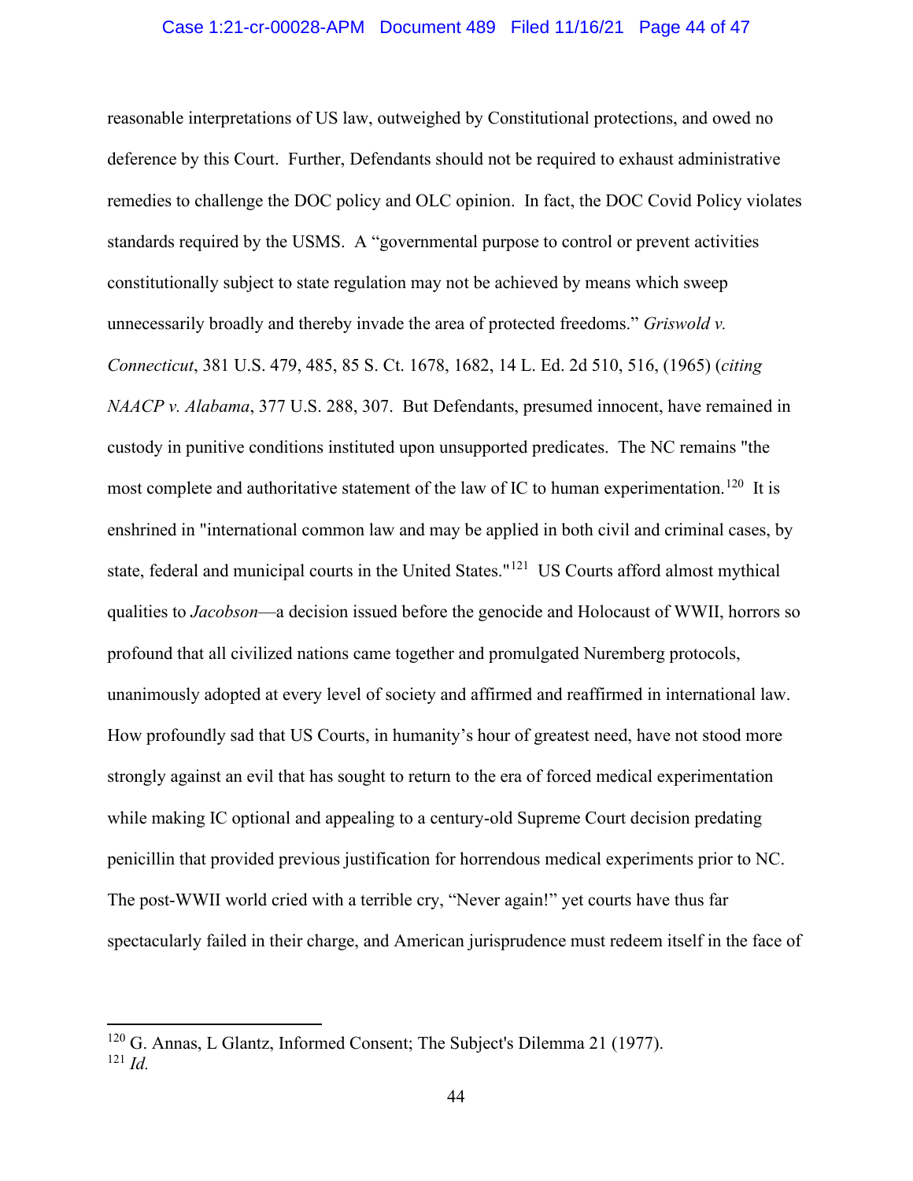reasonable interpretations of US law, outweighed by Constitutional protections, and owed no deference by this Court. Further, Defendants should not be required to exhaust administrative remedies to challenge the DOC policy and OLC opinion. In fact, the DOC Covid Policy violates standards required by the USMS. A "governmental purpose to control or prevent activities constitutionally subject to state regulation may not be achieved by means which sweep unnecessarily broadly and thereby invade the area of protected freedoms." *Griswold v. Connecticut*, 381 U.S. 479, 485, 85 S. Ct. 1678, 1682, 14 L. Ed. 2d 510, 516, (1965) (*citing NAACP v. Alabama*, 377 U.S. 288, 307. But Defendants, presumed innocent, have remained in custody in punitive conditions instituted upon unsupported predicates. The NC remains "the most complete and authoritative statement of the law of IC to human experimentation.[120] It is enshrined in "international common law and may be applied in both civil and criminal cases, by state, federal and municipal courts in the United States."[121] US Courts afford almost mythical qualities to *Jacobson*—a decision issued before the genocide and Holocaust of WWII, horrors so profound that all civilized nations came together and promulgated Nuremberg protocols, unanimously adopted at every level of society and affirmed and reaffirmed in international law. How profoundly sad that US Courts, in humanity's hour of greatest need, have not stood more strongly against an evil that has sought to return to the era of forced medical experimentation while making IC optional and appealing to a century-old Supreme Court decision predating penicillin that provided previous justification for horrendous medical experiments prior to NC. The post-WWII world cried with a terrible cry, "Never again!" yet courts have thus far spectacularly failed in their charge, and American jurisprudence must redeem itself in the face of

---

[120] G. Annas, L Glantz, Informed Consent; The Subject's Dilemma 21 (1977).

[121] *Id.*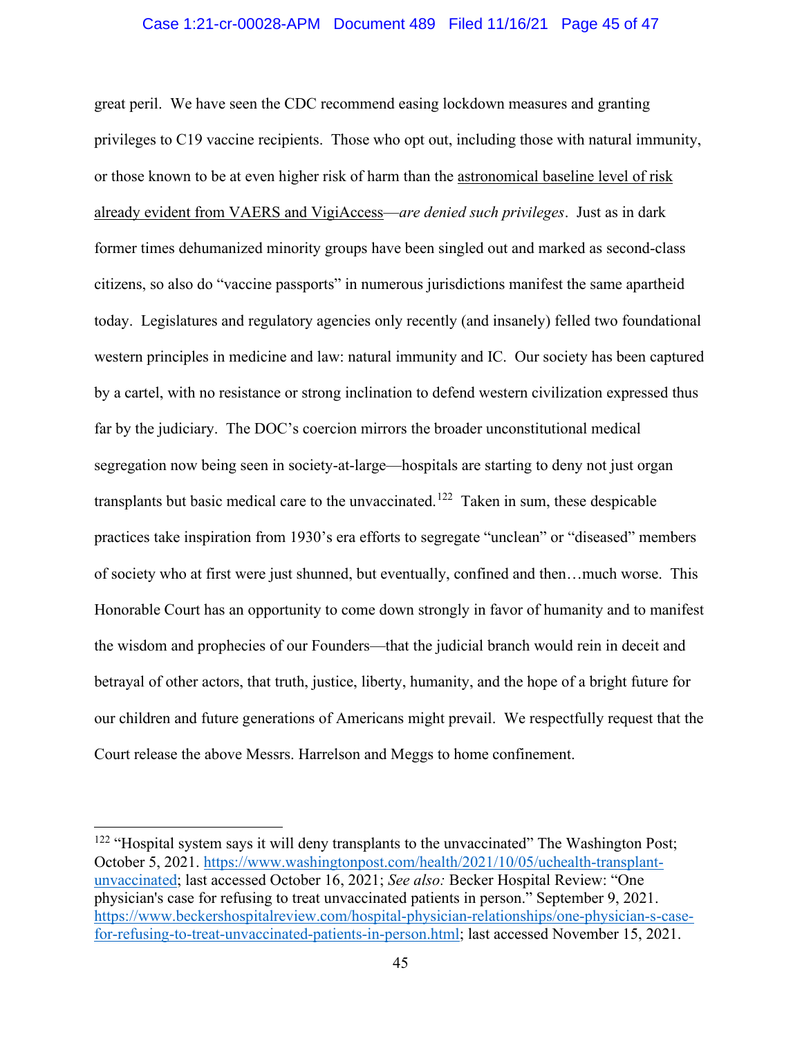great peril. We have seen the CDC recommend easing lockdown measures and granting privileges to C19 vaccine recipients. Those who opt out, including those with natural immunity, or those known to be at even higher risk of harm than the astronomical baseline level of risk already evident from VAERS and VigiAccess—*are denied such privileges*. Just as in dark former times dehumanized minority groups have been singled out and marked as second-class citizens, so also do "vaccine passports" in numerous jurisdictions manifest the same apartheid today. Legislatures and regulatory agencies only recently (and insanely) felled two foundational western principles in medicine and law: natural immunity and IC. Our society has been captured by a cartel, with no resistance or strong inclination to defend western civilization expressed thus far by the judiciary. The DOC's coercion mirrors the broader unconstitutional medical segregation now being seen in society-at-large—hospitals are starting to deny not just organ transplants but basic medical care to the unvaccinated.[122] Taken in sum, these despicable practices take inspiration from 1930's era efforts to segregate "unclean" or "diseased" members of society who at first were just shunned, but eventually, confined and then…much worse. This Honorable Court has an opportunity to come down strongly in favor of humanity and to manifest the wisdom and prophecies of our Founders—that the judicial branch would rein in deceit and betrayal of other actors, that truth, justice, liberty, humanity, and the hope of a bright future for our children and future generations of Americans might prevail. We respectfully request that the Court release the above Messrs. Harrelson and Meggs to home confinement.

---

[122] "Hospital system says it will deny transplants to the unvaccinated" The Washington Post; October 5, 2021. https://www.washingtonpost.com/health/2021/10/05/uchealth-transplant-unvaccinated; last accessed October 16, 2021; *See also:* Becker Hospital Review: "One physician's case for refusing to treat unvaccinated patients in person." September 9, 2021. https://www.beckershospitalreview.com/hospital-physician-relationships/one-physician-s-case-for-refusing-to-treat-unvaccinated-patients-in-person.html; last accessed November 15, 2021.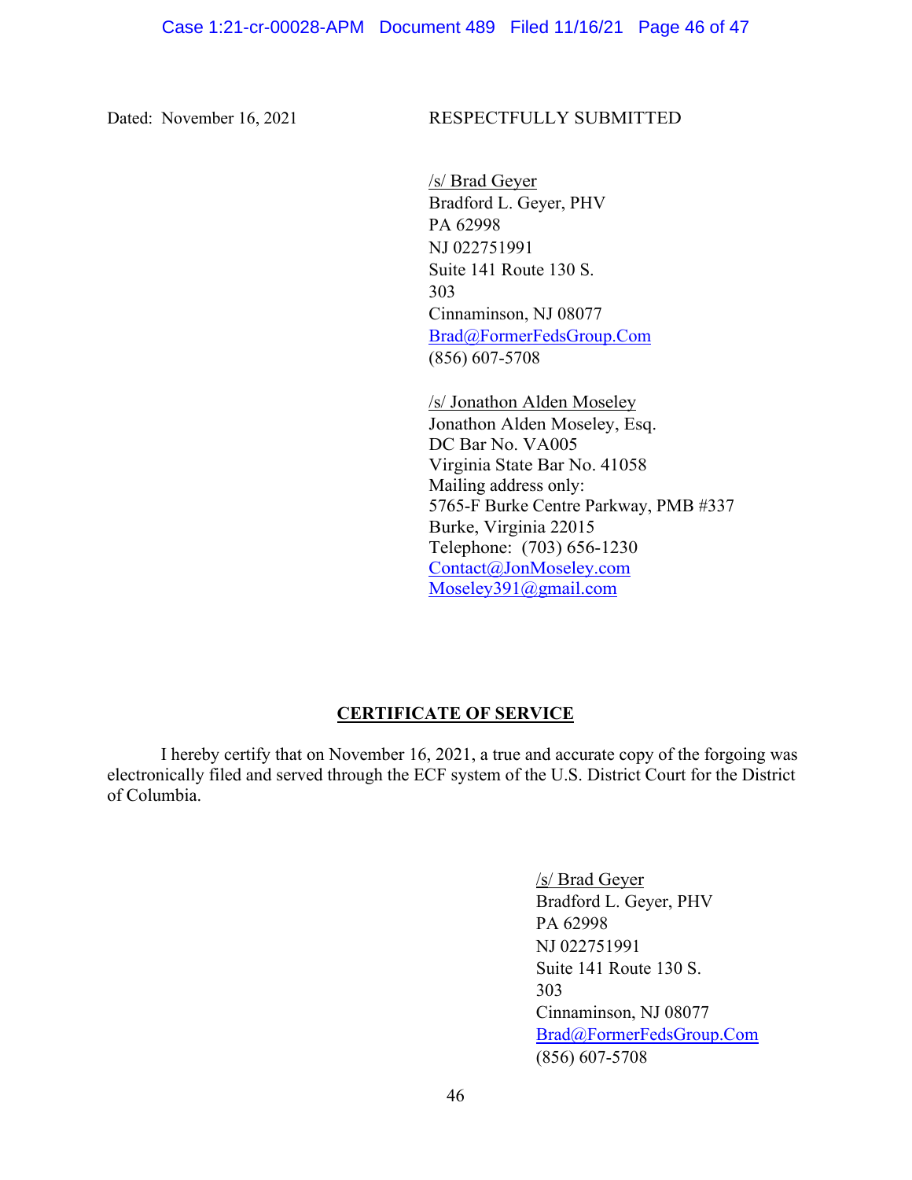Dated: November 16, 2021

RESPECTFULLY SUBMITTED

/s/ Brad Geyer
Bradford L. Geyer, PHV
PA 62998
NJ 022751991
Suite 141 Route 130 S.
303
Cinnaminson, NJ 08077
Brad@FormerFedsGroup.Com
(856) 607-5708

/s/ Jonathon Alden Moseley
Jonathon Alden Moseley, Esq.
DC Bar No. VA005
Virginia State Bar No. 41058
Mailing address only:
5765-F Burke Centre Parkway, PMB #337
Burke, Virginia 22015
Telephone: (703) 656-1230
Contact@JonMoseley.com
Moseley391@gmail.com

**CERTIFICATE OF SERVICE**

I hereby certify that on November 16, 2021, a true and accurate copy of the forgoing was electronically filed and served through the ECF system of the U.S. District Court for the District of Columbia.

/s/ Brad Geyer
Bradford L. Geyer, PHV
PA 62998
NJ 022751991
Suite 141 Route 130 S.
303
Cinnaminson, NJ 08077
Brad@FormerFedsGroup.Com
(856) 607-5708